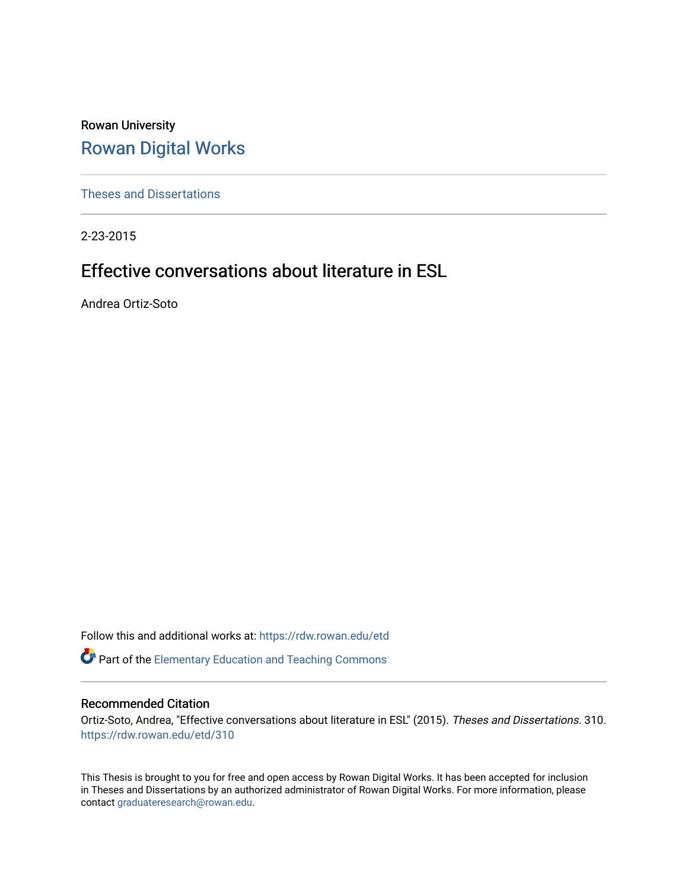Rowan University

# Rowan Digital Works

Theses and Dissertations

2-23-2015

## Effective conversations about literature in ESL

Andrea Ortiz-Soto

Follow this and additional works at: https://rdw.rowan.edu/etd

Part of the Elementary Education and Teaching Commons

### Recommended Citation

Ortiz-Soto, Andrea, "Effective conversations about literature in ESL" (2015). *Theses and Dissertations*. 310. https://rdw.rowan.edu/etd/310

This Thesis is brought to you for free and open access by Rowan Digital Works. It has been accepted for inclusion in Theses and Dissertations by an authorized administrator of Rowan Digital Works. For more information, please contact graduateresearch@rowan.edu.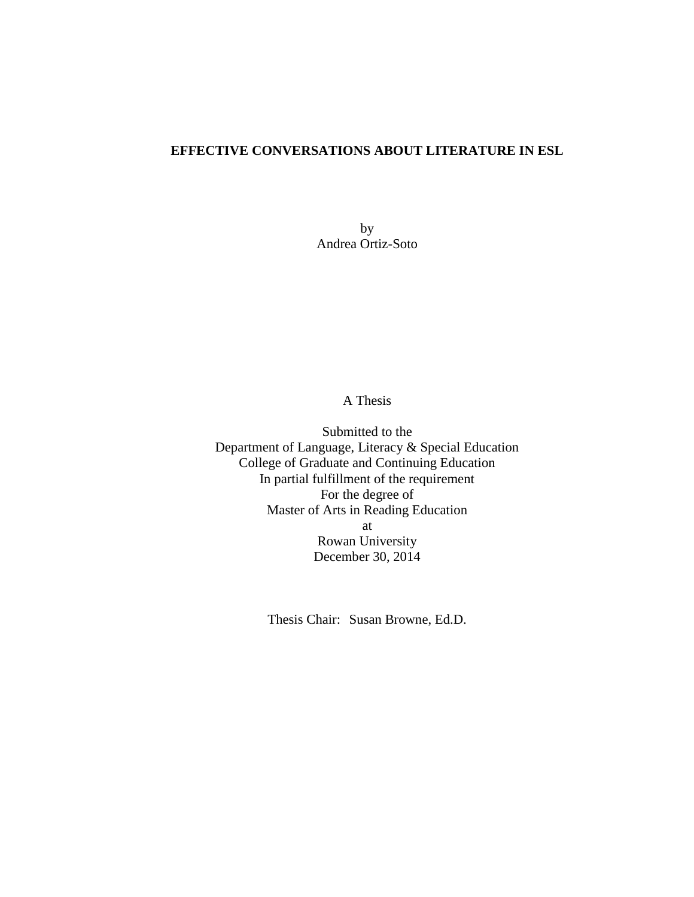# EFFECTIVE CONVERSATIONS ABOUT LITERATURE IN ESL

by
Andrea Ortiz-Soto

A Thesis

Submitted to the
Department of Language, Literacy & Special Education
College of Graduate and Continuing Education
In partial fulfillment of the requirement
For the degree of
Master of Arts in Reading Education
at
Rowan University
December 30, 2014

Thesis Chair: Susan Browne, Ed.D.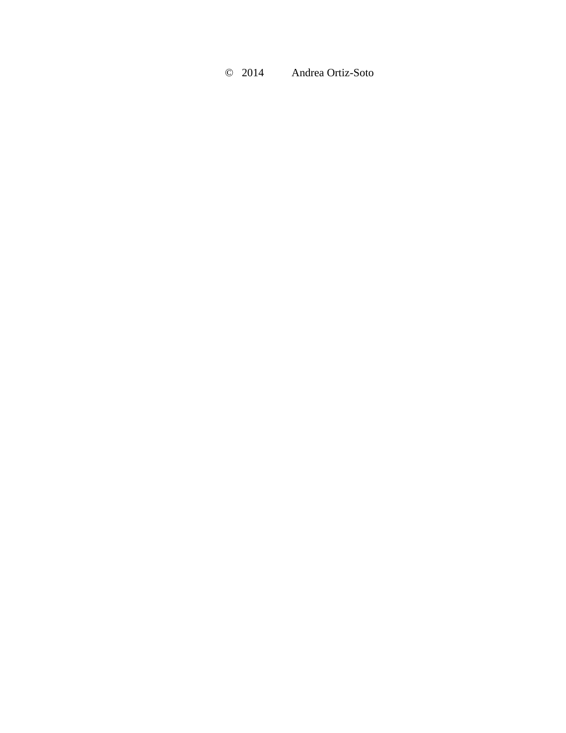© 2014 Andrea Ortiz-Soto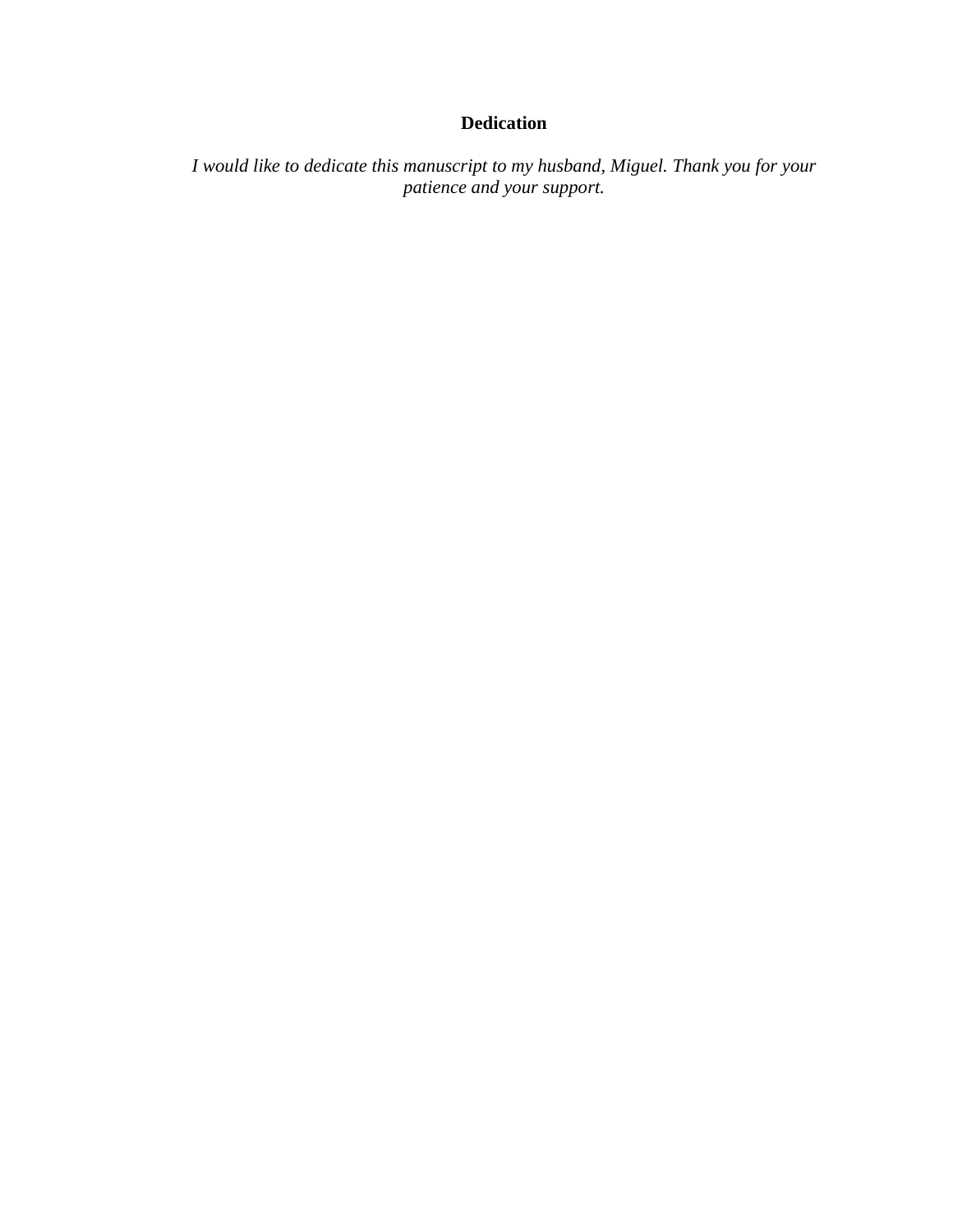**Dedication**

*I would like to dedicate this manuscript to my husband, Miguel. Thank you for your patience and your support.*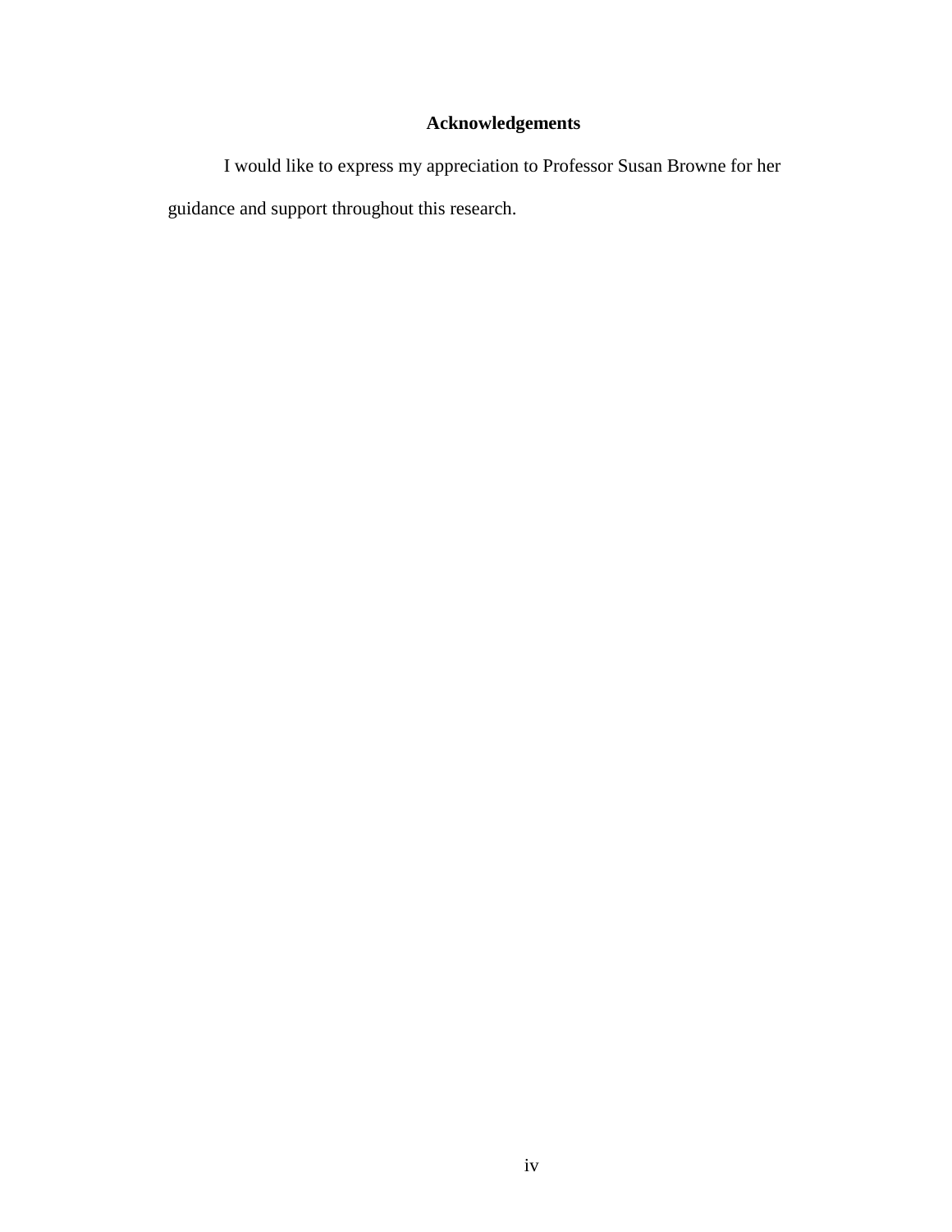# Acknowledgements

I would like to express my appreciation to Professor Susan Browne for her guidance and support throughout this research.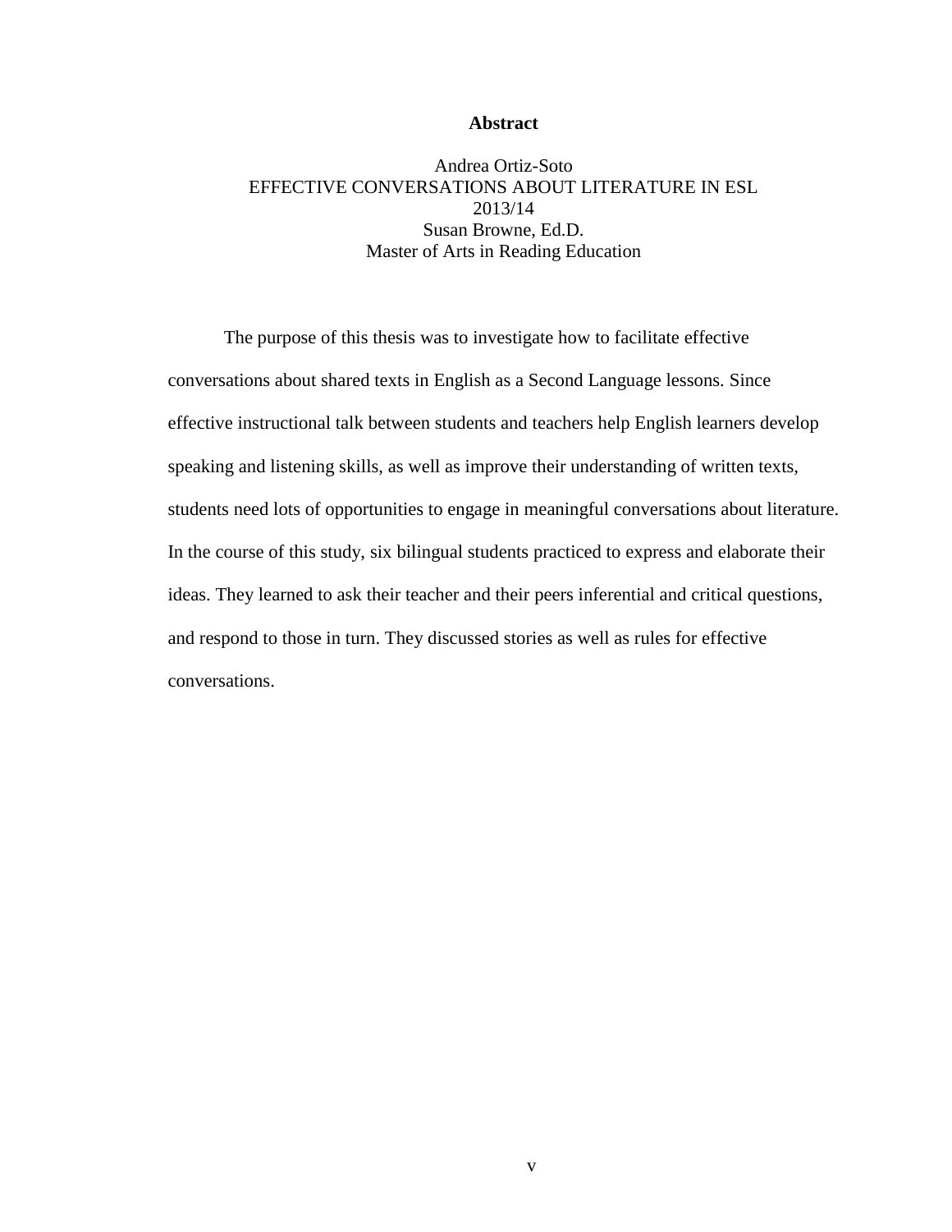# Abstract

Andrea Ortiz-Soto
EFFECTIVE CONVERSATIONS ABOUT LITERATURE IN ESL
2013/14
Susan Browne, Ed.D.
Master of Arts in Reading Education

The purpose of this thesis was to investigate how to facilitate effective conversations about shared texts in English as a Second Language lessons. Since effective instructional talk between students and teachers help English learners develop speaking and listening skills, as well as improve their understanding of written texts, students need lots of opportunities to engage in meaningful conversations about literature. In the course of this study, six bilingual students practiced to express and elaborate their ideas. They learned to ask their teacher and their peers inferential and critical questions, and respond to those in turn. They discussed stories as well as rules for effective conversations.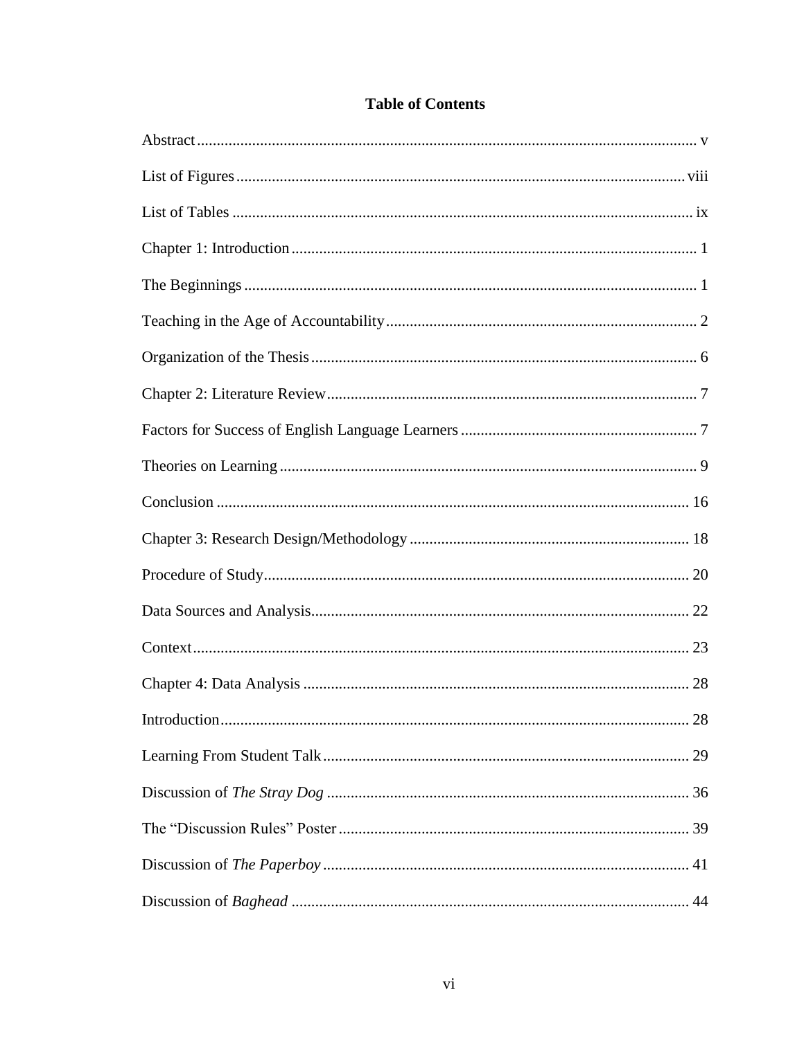# Table of Contents

Abstract ........................................................................................................................ v

List of Figures ................................................................................................................ viii

List of Tables .................................................................................................................. ix

Chapter 1: Introduction ..................................................................................................... 1

The Beginnings ................................................................................................................ 1

Teaching in the Age of Accountability ............................................................................ 2

Organization of the Thesis ............................................................................................... 6

Chapter 2: Literature Review ............................................................................................ 7

Factors for Success of English Language Learners ......................................................... 7

Theories on Learning ....................................................................................................... 9

Conclusion ...................................................................................................................... 16

Chapter 3: Research Design/Methodology ..................................................................... 18

Procedure of Study .......................................................................................................... 20

Data Sources and Analysis .............................................................................................. 22

Context ............................................................................................................................ 23

Chapter 4: Data Analysis ................................................................................................ 28

Introduction .................................................................................................................... 28

Learning From Student Talk ........................................................................................... 29

Discussion of *The Stray Dog* .......................................................................................... 36

The "Discussion Rules" Poster ........................................................................................ 39

Discussion of *The Paperboy* ........................................................................................... 41

Discussion of *Baghead* ................................................................................................... 44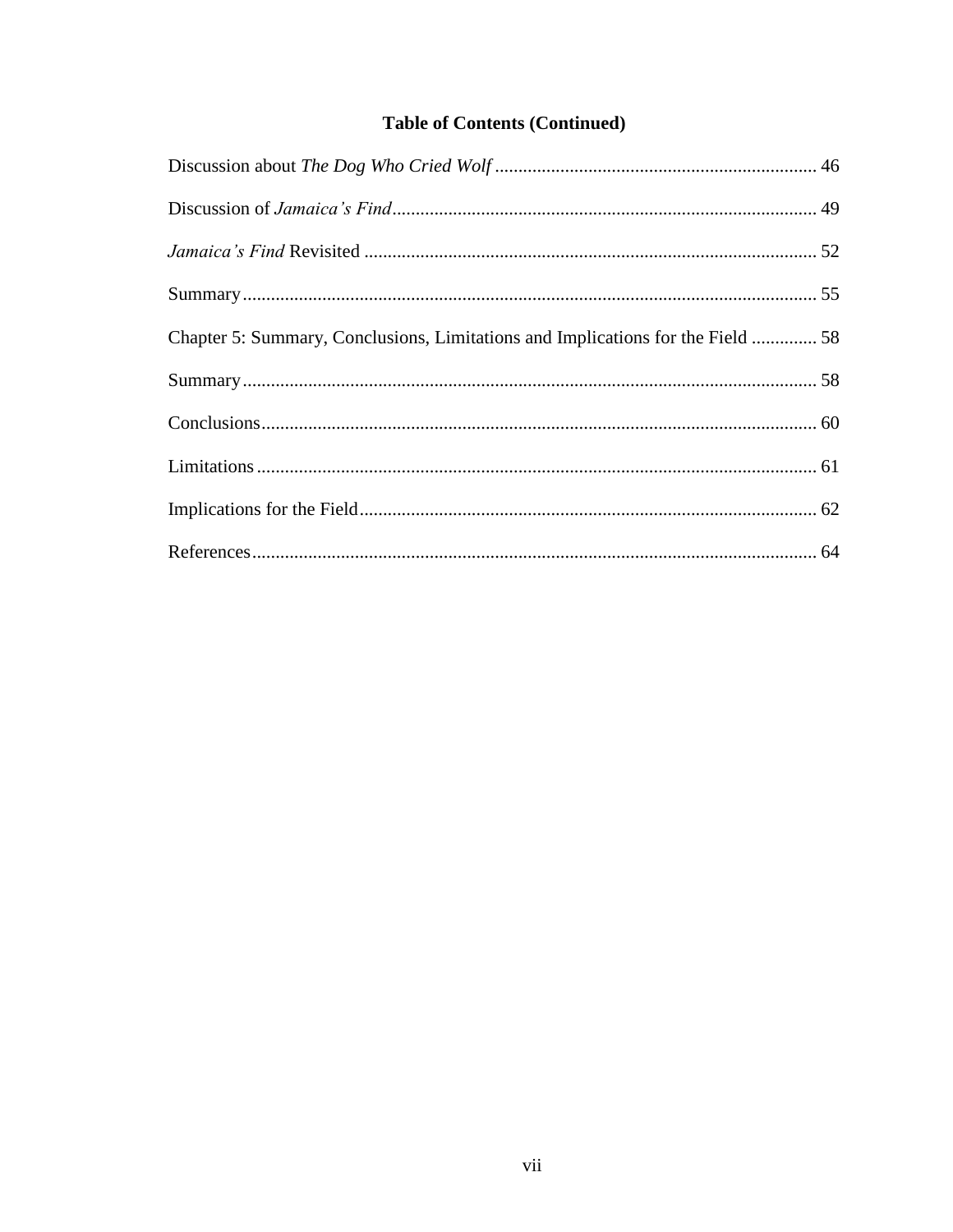**Table of Contents (Continued)**

Discussion about *The Dog Who Cried Wolf* .................................................................... 46

Discussion of *Jamaica's Find*.......................................................................................... 49

*Jamaica's Find* Revisited ................................................................................................ 52

Summary.......................................................................................................................... 55

Chapter 5: Summary, Conclusions, Limitations and Implications for the Field ............. 58

Summary.......................................................................................................................... 58

Conclusions...................................................................................................................... 60

Limitations ....................................................................................................................... 61

Implications for the Field................................................................................................. 62

References........................................................................................................................ 64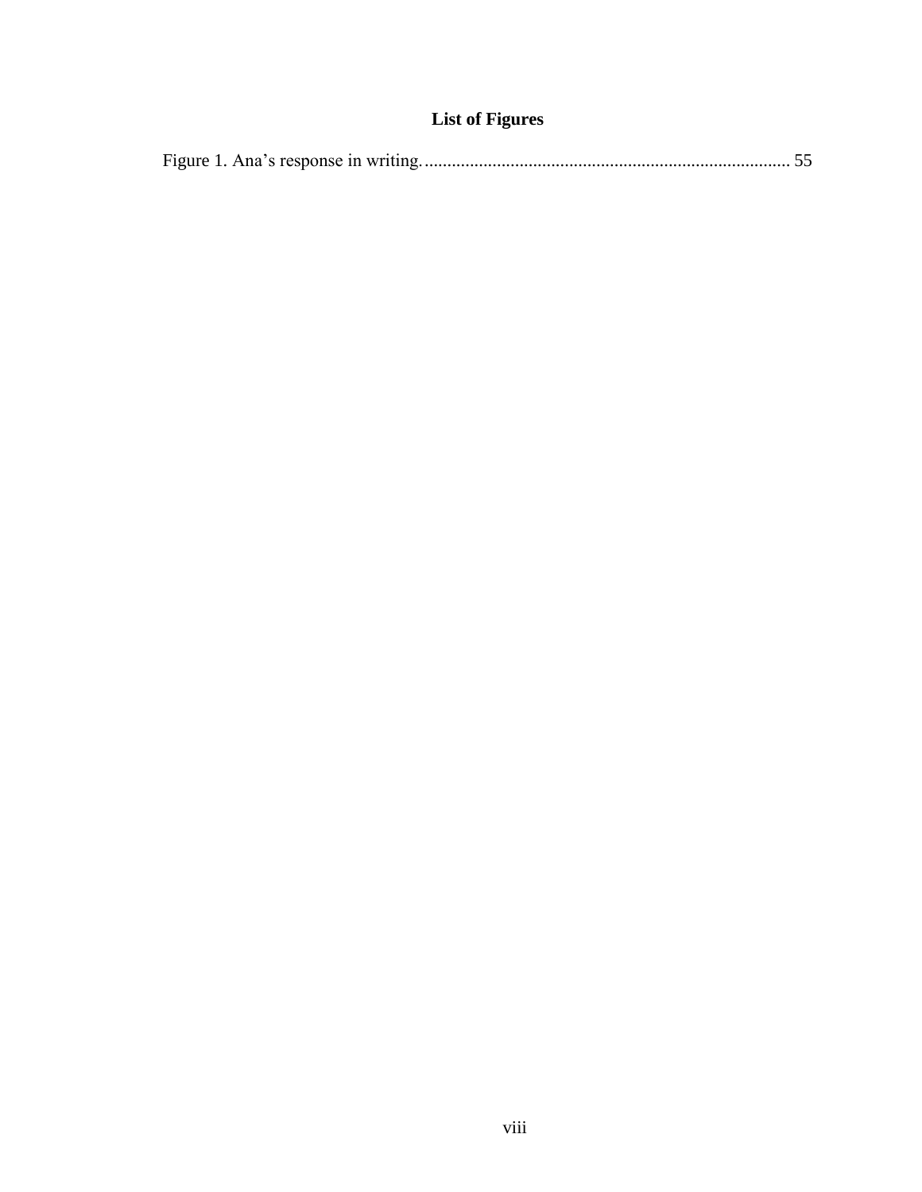# List of Figures

Figure 1. Ana's response in writing. ........................................................................ 55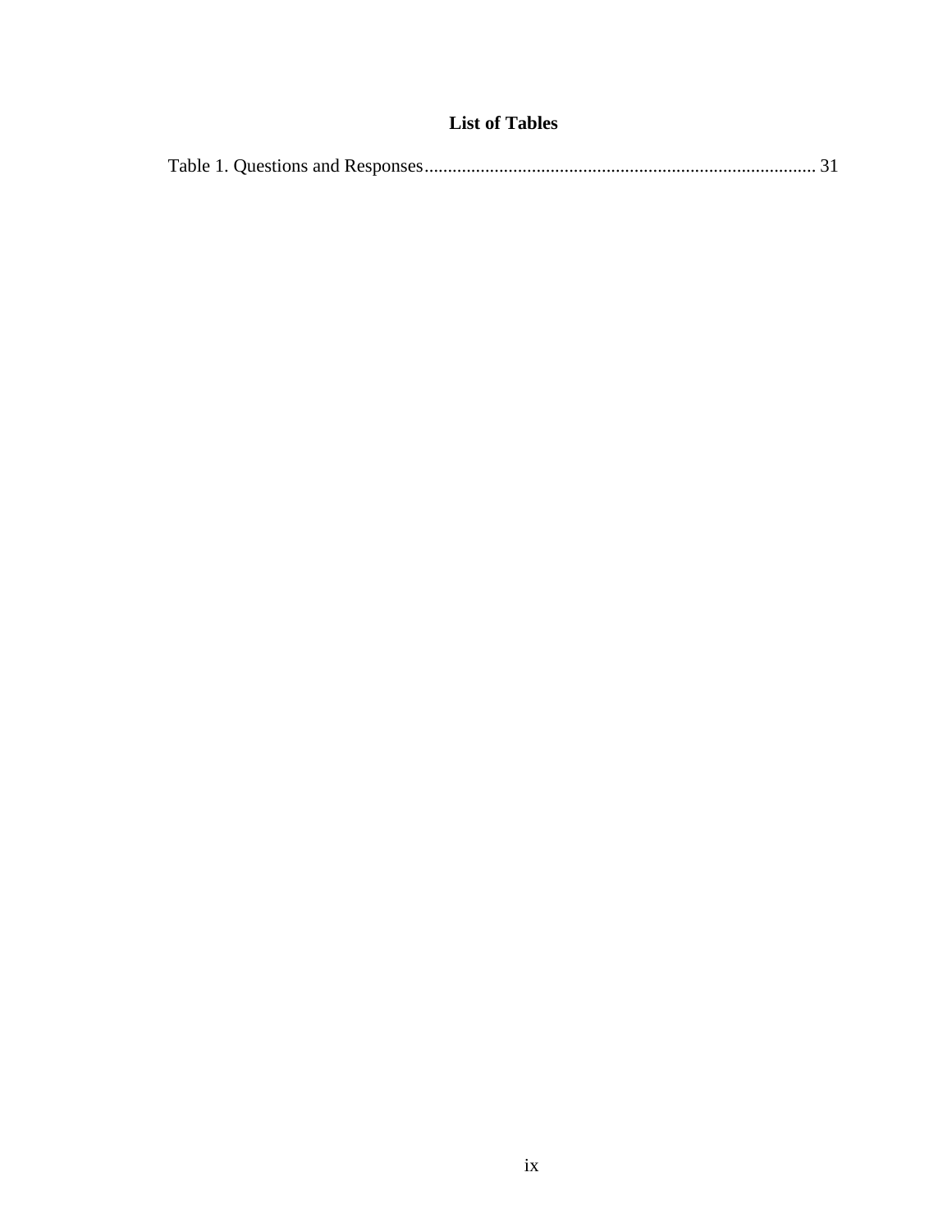# List of Tables

Table 1. Questions and Responses .................................................................................... 31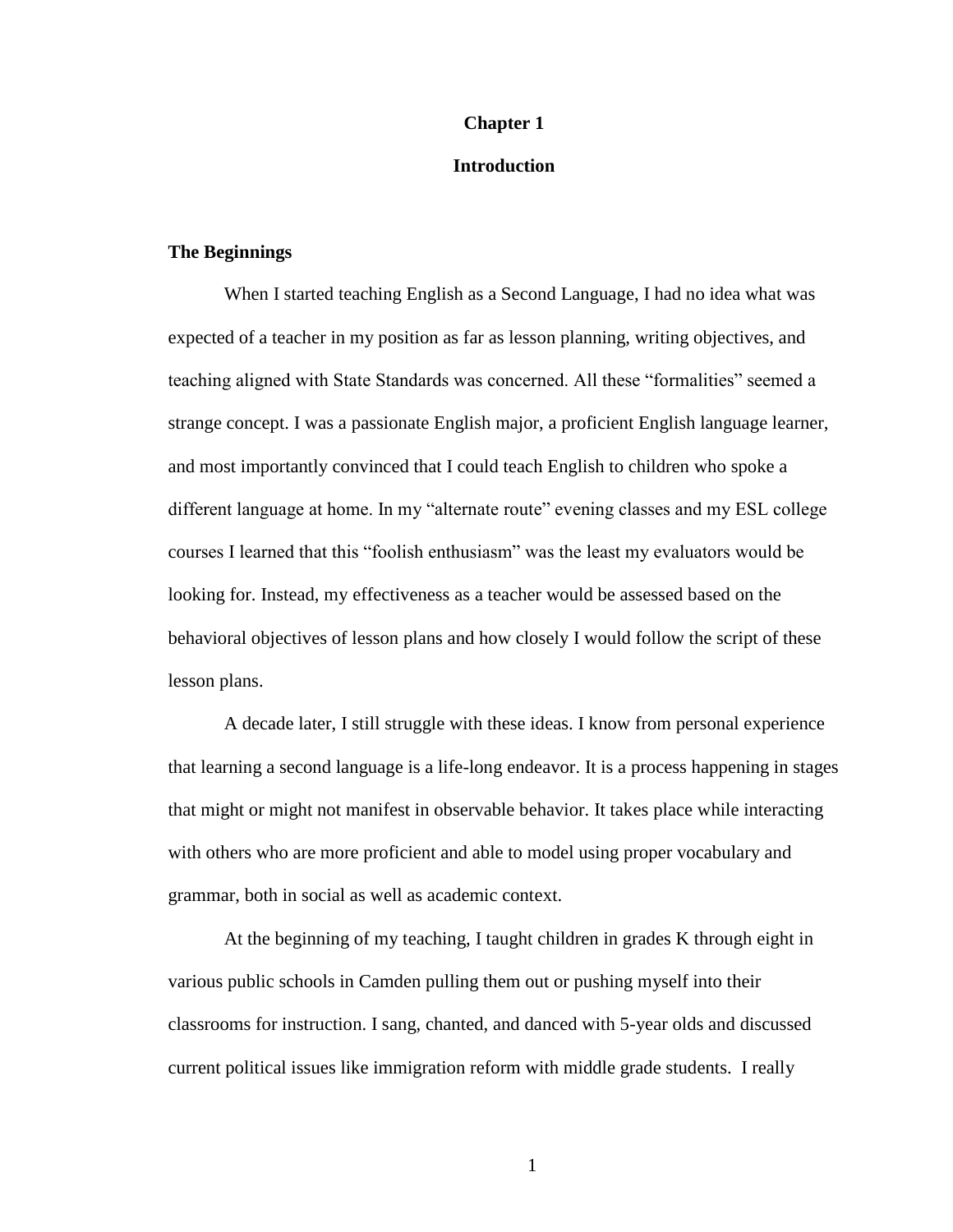# Chapter 1

# Introduction

## The Beginnings

When I started teaching English as a Second Language, I had no idea what was expected of a teacher in my position as far as lesson planning, writing objectives, and teaching aligned with State Standards was concerned. All these "formalities" seemed a strange concept. I was a passionate English major, a proficient English language learner, and most importantly convinced that I could teach English to children who spoke a different language at home. In my "alternate route" evening classes and my ESL college courses I learned that this "foolish enthusiasm" was the least my evaluators would be looking for. Instead, my effectiveness as a teacher would be assessed based on the behavioral objectives of lesson plans and how closely I would follow the script of these lesson plans.

A decade later, I still struggle with these ideas. I know from personal experience that learning a second language is a life-long endeavor. It is a process happening in stages that might or might not manifest in observable behavior. It takes place while interacting with others who are more proficient and able to model using proper vocabulary and grammar, both in social as well as academic context.

At the beginning of my teaching, I taught children in grades K through eight in various public schools in Camden pulling them out or pushing myself into their classrooms for instruction. I sang, chanted, and danced with 5-year olds and discussed current political issues like immigration reform with middle grade students. I really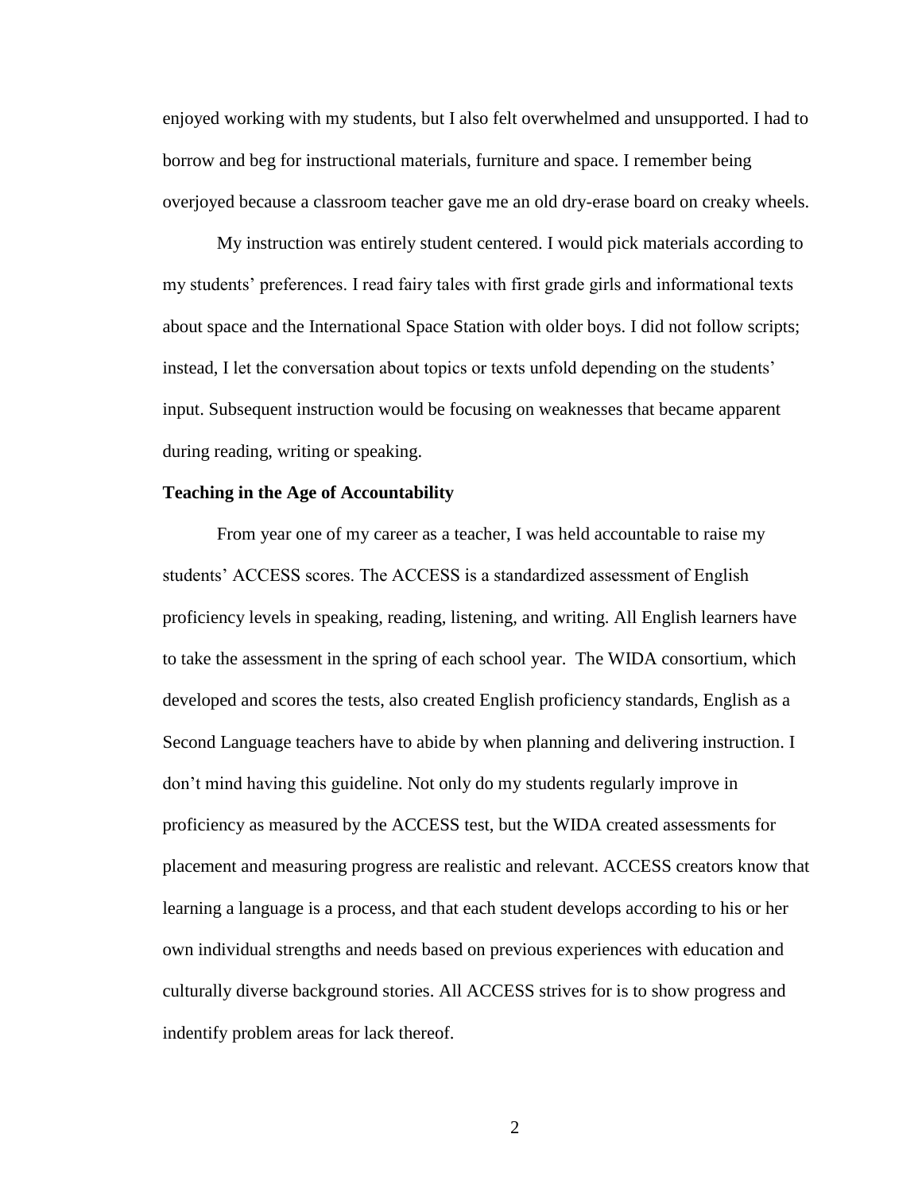enjoyed working with my students, but I also felt overwhelmed and unsupported. I had to borrow and beg for instructional materials, furniture and space. I remember being overjoyed because a classroom teacher gave me an old dry-erase board on creaky wheels.

My instruction was entirely student centered. I would pick materials according to my students' preferences. I read fairy tales with first grade girls and informational texts about space and the International Space Station with older boys. I did not follow scripts; instead, I let the conversation about topics or texts unfold depending on the students' input. Subsequent instruction would be focusing on weaknesses that became apparent during reading, writing or speaking.

**Teaching in the Age of Accountability**

From year one of my career as a teacher, I was held accountable to raise my students' ACCESS scores. The ACCESS is a standardized assessment of English proficiency levels in speaking, reading, listening, and writing. All English learners have to take the assessment in the spring of each school year. The WIDA consortium, which developed and scores the tests, also created English proficiency standards, English as a Second Language teachers have to abide by when planning and delivering instruction. I don't mind having this guideline. Not only do my students regularly improve in proficiency as measured by the ACCESS test, but the WIDA created assessments for placement and measuring progress are realistic and relevant. ACCESS creators know that learning a language is a process, and that each student develops according to his or her own individual strengths and needs based on previous experiences with education and culturally diverse background stories. All ACCESS strives for is to show progress and indentify problem areas for lack thereof.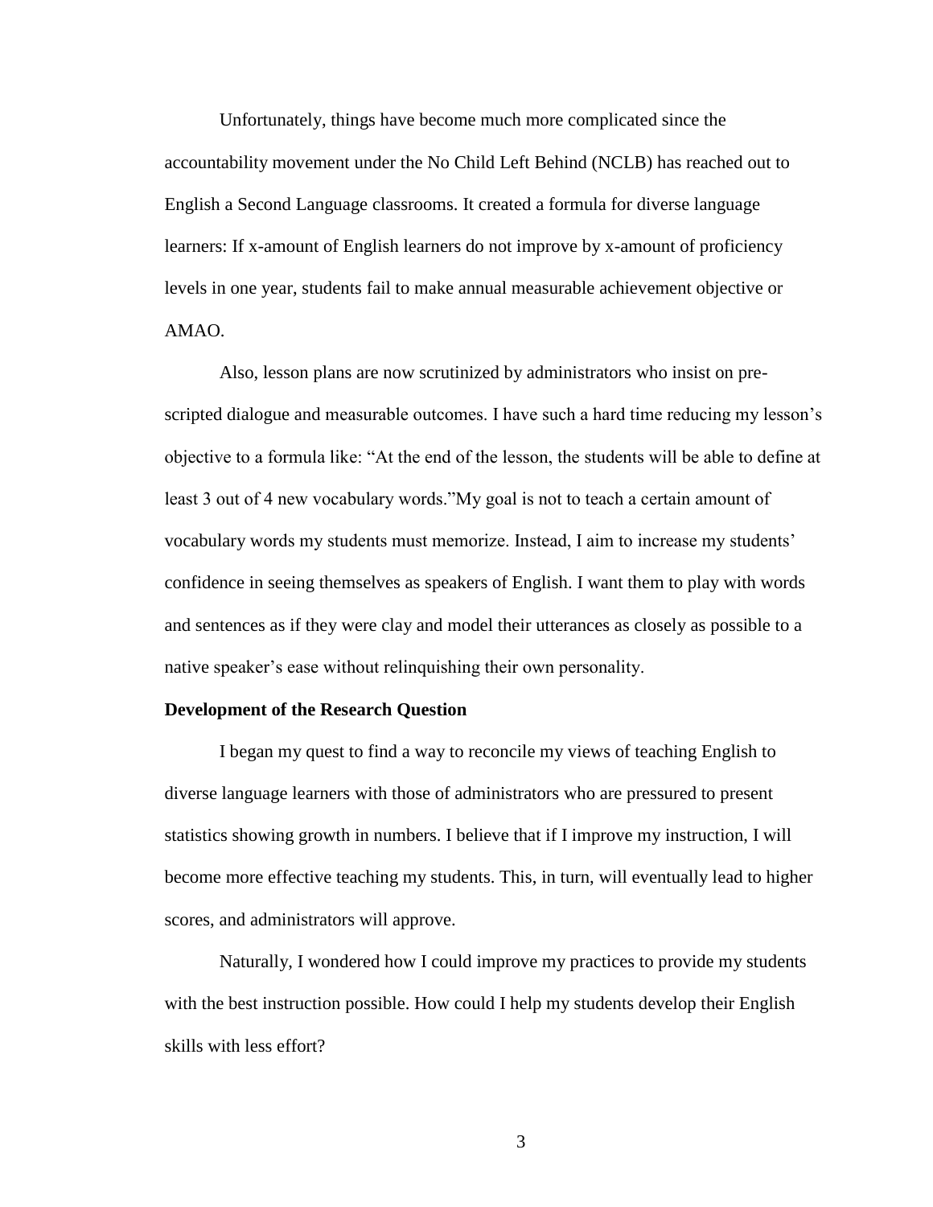Unfortunately, things have become much more complicated since the accountability movement under the No Child Left Behind (NCLB) has reached out to English a Second Language classrooms. It created a formula for diverse language learners: If x-amount of English learners do not improve by x-amount of proficiency levels in one year, students fail to make annual measurable achievement objective or AMAO.

Also, lesson plans are now scrutinized by administrators who insist on pre-scripted dialogue and measurable outcomes. I have such a hard time reducing my lesson's objective to a formula like: "At the end of the lesson, the students will be able to define at least 3 out of 4 new vocabulary words."My goal is not to teach a certain amount of vocabulary words my students must memorize. Instead, I aim to increase my students' confidence in seeing themselves as speakers of English. I want them to play with words and sentences as if they were clay and model their utterances as closely as possible to a native speaker's ease without relinquishing their own personality.

**Development of the Research Question**

I began my quest to find a way to reconcile my views of teaching English to diverse language learners with those of administrators who are pressured to present statistics showing growth in numbers. I believe that if I improve my instruction, I will become more effective teaching my students. This, in turn, will eventually lead to higher scores, and administrators will approve.

Naturally, I wondered how I could improve my practices to provide my students with the best instruction possible. How could I help my students develop their English skills with less effort?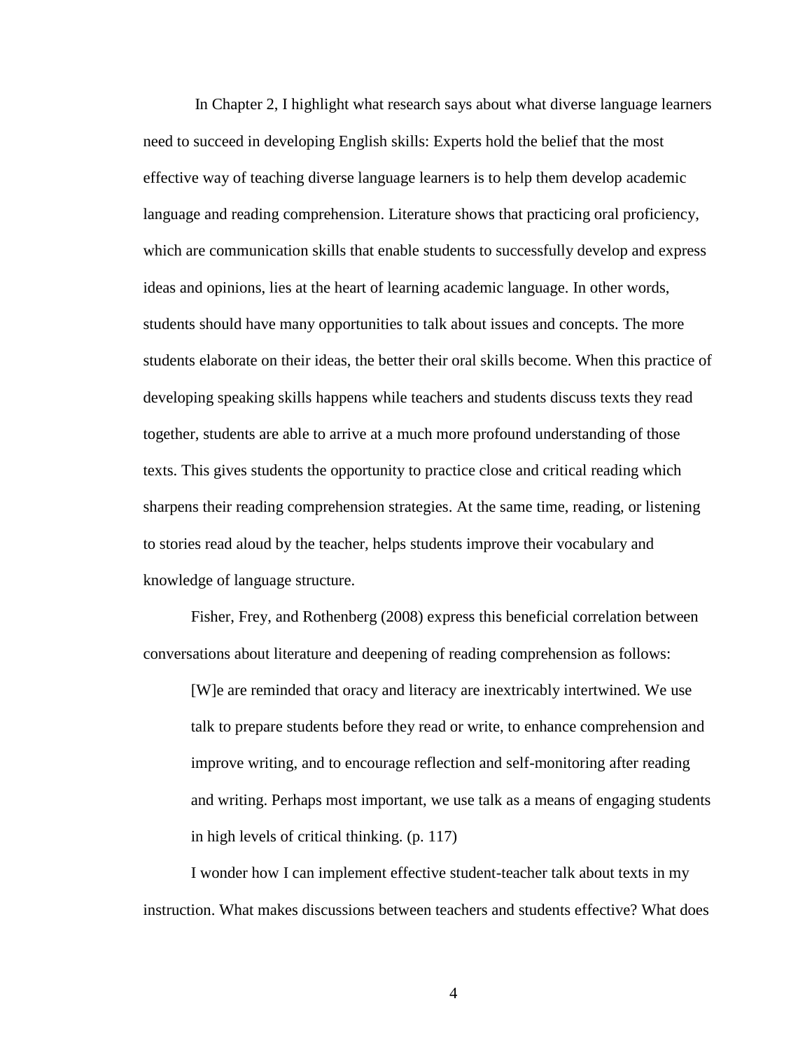In Chapter 2, I highlight what research says about what diverse language learners need to succeed in developing English skills: Experts hold the belief that the most effective way of teaching diverse language learners is to help them develop academic language and reading comprehension. Literature shows that practicing oral proficiency, which are communication skills that enable students to successfully develop and express ideas and opinions, lies at the heart of learning academic language. In other words, students should have many opportunities to talk about issues and concepts. The more students elaborate on their ideas, the better their oral skills become. When this practice of developing speaking skills happens while teachers and students discuss texts they read together, students are able to arrive at a much more profound understanding of those texts. This gives students the opportunity to practice close and critical reading which sharpens their reading comprehension strategies. At the same time, reading, or listening to stories read aloud by the teacher, helps students improve their vocabulary and knowledge of language structure.

Fisher, Frey, and Rothenberg (2008) express this beneficial correlation between conversations about literature and deepening of reading comprehension as follows:

> [W]e are reminded that oracy and literacy are inextricably intertwined. We use talk to prepare students before they read or write, to enhance comprehension and improve writing, and to encourage reflection and self-monitoring after reading and writing. Perhaps most important, we use talk as a means of engaging students in high levels of critical thinking. (p. 117)

I wonder how I can implement effective student-teacher talk about texts in my instruction. What makes discussions between teachers and students effective? What does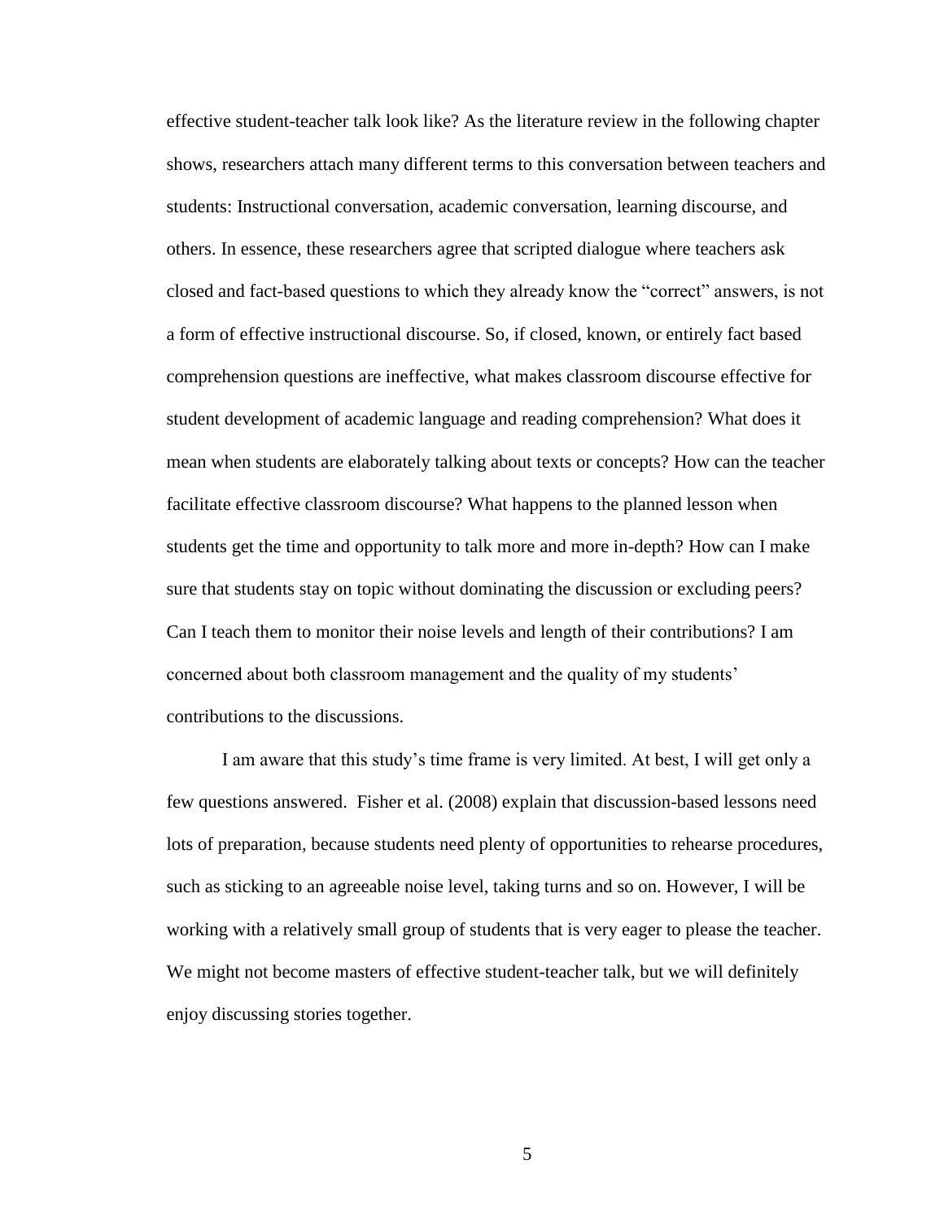effective student-teacher talk look like? As the literature review in the following chapter shows, researchers attach many different terms to this conversation between teachers and students: Instructional conversation, academic conversation, learning discourse, and others. In essence, these researchers agree that scripted dialogue where teachers ask closed and fact-based questions to which they already know the "correct" answers, is not a form of effective instructional discourse. So, if closed, known, or entirely fact based comprehension questions are ineffective, what makes classroom discourse effective for student development of academic language and reading comprehension? What does it mean when students are elaborately talking about texts or concepts? How can the teacher facilitate effective classroom discourse? What happens to the planned lesson when students get the time and opportunity to talk more and more in-depth? How can I make sure that students stay on topic without dominating the discussion or excluding peers? Can I teach them to monitor their noise levels and length of their contributions? I am concerned about both classroom management and the quality of my students' contributions to the discussions.

I am aware that this study's time frame is very limited. At best, I will get only a few questions answered. Fisher et al. (2008) explain that discussion-based lessons need lots of preparation, because students need plenty of opportunities to rehearse procedures, such as sticking to an agreeable noise level, taking turns and so on. However, I will be working with a relatively small group of students that is very eager to please the teacher. We might not become masters of effective student-teacher talk, but we will definitely enjoy discussing stories together.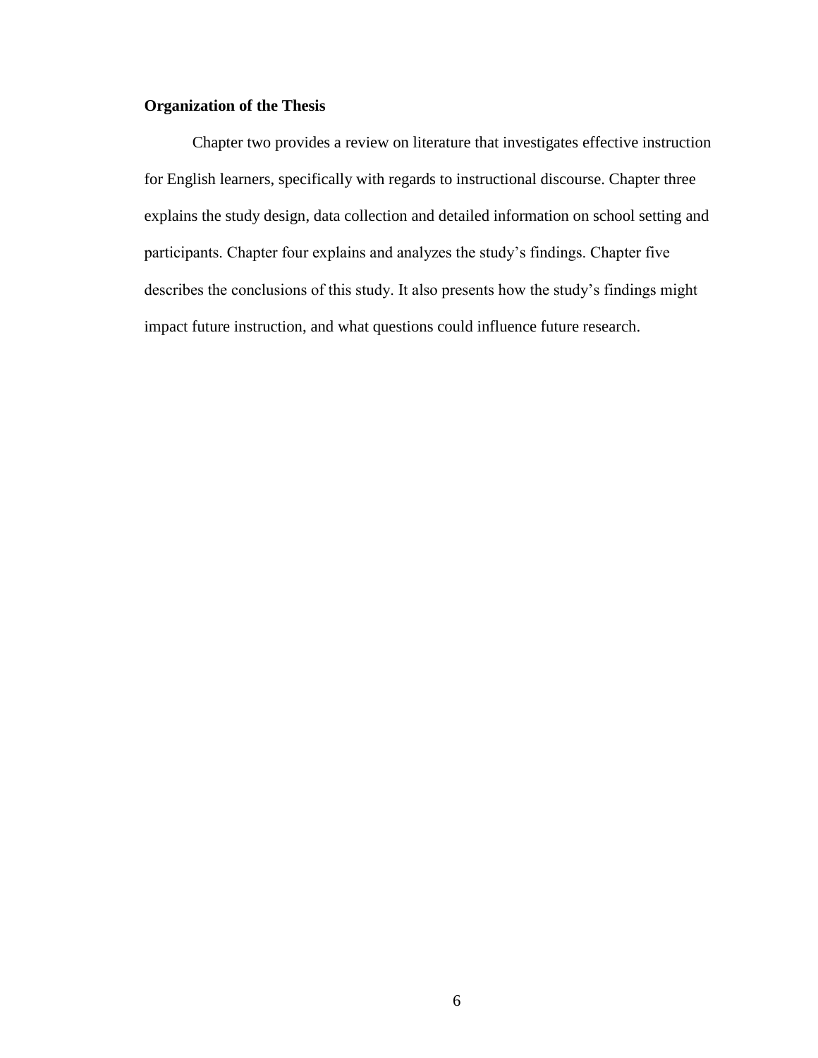## Organization of the Thesis

Chapter two provides a review on literature that investigates effective instruction for English learners, specifically with regards to instructional discourse. Chapter three explains the study design, data collection and detailed information on school setting and participants. Chapter four explains and analyzes the study's findings. Chapter five describes the conclusions of this study. It also presents how the study's findings might impact future instruction, and what questions could influence future research.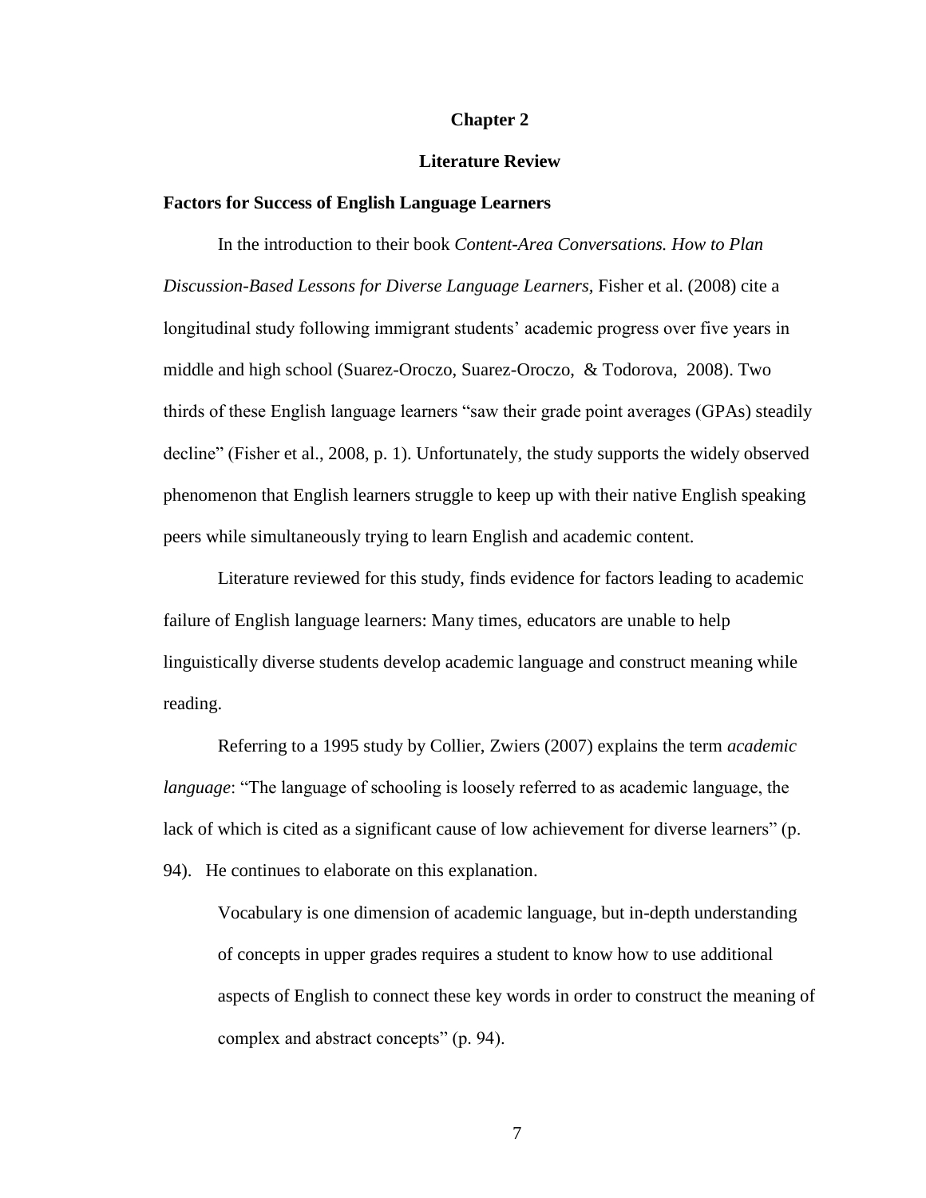# Chapter 2

# Literature Review

## Factors for Success of English Language Learners

In the introduction to their book *Content-Area Conversations. How to Plan Discussion-Based Lessons for Diverse Language Learners,* Fisher et al. (2008) cite a longitudinal study following immigrant students' academic progress over five years in middle and high school (Suarez-Oroczo, Suarez-Oroczo, & Todorova, 2008). Two thirds of these English language learners "saw their grade point averages (GPAs) steadily decline" (Fisher et al., 2008, p. 1). Unfortunately, the study supports the widely observed phenomenon that English learners struggle to keep up with their native English speaking peers while simultaneously trying to learn English and academic content.

Literature reviewed for this study, finds evidence for factors leading to academic failure of English language learners: Many times, educators are unable to help linguistically diverse students develop academic language and construct meaning while reading.

Referring to a 1995 study by Collier, Zwiers (2007) explains the term *academic language*: "The language of schooling is loosely referred to as academic language, the lack of which is cited as a significant cause of low achievement for diverse learners" (p. 94). He continues to elaborate on this explanation.

> Vocabulary is one dimension of academic language, but in-depth understanding of concepts in upper grades requires a student to know how to use additional aspects of English to connect these key words in order to construct the meaning of complex and abstract concepts" (p. 94).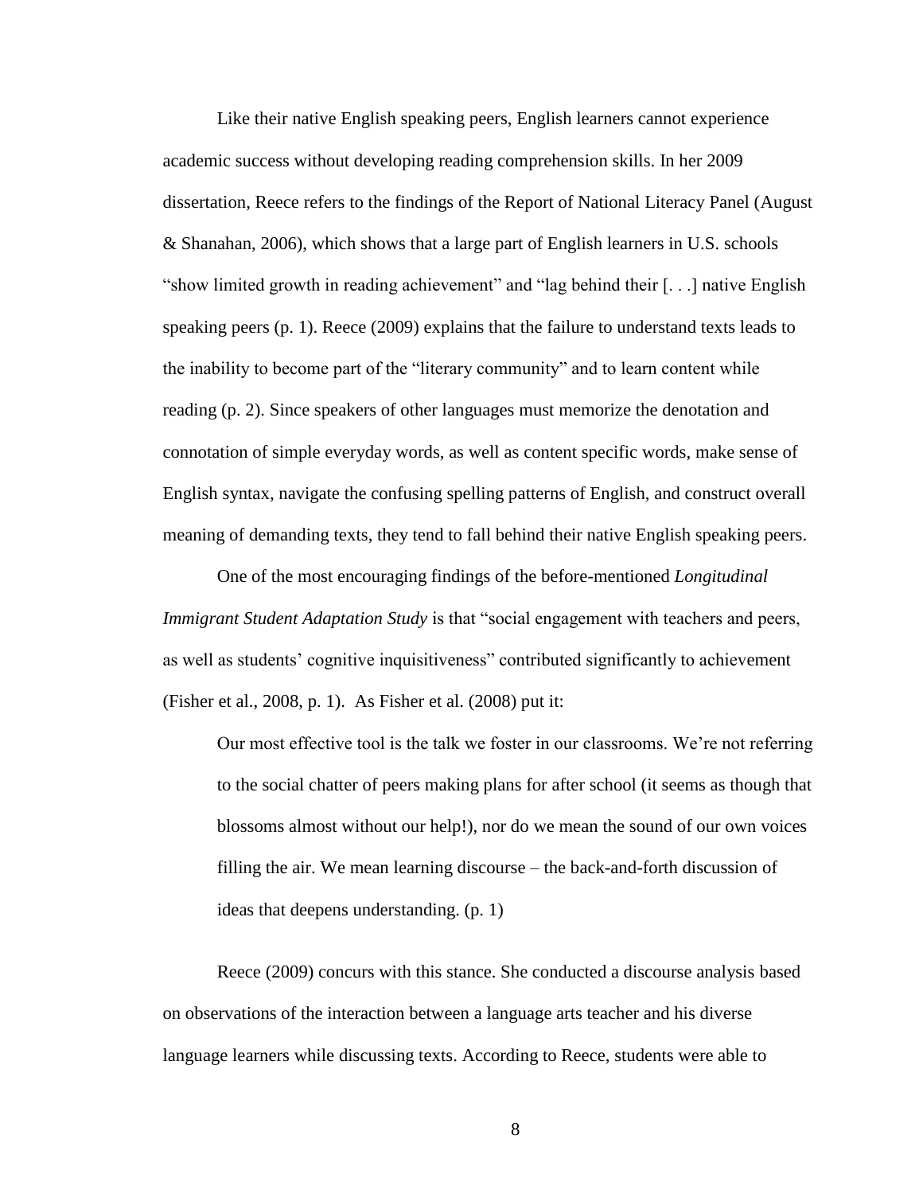Like their native English speaking peers, English learners cannot experience academic success without developing reading comprehension skills. In her 2009 dissertation, Reece refers to the findings of the Report of National Literacy Panel (August & Shanahan, 2006), which shows that a large part of English learners in U.S. schools "show limited growth in reading achievement" and "lag behind their [. . .] native English speaking peers (p. 1). Reece (2009) explains that the failure to understand texts leads to the inability to become part of the "literary community" and to learn content while reading (p. 2). Since speakers of other languages must memorize the denotation and connotation of simple everyday words, as well as content specific words, make sense of English syntax, navigate the confusing spelling patterns of English, and construct overall meaning of demanding texts, they tend to fall behind their native English speaking peers.

One of the most encouraging findings of the before-mentioned *Longitudinal Immigrant Student Adaptation Study* is that "social engagement with teachers and peers, as well as students' cognitive inquisitiveness" contributed significantly to achievement (Fisher et al., 2008, p. 1). As Fisher et al. (2008) put it:

> Our most effective tool is the talk we foster in our classrooms. We're not referring to the social chatter of peers making plans for after school (it seems as though that blossoms almost without our help!), nor do we mean the sound of our own voices filling the air. We mean learning discourse – the back-and-forth discussion of ideas that deepens understanding. (p. 1)

Reece (2009) concurs with this stance. She conducted a discourse analysis based on observations of the interaction between a language arts teacher and his diverse language learners while discussing texts. According to Reece, students were able to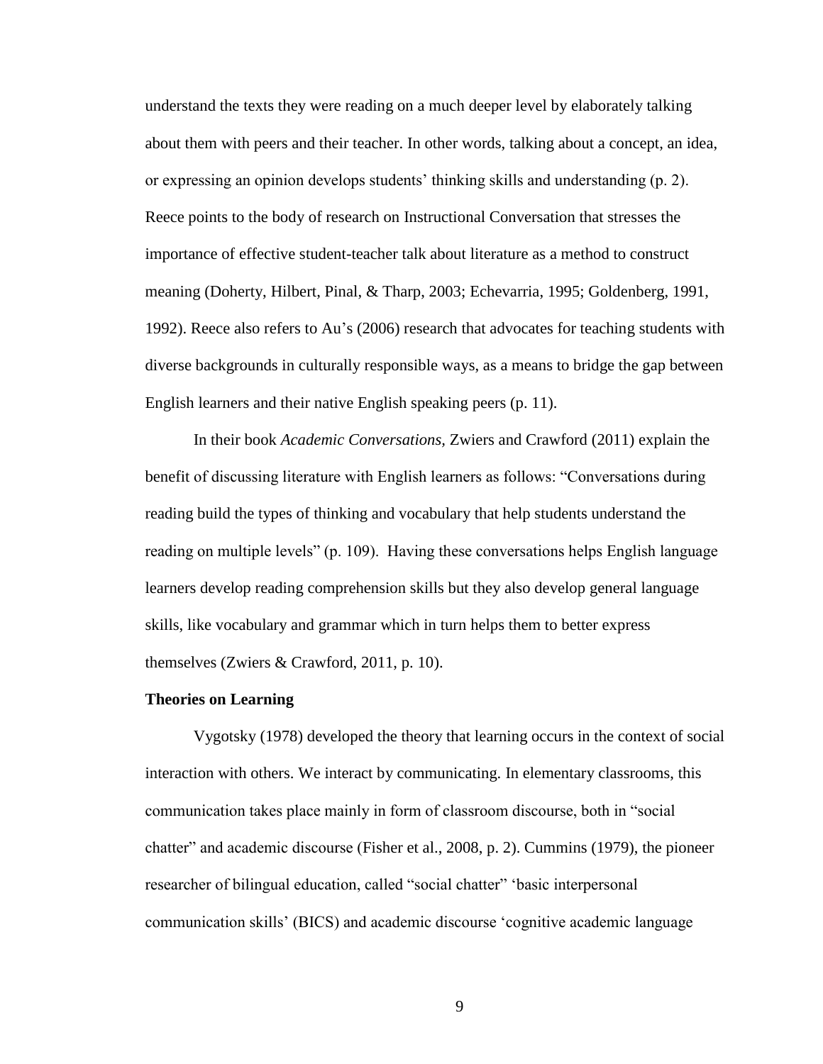understand the texts they were reading on a much deeper level by elaborately talking about them with peers and their teacher. In other words, talking about a concept, an idea, or expressing an opinion develops students' thinking skills and understanding (p. 2). Reece points to the body of research on Instructional Conversation that stresses the importance of effective student-teacher talk about literature as a method to construct meaning (Doherty, Hilbert, Pinal, & Tharp, 2003; Echevarria, 1995; Goldenberg, 1991, 1992). Reece also refers to Au's (2006) research that advocates for teaching students with diverse backgrounds in culturally responsible ways, as a means to bridge the gap between English learners and their native English speaking peers (p. 11).

In their book *Academic Conversations*, Zwiers and Crawford (2011) explain the benefit of discussing literature with English learners as follows: "Conversations during reading build the types of thinking and vocabulary that help students understand the reading on multiple levels" (p. 109). Having these conversations helps English language learners develop reading comprehension skills but they also develop general language skills, like vocabulary and grammar which in turn helps them to better express themselves (Zwiers & Crawford, 2011, p. 10).

**Theories on Learning**

Vygotsky (1978) developed the theory that learning occurs in the context of social interaction with others. We interact by communicating. In elementary classrooms, this communication takes place mainly in form of classroom discourse, both in "social chatter" and academic discourse (Fisher et al., 2008, p. 2). Cummins (1979), the pioneer researcher of bilingual education, called "social chatter" 'basic interpersonal communication skills' (BICS) and academic discourse 'cognitive academic language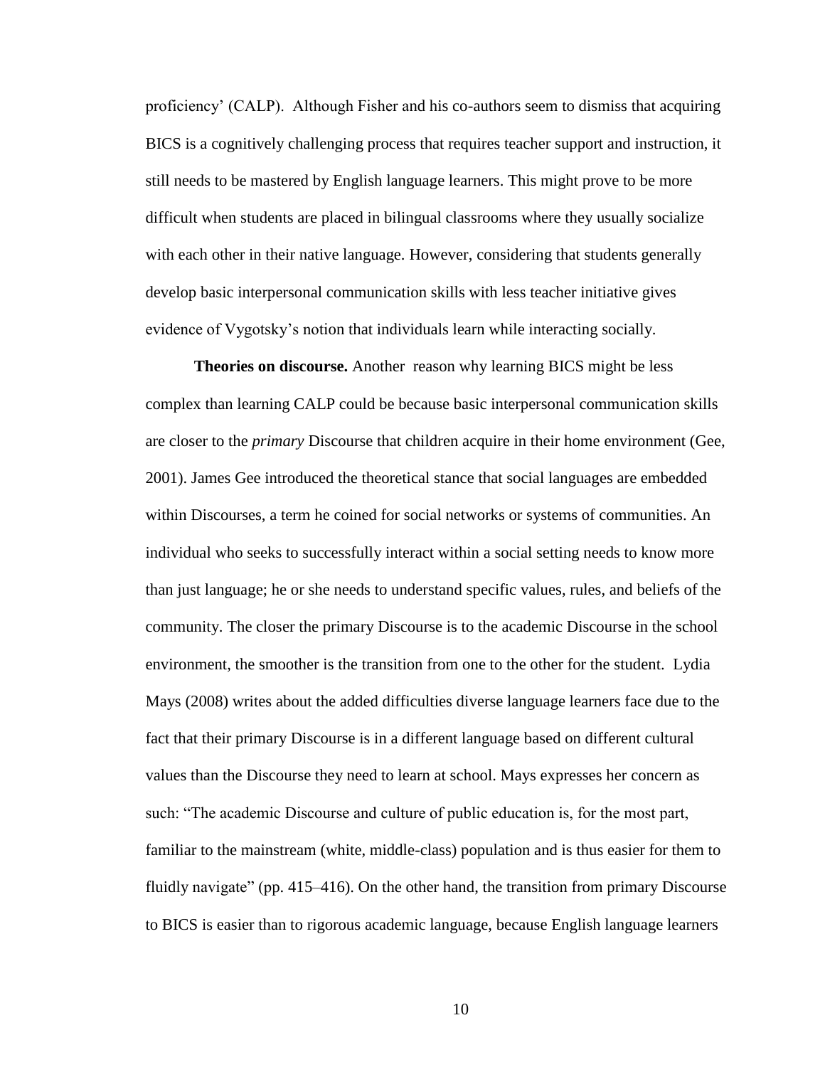proficiency' (CALP). Although Fisher and his co-authors seem to dismiss that acquiring BICS is a cognitively challenging process that requires teacher support and instruction, it still needs to be mastered by English language learners. This might prove to be more difficult when students are placed in bilingual classrooms where they usually socialize with each other in their native language. However, considering that students generally develop basic interpersonal communication skills with less teacher initiative gives evidence of Vygotsky's notion that individuals learn while interacting socially.

**Theories on discourse.** Another reason why learning BICS might be less complex than learning CALP could be because basic interpersonal communication skills are closer to the *primary* Discourse that children acquire in their home environment (Gee, 2001). James Gee introduced the theoretical stance that social languages are embedded within Discourses, a term he coined for social networks or systems of communities. An individual who seeks to successfully interact within a social setting needs to know more than just language; he or she needs to understand specific values, rules, and beliefs of the community. The closer the primary Discourse is to the academic Discourse in the school environment, the smoother is the transition from one to the other for the student. Lydia Mays (2008) writes about the added difficulties diverse language learners face due to the fact that their primary Discourse is in a different language based on different cultural values than the Discourse they need to learn at school. Mays expresses her concern as such: "The academic Discourse and culture of public education is, for the most part, familiar to the mainstream (white, middle-class) population and is thus easier for them to fluidly navigate" (pp. 415–416). On the other hand, the transition from primary Discourse to BICS is easier than to rigorous academic language, because English language learners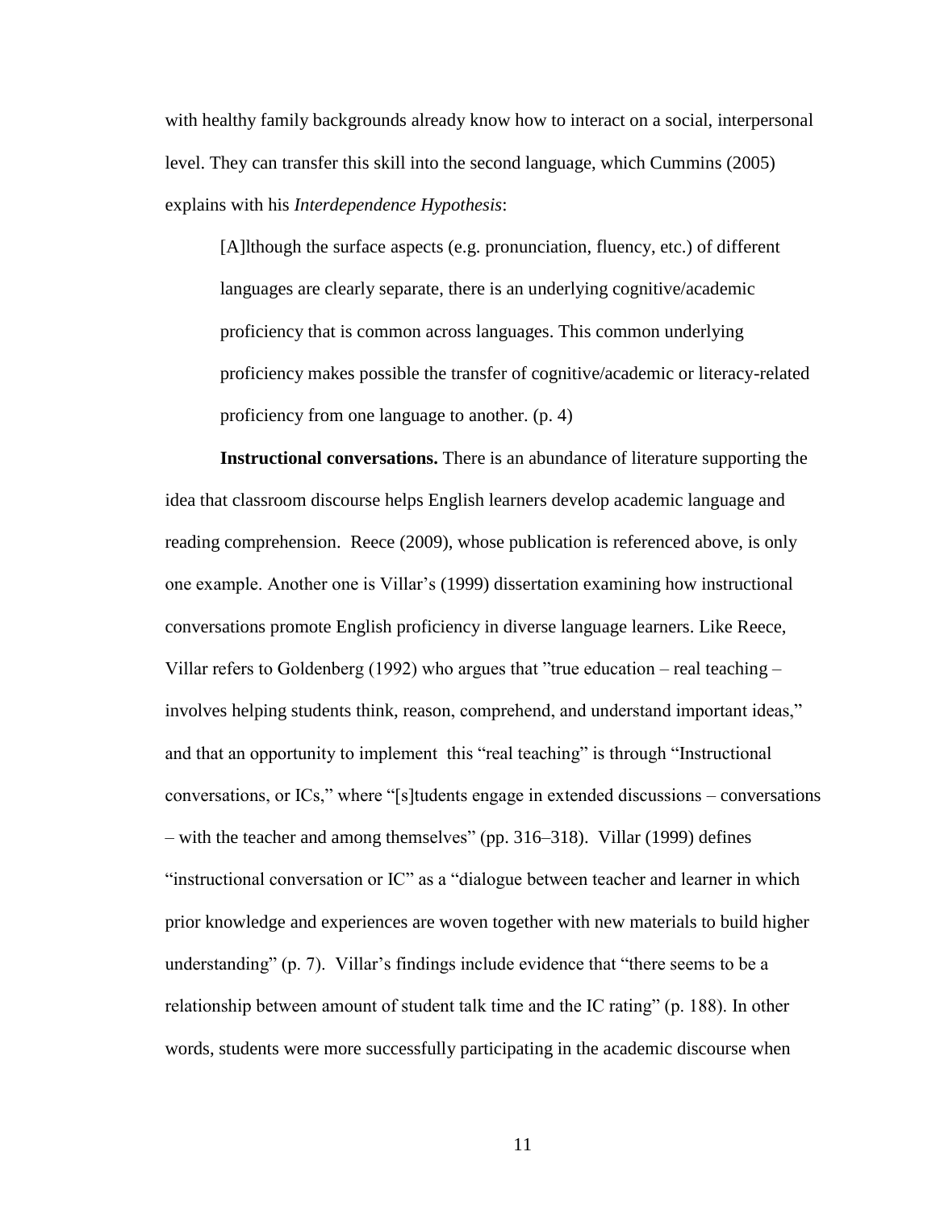with healthy family backgrounds already know how to interact on a social, interpersonal level. They can transfer this skill into the second language, which Cummins (2005) explains with his *Interdependence Hypothesis*:

> [A]lthough the surface aspects (e.g. pronunciation, fluency, etc.) of different languages are clearly separate, there is an underlying cognitive/academic proficiency that is common across languages. This common underlying proficiency makes possible the transfer of cognitive/academic or literacy-related proficiency from one language to another. (p. 4)

**Instructional conversations.** There is an abundance of literature supporting the idea that classroom discourse helps English learners develop academic language and reading comprehension. Reece (2009), whose publication is referenced above, is only one example. Another one is Villar's (1999) dissertation examining how instructional conversations promote English proficiency in diverse language learners. Like Reece, Villar refers to Goldenberg (1992) who argues that "true education – real teaching – involves helping students think, reason, comprehend, and understand important ideas," and that an opportunity to implement this "real teaching" is through "Instructional conversations, or ICs," where "[s]tudents engage in extended discussions – conversations – with the teacher and among themselves" (pp. 316–318). Villar (1999) defines "instructional conversation or IC" as a "dialogue between teacher and learner in which prior knowledge and experiences are woven together with new materials to build higher understanding" (p. 7). Villar's findings include evidence that "there seems to be a relationship between amount of student talk time and the IC rating" (p. 188). In other words, students were more successfully participating in the academic discourse when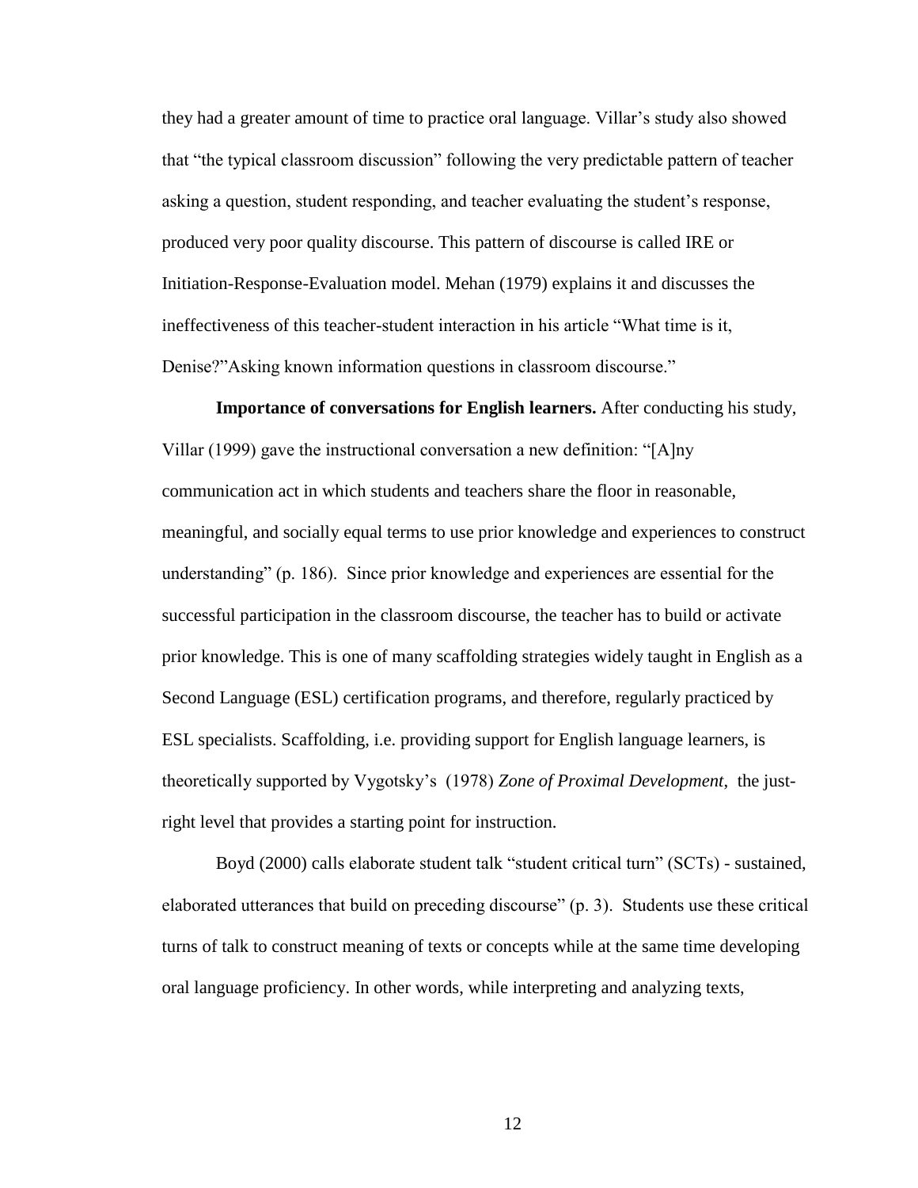they had a greater amount of time to practice oral language. Villar's study also showed that "the typical classroom discussion" following the very predictable pattern of teacher asking a question, student responding, and teacher evaluating the student's response, produced very poor quality discourse. This pattern of discourse is called IRE or Initiation-Response-Evaluation model. Mehan (1979) explains it and discusses the ineffectiveness of this teacher-student interaction in his article "What time is it, Denise?"Asking known information questions in classroom discourse."

**Importance of conversations for English learners.** After conducting his study, Villar (1999) gave the instructional conversation a new definition: "[A]ny communication act in which students and teachers share the floor in reasonable, meaningful, and socially equal terms to use prior knowledge and experiences to construct understanding" (p. 186). Since prior knowledge and experiences are essential for the successful participation in the classroom discourse, the teacher has to build or activate prior knowledge. This is one of many scaffolding strategies widely taught in English as a Second Language (ESL) certification programs, and therefore, regularly practiced by ESL specialists. Scaffolding, i.e. providing support for English language learners, is theoretically supported by Vygotsky's (1978) *Zone of Proximal Development*, the just-right level that provides a starting point for instruction.

Boyd (2000) calls elaborate student talk "student critical turn" (SCTs) - sustained, elaborated utterances that build on preceding discourse" (p. 3). Students use these critical turns of talk to construct meaning of texts or concepts while at the same time developing oral language proficiency. In other words, while interpreting and analyzing texts,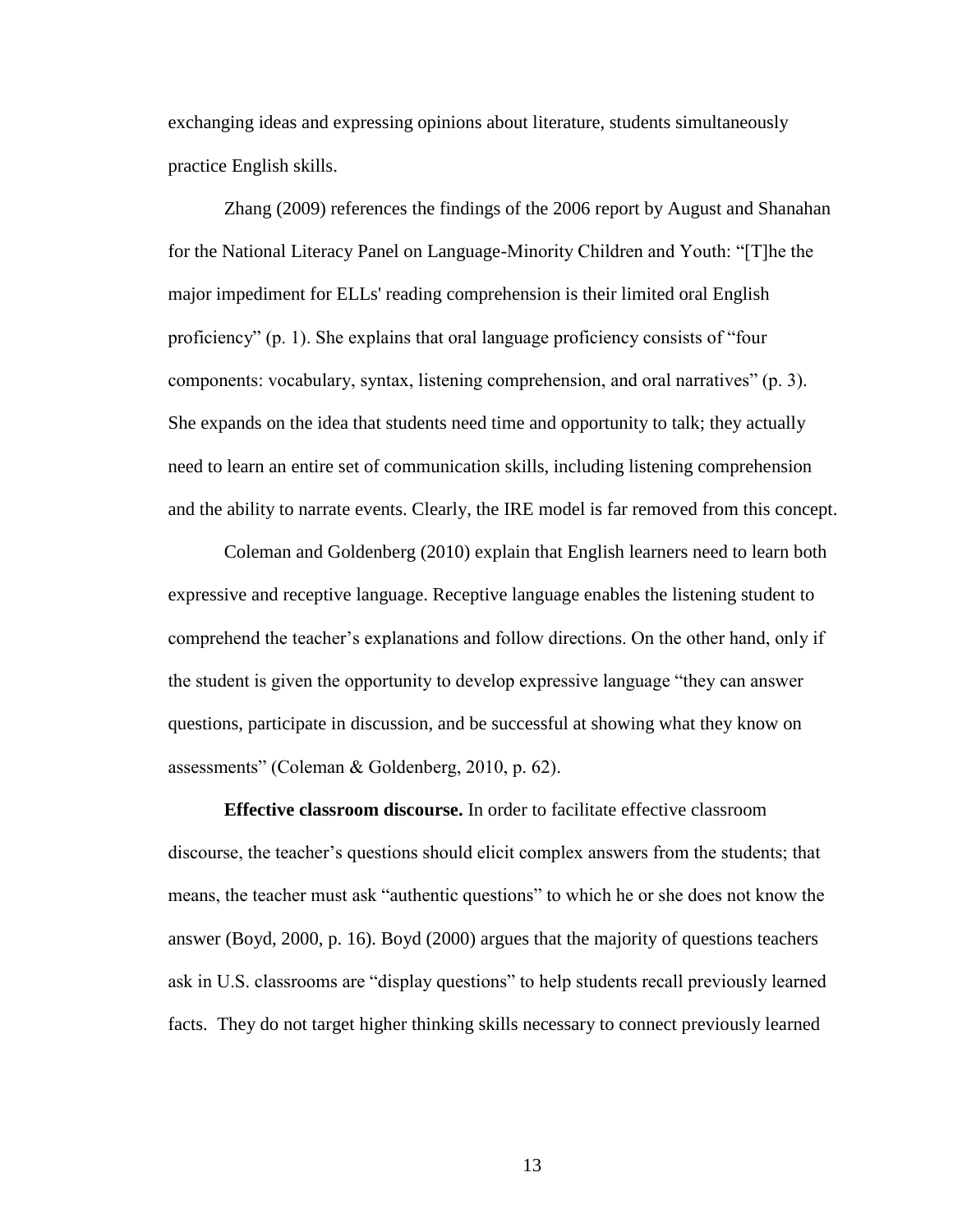exchanging ideas and expressing opinions about literature, students simultaneously practice English skills.

Zhang (2009) references the findings of the 2006 report by August and Shanahan for the National Literacy Panel on Language-Minority Children and Youth: "[T]he the major impediment for ELLs' reading comprehension is their limited oral English proficiency" (p. 1). She explains that oral language proficiency consists of "four components: vocabulary, syntax, listening comprehension, and oral narratives" (p. 3). She expands on the idea that students need time and opportunity to talk; they actually need to learn an entire set of communication skills, including listening comprehension and the ability to narrate events. Clearly, the IRE model is far removed from this concept.

Coleman and Goldenberg (2010) explain that English learners need to learn both expressive and receptive language. Receptive language enables the listening student to comprehend the teacher's explanations and follow directions. On the other hand, only if the student is given the opportunity to develop expressive language "they can answer questions, participate in discussion, and be successful at showing what they know on assessments" (Coleman & Goldenberg, 2010, p. 62).

**Effective classroom discourse.** In order to facilitate effective classroom discourse, the teacher's questions should elicit complex answers from the students; that means, the teacher must ask "authentic questions" to which he or she does not know the answer (Boyd, 2000, p. 16). Boyd (2000) argues that the majority of questions teachers ask in U.S. classrooms are "display questions" to help students recall previously learned facts. They do not target higher thinking skills necessary to connect previously learned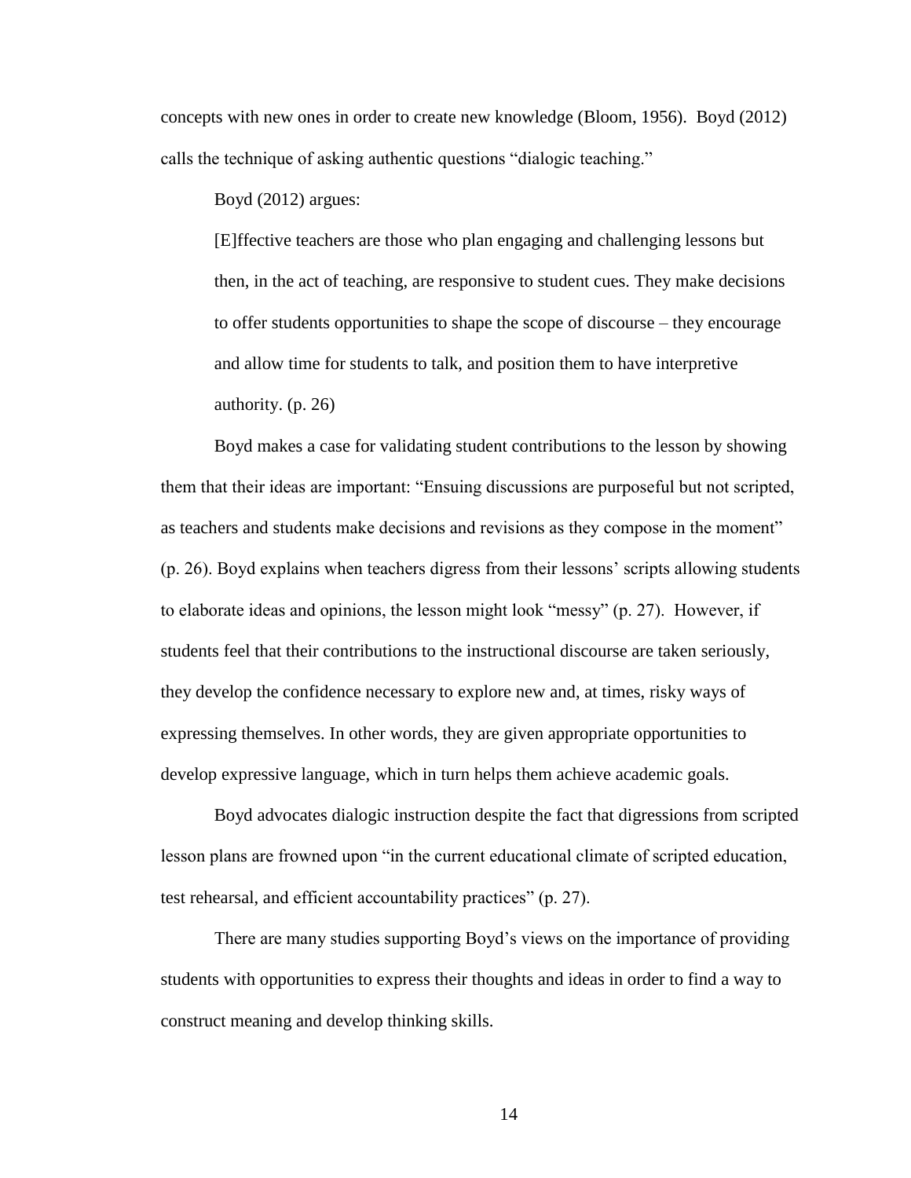concepts with new ones in order to create new knowledge (Bloom, 1956). Boyd (2012) calls the technique of asking authentic questions "dialogic teaching."

Boyd (2012) argues:

> [E]ffective teachers are those who plan engaging and challenging lessons but then, in the act of teaching, are responsive to student cues. They make decisions to offer students opportunities to shape the scope of discourse – they encourage and allow time for students to talk, and position them to have interpretive authority. (p. 26)

Boyd makes a case for validating student contributions to the lesson by showing them that their ideas are important: "Ensuing discussions are purposeful but not scripted, as teachers and students make decisions and revisions as they compose in the moment" (p. 26). Boyd explains when teachers digress from their lessons' scripts allowing students to elaborate ideas and opinions, the lesson might look "messy" (p. 27). However, if students feel that their contributions to the instructional discourse are taken seriously, they develop the confidence necessary to explore new and, at times, risky ways of expressing themselves. In other words, they are given appropriate opportunities to develop expressive language, which in turn helps them achieve academic goals.

Boyd advocates dialogic instruction despite the fact that digressions from scripted lesson plans are frowned upon "in the current educational climate of scripted education, test rehearsal, and efficient accountability practices" (p. 27).

There are many studies supporting Boyd's views on the importance of providing students with opportunities to express their thoughts and ideas in order to find a way to construct meaning and develop thinking skills.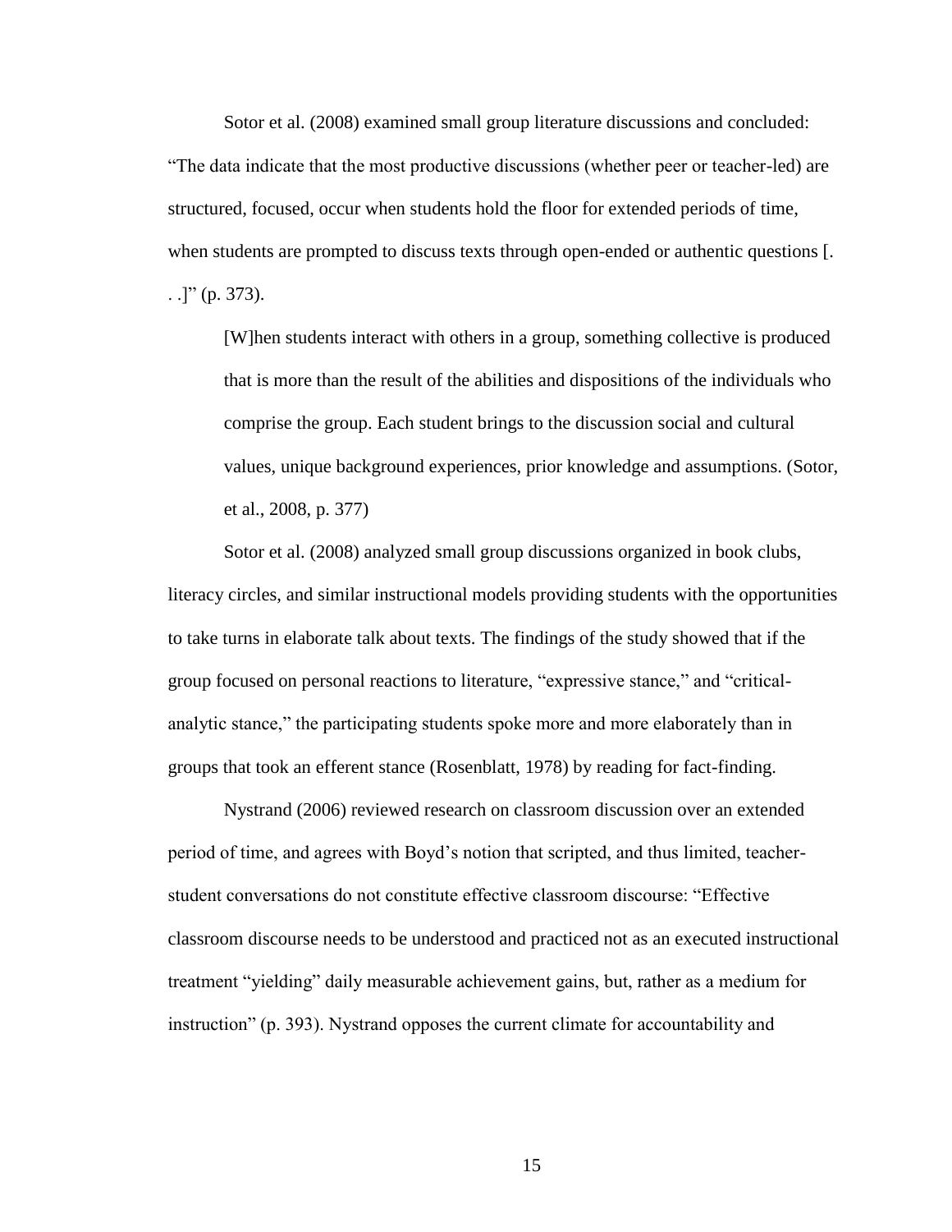Sotor et al. (2008) examined small group literature discussions and concluded: "The data indicate that the most productive discussions (whether peer or teacher-led) are structured, focused, occur when students hold the floor for extended periods of time, when students are prompted to discuss texts through open-ended or authentic questions [. . .]" (p. 373).

> [W]hen students interact with others in a group, something collective is produced that is more than the result of the abilities and dispositions of the individuals who comprise the group. Each student brings to the discussion social and cultural values, unique background experiences, prior knowledge and assumptions. (Sotor, et al., 2008, p. 377)

Sotor et al. (2008) analyzed small group discussions organized in book clubs, literacy circles, and similar instructional models providing students with the opportunities to take turns in elaborate talk about texts. The findings of the study showed that if the group focused on personal reactions to literature, "expressive stance," and "critical-analytic stance," the participating students spoke more and more elaborately than in groups that took an efferent stance (Rosenblatt, 1978) by reading for fact-finding.

Nystrand (2006) reviewed research on classroom discussion over an extended period of time, and agrees with Boyd's notion that scripted, and thus limited, teacher-student conversations do not constitute effective classroom discourse: "Effective classroom discourse needs to be understood and practiced not as an executed instructional treatment "yielding" daily measurable achievement gains, but, rather as a medium for instruction" (p. 393). Nystrand opposes the current climate for accountability and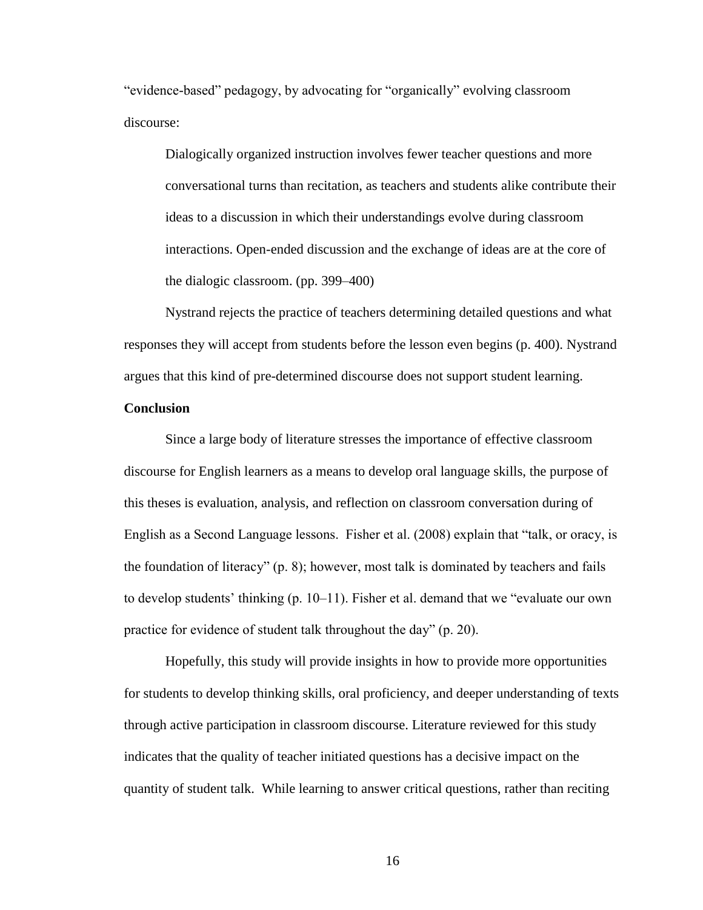"evidence-based" pedagogy, by advocating for "organically" evolving classroom discourse:

> Dialogically organized instruction involves fewer teacher questions and more conversational turns than recitation, as teachers and students alike contribute their ideas to a discussion in which their understandings evolve during classroom interactions. Open-ended discussion and the exchange of ideas are at the core of the dialogic classroom. (pp. 399–400)

Nystrand rejects the practice of teachers determining detailed questions and what responses they will accept from students before the lesson even begins (p. 400). Nystrand argues that this kind of pre-determined discourse does not support student learning.

**Conclusion**

Since a large body of literature stresses the importance of effective classroom discourse for English learners as a means to develop oral language skills, the purpose of this theses is evaluation, analysis, and reflection on classroom conversation during of English as a Second Language lessons. Fisher et al. (2008) explain that "talk, or oracy, is the foundation of literacy" (p. 8); however, most talk is dominated by teachers and fails to develop students' thinking (p. 10–11). Fisher et al. demand that we "evaluate our own practice for evidence of student talk throughout the day" (p. 20).

Hopefully, this study will provide insights in how to provide more opportunities for students to develop thinking skills, oral proficiency, and deeper understanding of texts through active participation in classroom discourse. Literature reviewed for this study indicates that the quality of teacher initiated questions has a decisive impact on the quantity of student talk. While learning to answer critical questions, rather than reciting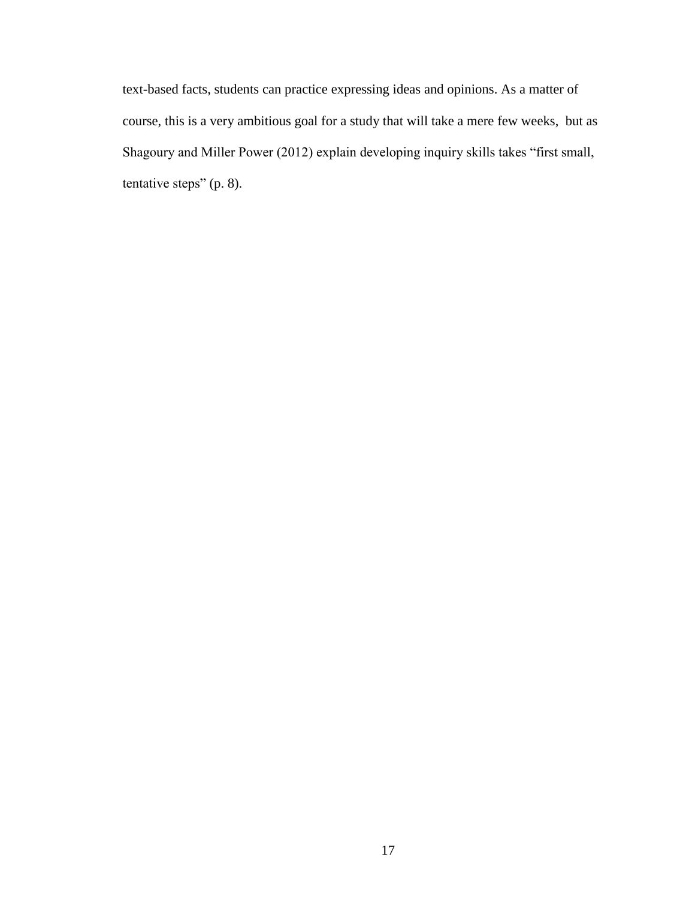text-based facts, students can practice expressing ideas and opinions. As a matter of course, this is a very ambitious goal for a study that will take a mere few weeks, but as Shagoury and Miller Power (2012) explain developing inquiry skills takes "first small, tentative steps" (p. 8).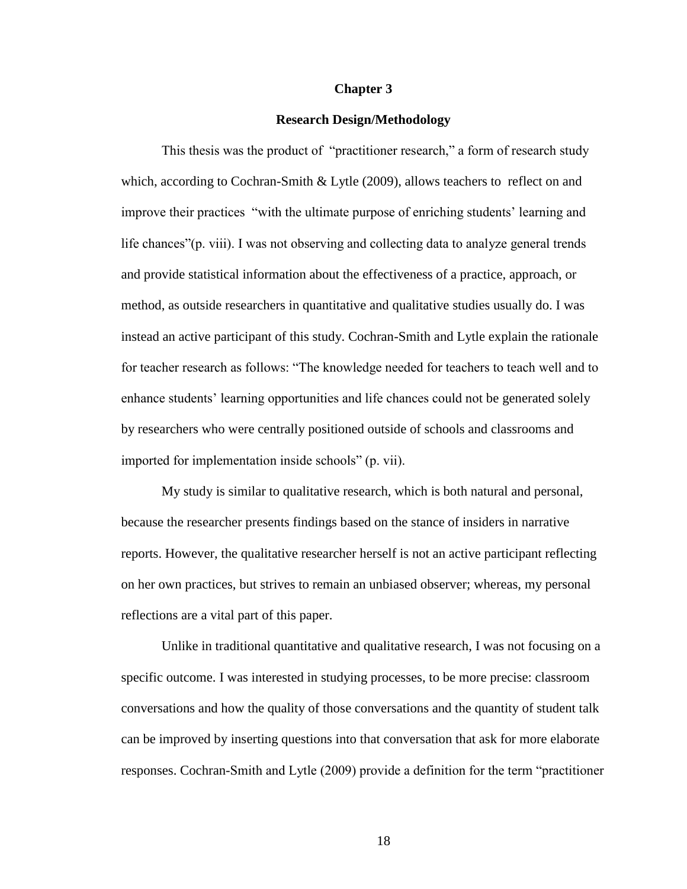# Chapter 3

## Research Design/Methodology

This thesis was the product of "practitioner research," a form of research study which, according to Cochran-Smith & Lytle (2009), allows teachers to reflect on and improve their practices "with the ultimate purpose of enriching students' learning and life chances"(p. viii). I was not observing and collecting data to analyze general trends and provide statistical information about the effectiveness of a practice, approach, or method, as outside researchers in quantitative and qualitative studies usually do. I was instead an active participant of this study. Cochran-Smith and Lytle explain the rationale for teacher research as follows: "The knowledge needed for teachers to teach well and to enhance students' learning opportunities and life chances could not be generated solely by researchers who were centrally positioned outside of schools and classrooms and imported for implementation inside schools" (p. vii).

My study is similar to qualitative research, which is both natural and personal, because the researcher presents findings based on the stance of insiders in narrative reports. However, the qualitative researcher herself is not an active participant reflecting on her own practices, but strives to remain an unbiased observer; whereas, my personal reflections are a vital part of this paper.

Unlike in traditional quantitative and qualitative research, I was not focusing on a specific outcome. I was interested in studying processes, to be more precise: classroom conversations and how the quality of those conversations and the quantity of student talk can be improved by inserting questions into that conversation that ask for more elaborate responses. Cochran-Smith and Lytle (2009) provide a definition for the term "practitioner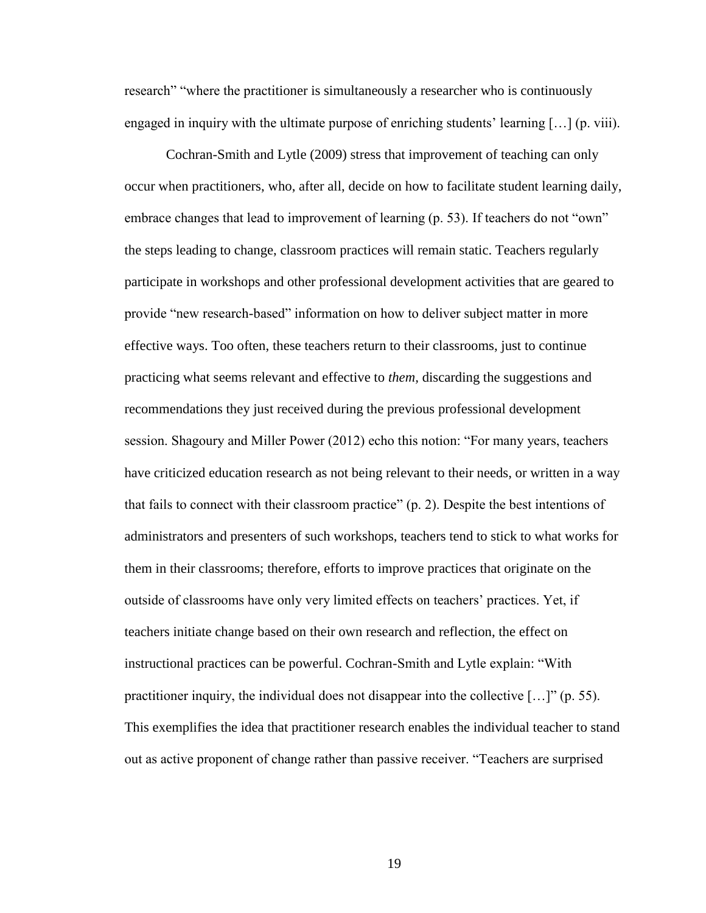research" "where the practitioner is simultaneously a researcher who is continuously engaged in inquiry with the ultimate purpose of enriching students' learning […] (p. viii).

Cochran-Smith and Lytle (2009) stress that improvement of teaching can only occur when practitioners, who, after all, decide on how to facilitate student learning daily, embrace changes that lead to improvement of learning (p. 53). If teachers do not "own" the steps leading to change, classroom practices will remain static. Teachers regularly participate in workshops and other professional development activities that are geared to provide "new research-based" information on how to deliver subject matter in more effective ways. Too often, these teachers return to their classrooms, just to continue practicing what seems relevant and effective to *them*, discarding the suggestions and recommendations they just received during the previous professional development session. Shagoury and Miller Power (2012) echo this notion: "For many years, teachers have criticized education research as not being relevant to their needs, or written in a way that fails to connect with their classroom practice" (p. 2). Despite the best intentions of administrators and presenters of such workshops, teachers tend to stick to what works for them in their classrooms; therefore, efforts to improve practices that originate on the outside of classrooms have only very limited effects on teachers' practices. Yet, if teachers initiate change based on their own research and reflection, the effect on instructional practices can be powerful. Cochran-Smith and Lytle explain: "With practitioner inquiry, the individual does not disappear into the collective […]" (p. 55). This exemplifies the idea that practitioner research enables the individual teacher to stand out as active proponent of change rather than passive receiver. "Teachers are surprised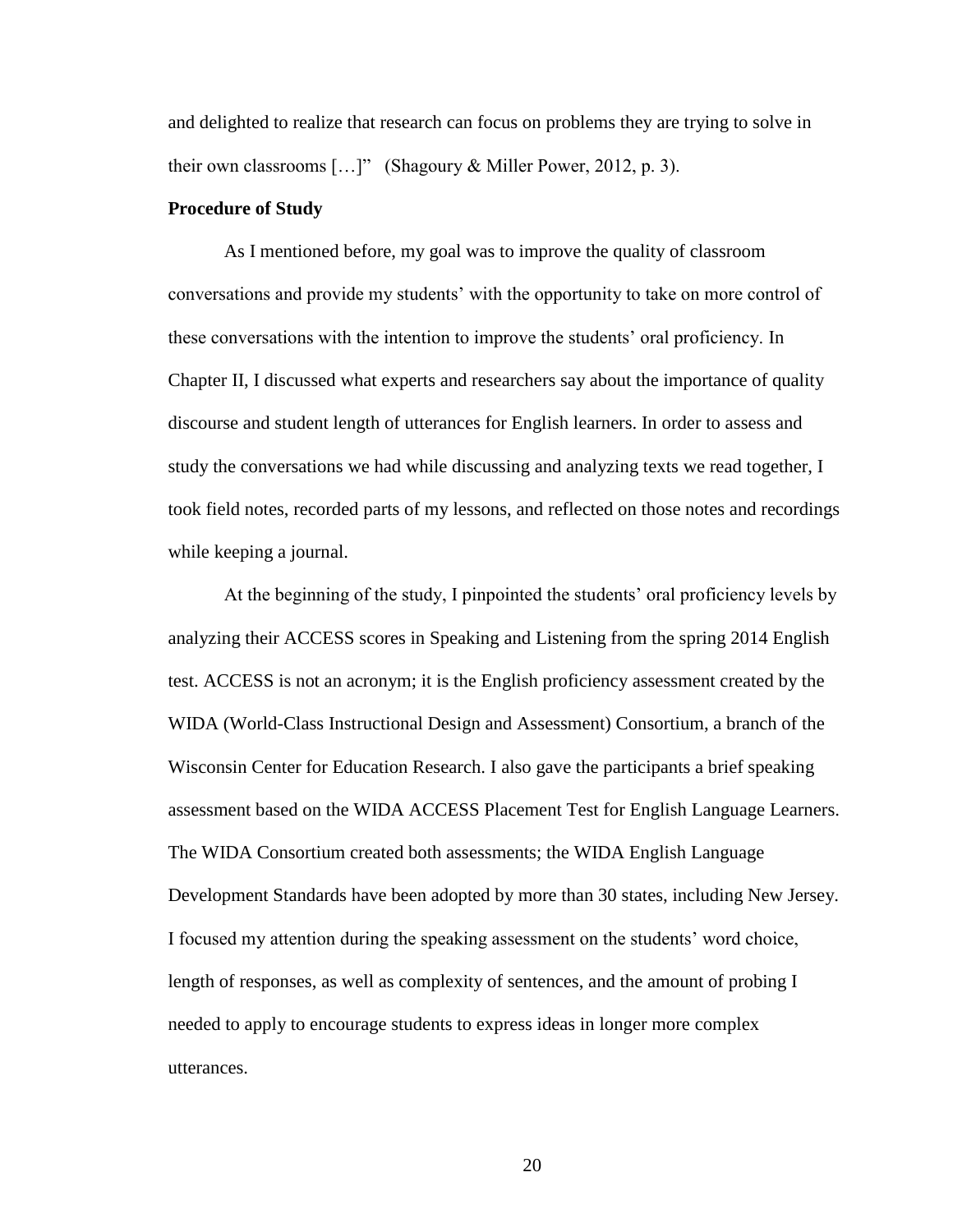and delighted to realize that research can focus on problems they are trying to solve in their own classrooms […]" (Shagoury & Miller Power, 2012, p. 3).

**Procedure of Study**

As I mentioned before, my goal was to improve the quality of classroom conversations and provide my students' with the opportunity to take on more control of these conversations with the intention to improve the students' oral proficiency. In Chapter II, I discussed what experts and researchers say about the importance of quality discourse and student length of utterances for English learners. In order to assess and study the conversations we had while discussing and analyzing texts we read together, I took field notes, recorded parts of my lessons, and reflected on those notes and recordings while keeping a journal.

At the beginning of the study, I pinpointed the students' oral proficiency levels by analyzing their ACCESS scores in Speaking and Listening from the spring 2014 English test. ACCESS is not an acronym; it is the English proficiency assessment created by the WIDA (World-Class Instructional Design and Assessment) Consortium, a branch of the Wisconsin Center for Education Research. I also gave the participants a brief speaking assessment based on the WIDA ACCESS Placement Test for English Language Learners. The WIDA Consortium created both assessments; the WIDA English Language Development Standards have been adopted by more than 30 states, including New Jersey. I focused my attention during the speaking assessment on the students' word choice, length of responses, as well as complexity of sentences, and the amount of probing I needed to apply to encourage students to express ideas in longer more complex utterances.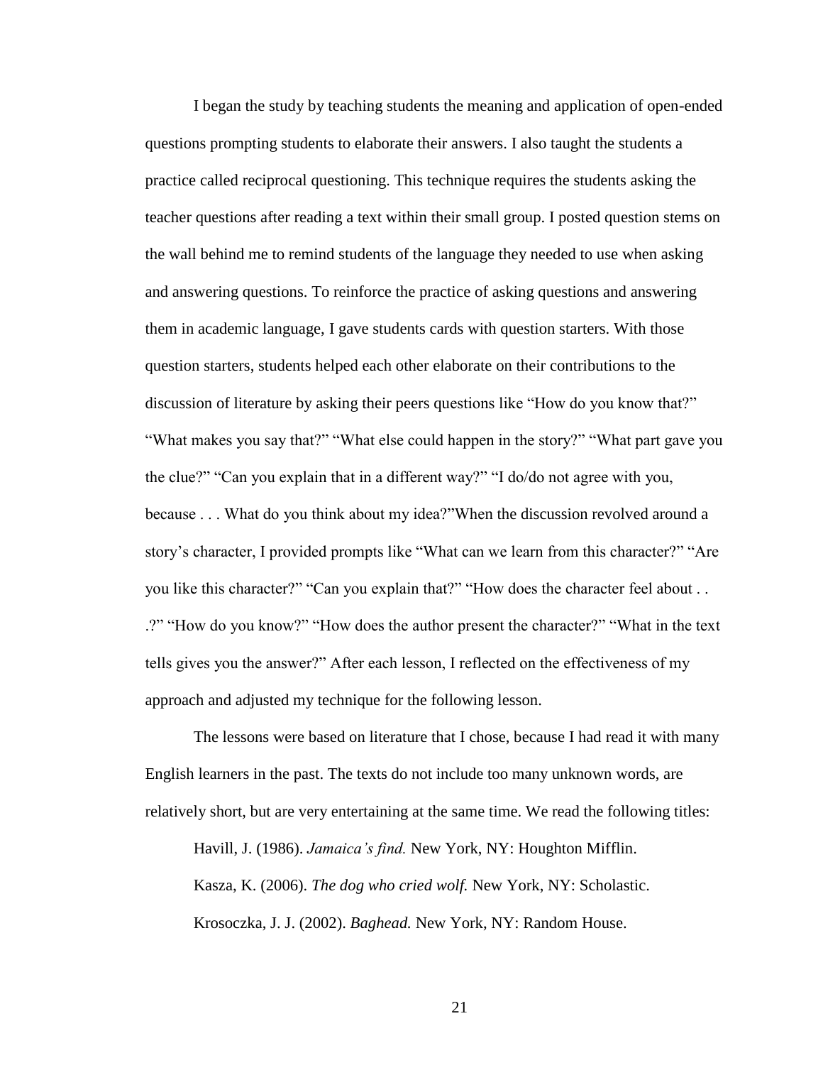I began the study by teaching students the meaning and application of open-ended questions prompting students to elaborate their answers. I also taught the students a practice called reciprocal questioning. This technique requires the students asking the teacher questions after reading a text within their small group. I posted question stems on the wall behind me to remind students of the language they needed to use when asking and answering questions. To reinforce the practice of asking questions and answering them in academic language, I gave students cards with question starters. With those question starters, students helped each other elaborate on their contributions to the discussion of literature by asking their peers questions like "How do you know that?" "What makes you say that?" "What else could happen in the story?" "What part gave you the clue?" "Can you explain that in a different way?" "I do/do not agree with you, because . . . What do you think about my idea?"When the discussion revolved around a story's character, I provided prompts like "What can we learn from this character?" "Are you like this character?" "Can you explain that?" "How does the character feel about . . .?" "How do you know?" "How does the author present the character?" "What in the text tells gives you the answer?" After each lesson, I reflected on the effectiveness of my approach and adjusted my technique for the following lesson.

The lessons were based on literature that I chose, because I had read it with many English learners in the past. The texts do not include too many unknown words, are relatively short, but are very entertaining at the same time. We read the following titles:

Havill, J. (1986). *Jamaica's find.* New York, NY: Houghton Mifflin.

Kasza, K. (2006). *The dog who cried wolf.* New York, NY: Scholastic.

Krosoczka, J. J. (2002). *Baghead.* New York, NY: Random House.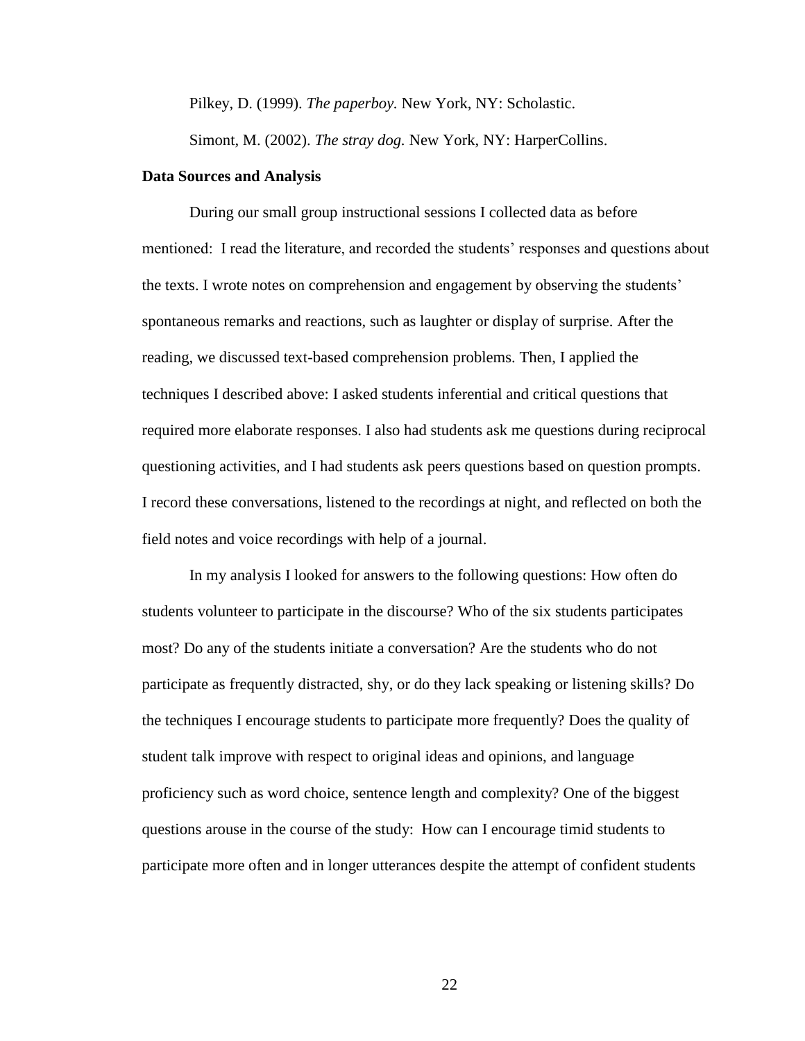Pilkey, D. (1999). *The paperboy.* New York, NY: Scholastic.

Simont, M. (2002). *The stray dog.* New York, NY: HarperCollins.

**Data Sources and Analysis**

During our small group instructional sessions I collected data as before mentioned: I read the literature, and recorded the students' responses and questions about the texts. I wrote notes on comprehension and engagement by observing the students' spontaneous remarks and reactions, such as laughter or display of surprise. After the reading, we discussed text-based comprehension problems. Then, I applied the techniques I described above: I asked students inferential and critical questions that required more elaborate responses. I also had students ask me questions during reciprocal questioning activities, and I had students ask peers questions based on question prompts. I record these conversations, listened to the recordings at night, and reflected on both the field notes and voice recordings with help of a journal.

In my analysis I looked for answers to the following questions: How often do students volunteer to participate in the discourse? Who of the six students participates most? Do any of the students initiate a conversation? Are the students who do not participate as frequently distracted, shy, or do they lack speaking or listening skills? Do the techniques I encourage students to participate more frequently? Does the quality of student talk improve with respect to original ideas and opinions, and language proficiency such as word choice, sentence length and complexity? One of the biggest questions arouse in the course of the study: How can I encourage timid students to participate more often and in longer utterances despite the attempt of confident students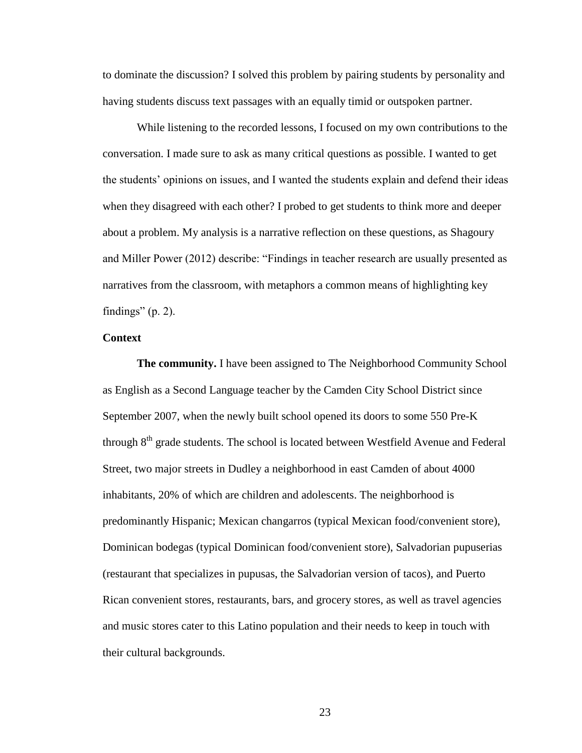to dominate the discussion? I solved this problem by pairing students by personality and having students discuss text passages with an equally timid or outspoken partner.

While listening to the recorded lessons, I focused on my own contributions to the conversation. I made sure to ask as many critical questions as possible. I wanted to get the students' opinions on issues, and I wanted the students explain and defend their ideas when they disagreed with each other? I probed to get students to think more and deeper about a problem. My analysis is a narrative reflection on these questions, as Shagoury and Miller Power (2012) describe: "Findings in teacher research are usually presented as narratives from the classroom, with metaphors a common means of highlighting key findings" (p. 2).

**Context**

**The community.** I have been assigned to The Neighborhood Community School as English as a Second Language teacher by the Camden City School District since September 2007, when the newly built school opened its doors to some 550 Pre-K through 8th grade students. The school is located between Westfield Avenue and Federal Street, two major streets in Dudley a neighborhood in east Camden of about 4000 inhabitants, 20% of which are children and adolescents. The neighborhood is predominantly Hispanic; Mexican changarros (typical Mexican food/convenient store), Dominican bodegas (typical Dominican food/convenient store), Salvadorian pupuserias (restaurant that specializes in pupusas, the Salvadorian version of tacos), and Puerto Rican convenient stores, restaurants, bars, and grocery stores, as well as travel agencies and music stores cater to this Latino population and their needs to keep in touch with their cultural backgrounds.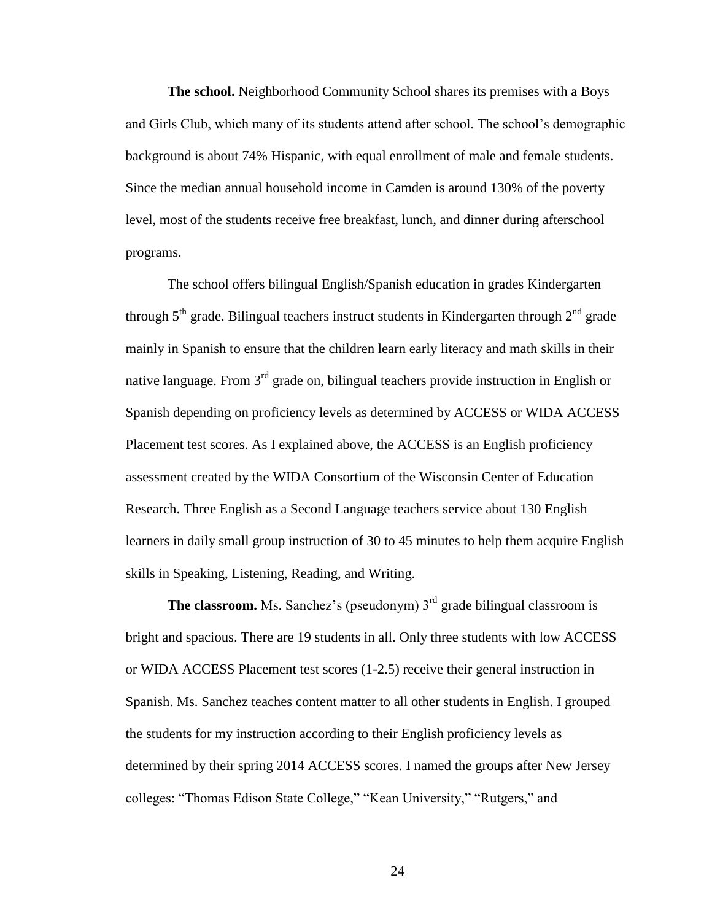**The school.** Neighborhood Community School shares its premises with a Boys and Girls Club, which many of its students attend after school. The school's demographic background is about 74% Hispanic, with equal enrollment of male and female students. Since the median annual household income in Camden is around 130% of the poverty level, most of the students receive free breakfast, lunch, and dinner during afterschool programs.

The school offers bilingual English/Spanish education in grades Kindergarten through 5th grade. Bilingual teachers instruct students in Kindergarten through 2nd grade mainly in Spanish to ensure that the children learn early literacy and math skills in their native language. From 3rd grade on, bilingual teachers provide instruction in English or Spanish depending on proficiency levels as determined by ACCESS or WIDA ACCESS Placement test scores. As I explained above, the ACCESS is an English proficiency assessment created by the WIDA Consortium of the Wisconsin Center of Education Research. Three English as a Second Language teachers service about 130 English learners in daily small group instruction of 30 to 45 minutes to help them acquire English skills in Speaking, Listening, Reading, and Writing.

**The classroom.** Ms. Sanchez's (pseudonym) 3rd grade bilingual classroom is bright and spacious. There are 19 students in all. Only three students with low ACCESS or WIDA ACCESS Placement test scores (1-2.5) receive their general instruction in Spanish. Ms. Sanchez teaches content matter to all other students in English. I grouped the students for my instruction according to their English proficiency levels as determined by their spring 2014 ACCESS scores. I named the groups after New Jersey colleges: "Thomas Edison State College," "Kean University," "Rutgers," and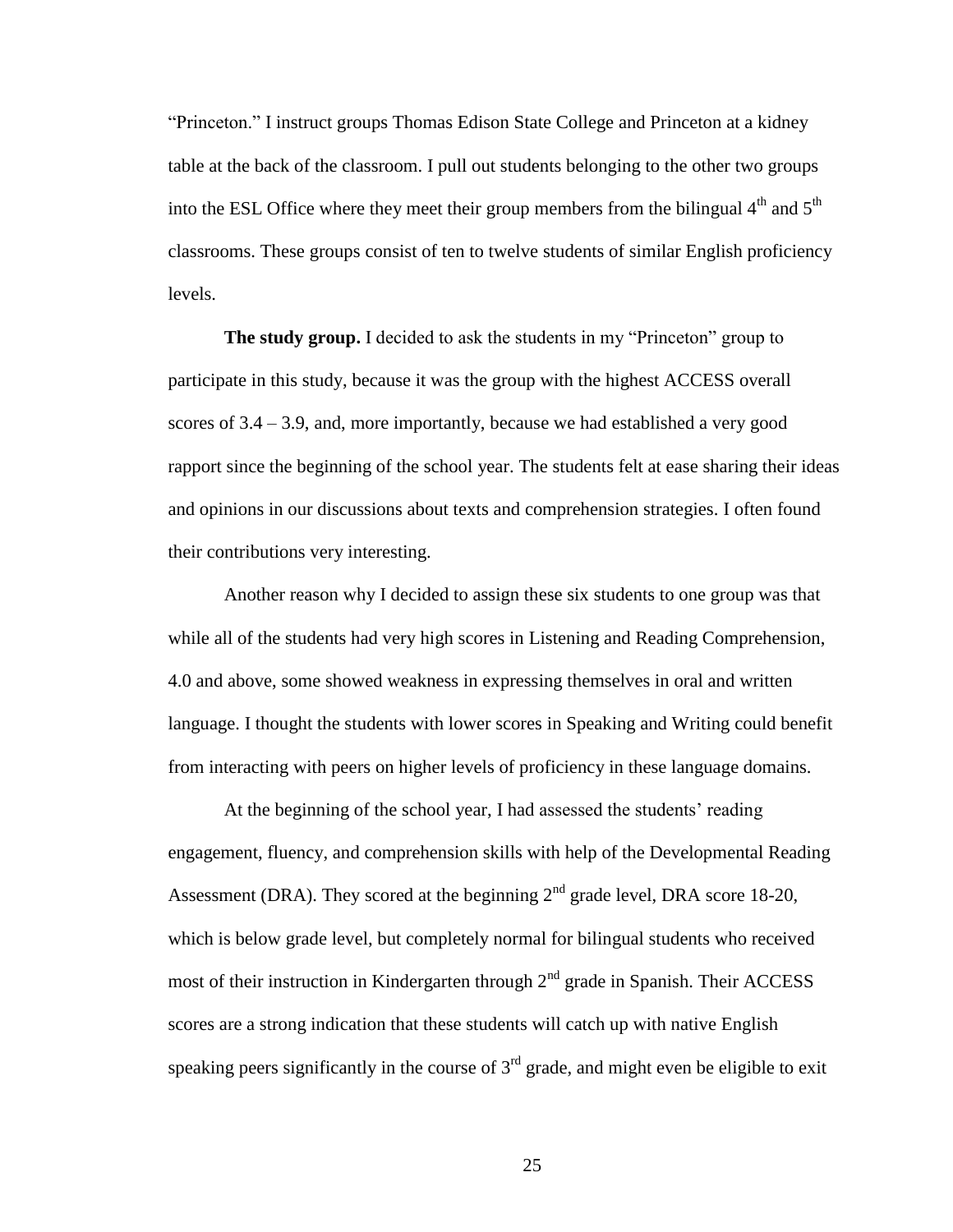"Princeton." I instruct groups Thomas Edison State College and Princeton at a kidney table at the back of the classroom. I pull out students belonging to the other two groups into the ESL Office where they meet their group members from the bilingual 4th and 5th classrooms. These groups consist of ten to twelve students of similar English proficiency levels.

**The study group.** I decided to ask the students in my "Princeton" group to participate in this study, because it was the group with the highest ACCESS overall scores of 3.4 – 3.9, and, more importantly, because we had established a very good rapport since the beginning of the school year. The students felt at ease sharing their ideas and opinions in our discussions about texts and comprehension strategies. I often found their contributions very interesting.

Another reason why I decided to assign these six students to one group was that while all of the students had very high scores in Listening and Reading Comprehension, 4.0 and above, some showed weakness in expressing themselves in oral and written language. I thought the students with lower scores in Speaking and Writing could benefit from interacting with peers on higher levels of proficiency in these language domains.

At the beginning of the school year, I had assessed the students' reading engagement, fluency, and comprehension skills with help of the Developmental Reading Assessment (DRA). They scored at the beginning 2nd grade level, DRA score 18-20, which is below grade level, but completely normal for bilingual students who received most of their instruction in Kindergarten through 2nd grade in Spanish. Their ACCESS scores are a strong indication that these students will catch up with native English speaking peers significantly in the course of 3rd grade, and might even be eligible to exit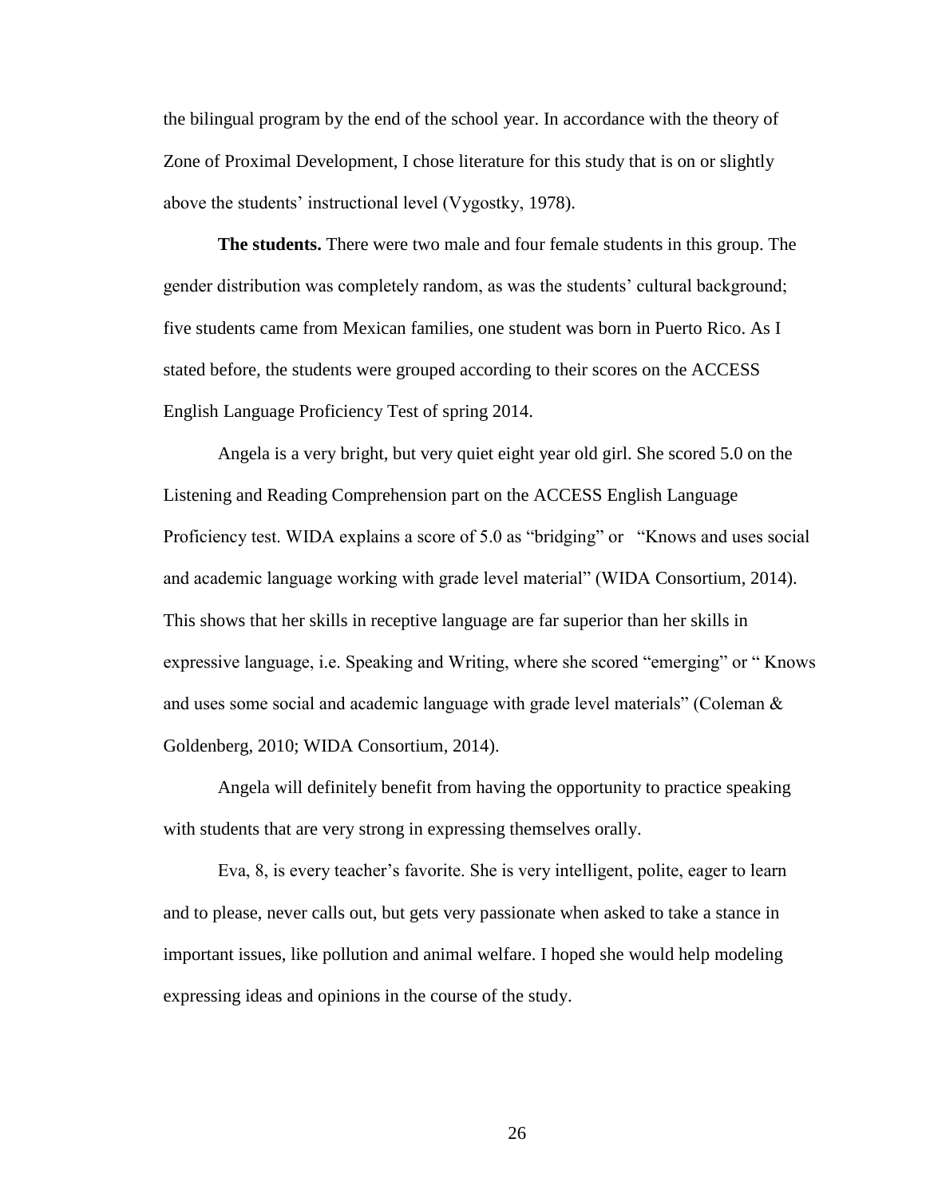the bilingual program by the end of the school year. In accordance with the theory of Zone of Proximal Development, I chose literature for this study that is on or slightly above the students' instructional level (Vygostky, 1978).

**The students.** There were two male and four female students in this group. The gender distribution was completely random, as was the students' cultural background; five students came from Mexican families, one student was born in Puerto Rico. As I stated before, the students were grouped according to their scores on the ACCESS English Language Proficiency Test of spring 2014.

Angela is a very bright, but very quiet eight year old girl. She scored 5.0 on the Listening and Reading Comprehension part on the ACCESS English Language Proficiency test. WIDA explains a score of 5.0 as "bridging" or "Knows and uses social and academic language working with grade level material" (WIDA Consortium, 2014). This shows that her skills in receptive language are far superior than her skills in expressive language, i.e. Speaking and Writing, where she scored "emerging" or " Knows and uses some social and academic language with grade level materials" (Coleman & Goldenberg, 2010; WIDA Consortium, 2014).

Angela will definitely benefit from having the opportunity to practice speaking with students that are very strong in expressing themselves orally.

Eva, 8, is every teacher's favorite. She is very intelligent, polite, eager to learn and to please, never calls out, but gets very passionate when asked to take a stance in important issues, like pollution and animal welfare. I hoped she would help modeling expressing ideas and opinions in the course of the study.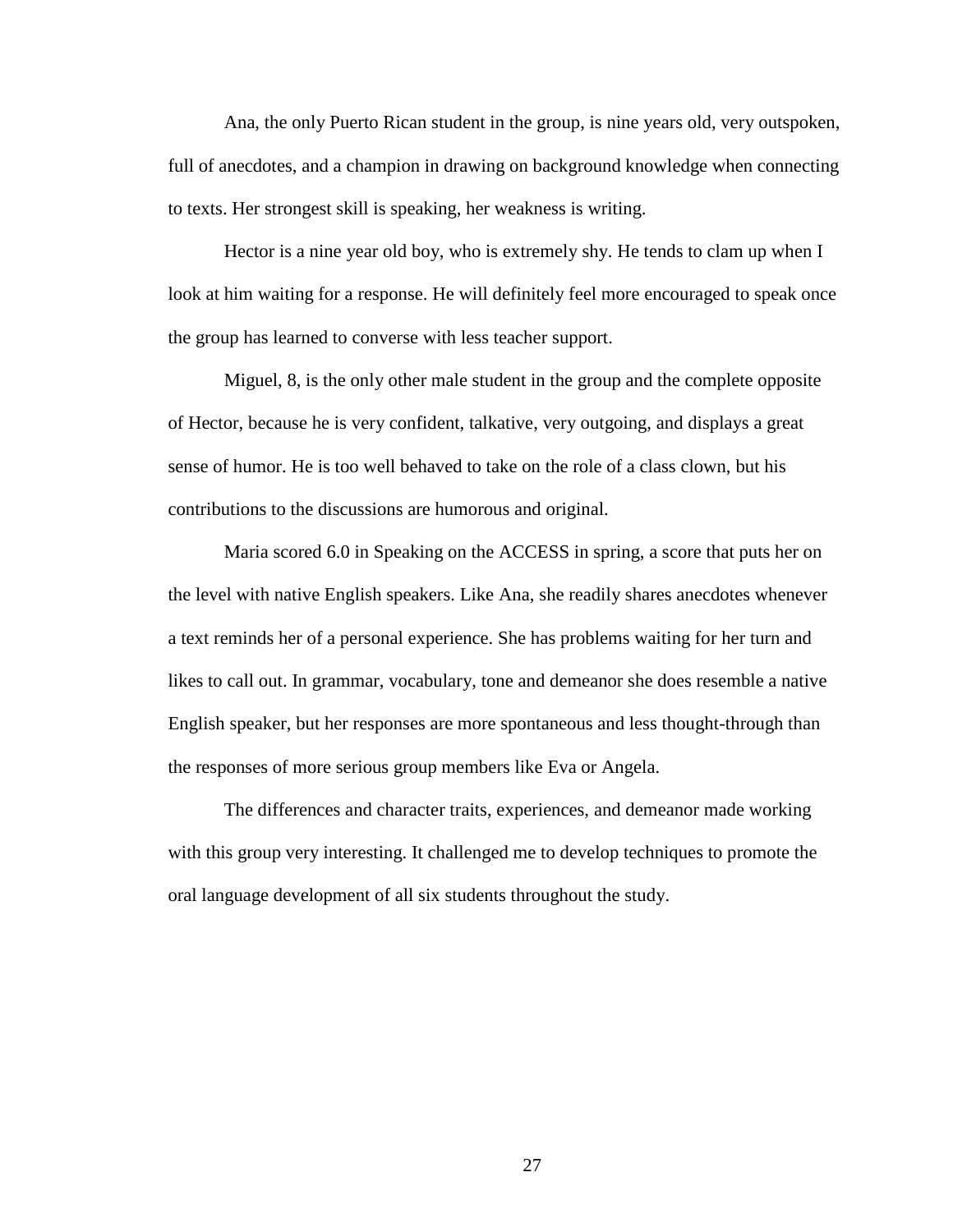Ana, the only Puerto Rican student in the group, is nine years old, very outspoken, full of anecdotes, and a champion in drawing on background knowledge when connecting to texts. Her strongest skill is speaking, her weakness is writing.

Hector is a nine year old boy, who is extremely shy. He tends to clam up when I look at him waiting for a response. He will definitely feel more encouraged to speak once the group has learned to converse with less teacher support.

Miguel, 8, is the only other male student in the group and the complete opposite of Hector, because he is very confident, talkative, very outgoing, and displays a great sense of humor. He is too well behaved to take on the role of a class clown, but his contributions to the discussions are humorous and original.

Maria scored 6.0 in Speaking on the ACCESS in spring, a score that puts her on the level with native English speakers. Like Ana, she readily shares anecdotes whenever a text reminds her of a personal experience. She has problems waiting for her turn and likes to call out. In grammar, vocabulary, tone and demeanor she does resemble a native English speaker, but her responses are more spontaneous and less thought-through than the responses of more serious group members like Eva or Angela.

The differences and character traits, experiences, and demeanor made working with this group very interesting. It challenged me to develop techniques to promote the oral language development of all six students throughout the study.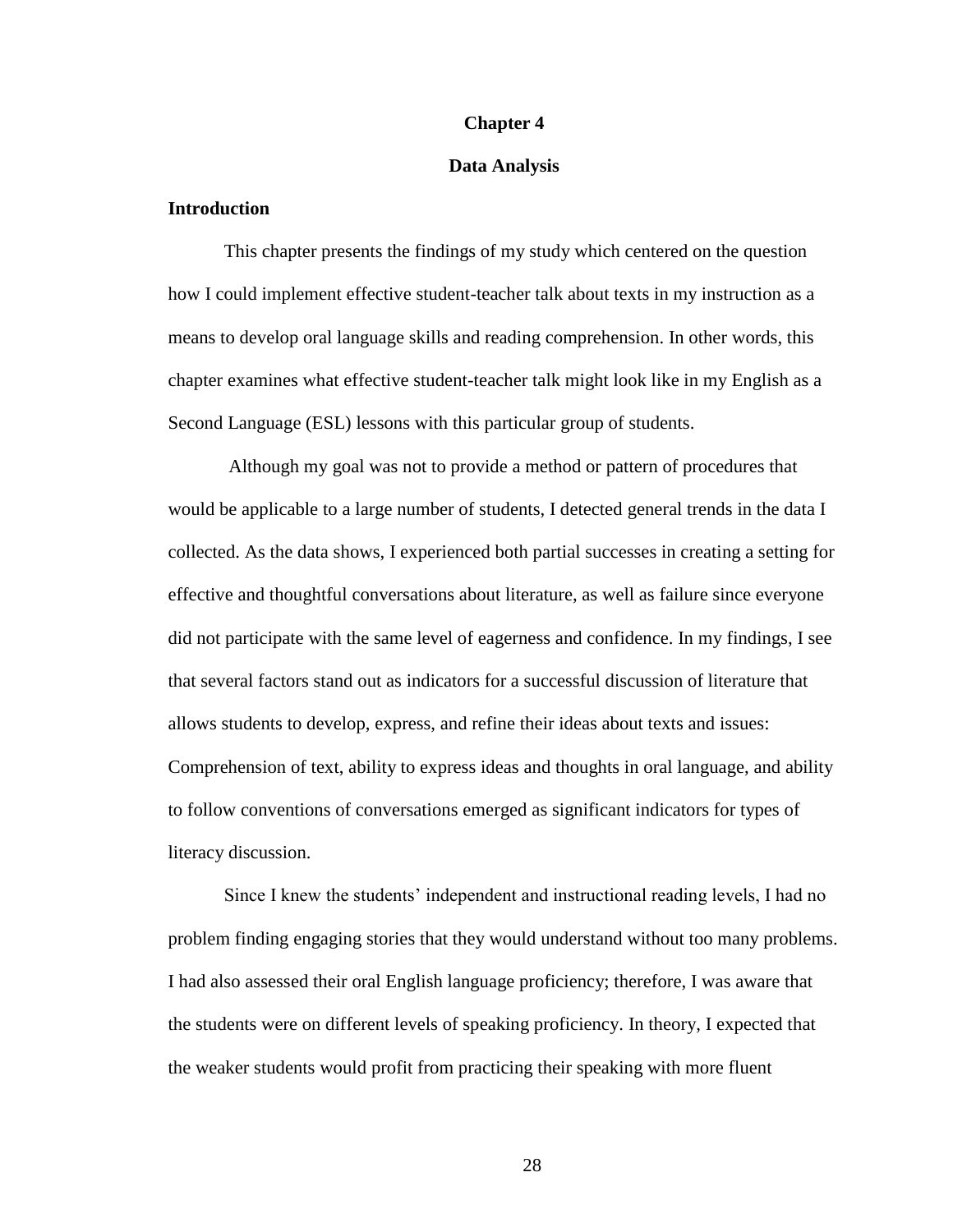# Chapter 4

## Data Analysis

### Introduction

This chapter presents the findings of my study which centered on the question how I could implement effective student-teacher talk about texts in my instruction as a means to develop oral language skills and reading comprehension. In other words, this chapter examines what effective student-teacher talk might look like in my English as a Second Language (ESL) lessons with this particular group of students.

Although my goal was not to provide a method or pattern of procedures that would be applicable to a large number of students, I detected general trends in the data I collected. As the data shows, I experienced both partial successes in creating a setting for effective and thoughtful conversations about literature, as well as failure since everyone did not participate with the same level of eagerness and confidence. In my findings, I see that several factors stand out as indicators for a successful discussion of literature that allows students to develop, express, and refine their ideas about texts and issues: Comprehension of text, ability to express ideas and thoughts in oral language, and ability to follow conventions of conversations emerged as significant indicators for types of literacy discussion.

Since I knew the students' independent and instructional reading levels, I had no problem finding engaging stories that they would understand without too many problems. I had also assessed their oral English language proficiency; therefore, I was aware that the students were on different levels of speaking proficiency. In theory, I expected that the weaker students would profit from practicing their speaking with more fluent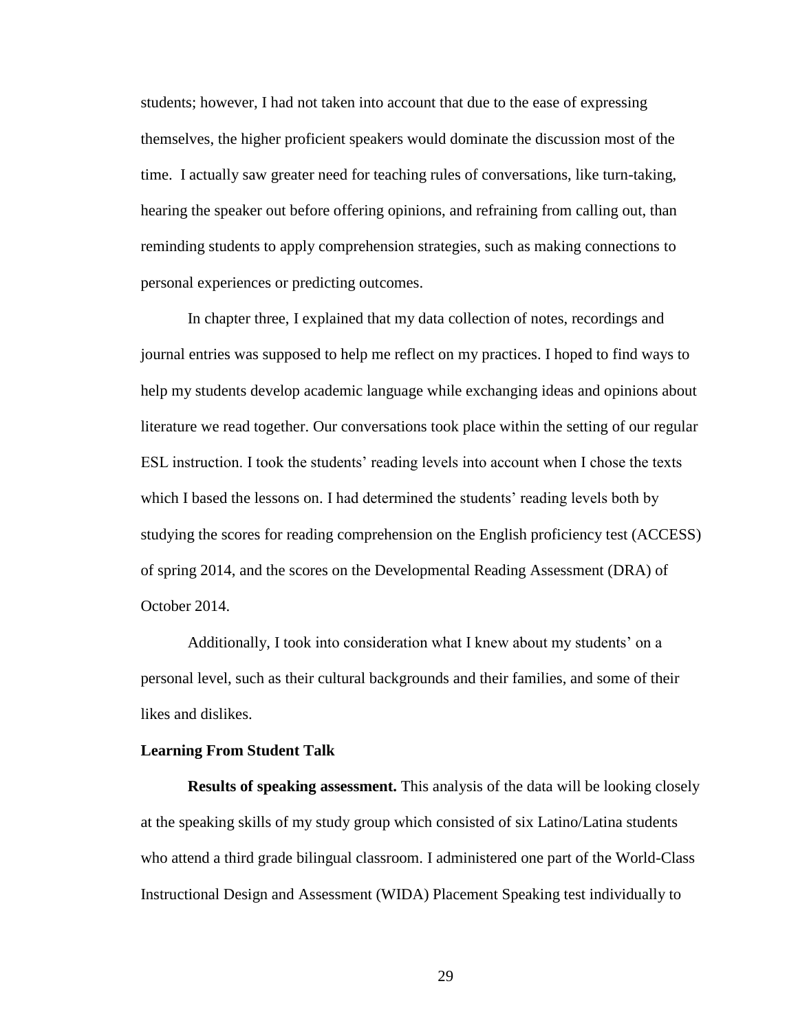students; however, I had not taken into account that due to the ease of expressing themselves, the higher proficient speakers would dominate the discussion most of the time. I actually saw greater need for teaching rules of conversations, like turn-taking, hearing the speaker out before offering opinions, and refraining from calling out, than reminding students to apply comprehension strategies, such as making connections to personal experiences or predicting outcomes.

In chapter three, I explained that my data collection of notes, recordings and journal entries was supposed to help me reflect on my practices. I hoped to find ways to help my students develop academic language while exchanging ideas and opinions about literature we read together. Our conversations took place within the setting of our regular ESL instruction. I took the students' reading levels into account when I chose the texts which I based the lessons on. I had determined the students' reading levels both by studying the scores for reading comprehension on the English proficiency test (ACCESS) of spring 2014, and the scores on the Developmental Reading Assessment (DRA) of October 2014.

Additionally, I took into consideration what I knew about my students' on a personal level, such as their cultural backgrounds and their families, and some of their likes and dislikes.

### Learning From Student Talk

**Results of speaking assessment.** This analysis of the data will be looking closely at the speaking skills of my study group which consisted of six Latino/Latina students who attend a third grade bilingual classroom. I administered one part of the World-Class Instructional Design and Assessment (WIDA) Placement Speaking test individually to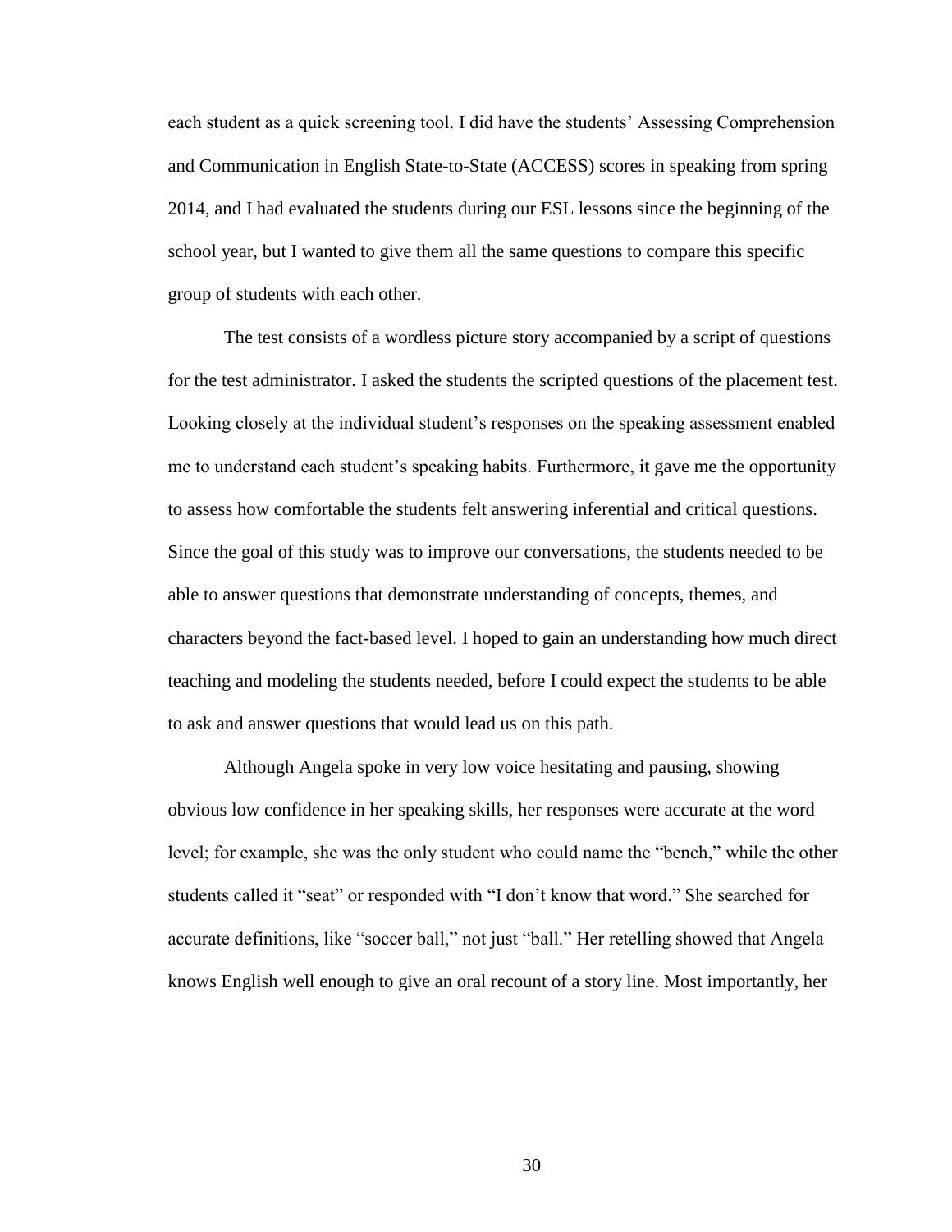each student as a quick screening tool. I did have the students' Assessing Comprehension and Communication in English State-to-State (ACCESS) scores in speaking from spring 2014, and I had evaluated the students during our ESL lessons since the beginning of the school year, but I wanted to give them all the same questions to compare this specific group of students with each other.

The test consists of a wordless picture story accompanied by a script of questions for the test administrator. I asked the students the scripted questions of the placement test. Looking closely at the individual student's responses on the speaking assessment enabled me to understand each student's speaking habits. Furthermore, it gave me the opportunity to assess how comfortable the students felt answering inferential and critical questions. Since the goal of this study was to improve our conversations, the students needed to be able to answer questions that demonstrate understanding of concepts, themes, and characters beyond the fact-based level. I hoped to gain an understanding how much direct teaching and modeling the students needed, before I could expect the students to be able to ask and answer questions that would lead us on this path.

Although Angela spoke in very low voice hesitating and pausing, showing obvious low confidence in her speaking skills, her responses were accurate at the word level; for example, she was the only student who could name the "bench," while the other students called it "seat" or responded with "I don't know that word." She searched for accurate definitions, like "soccer ball," not just "ball." Her retelling showed that Angela knows English well enough to give an oral recount of a story line. Most importantly, her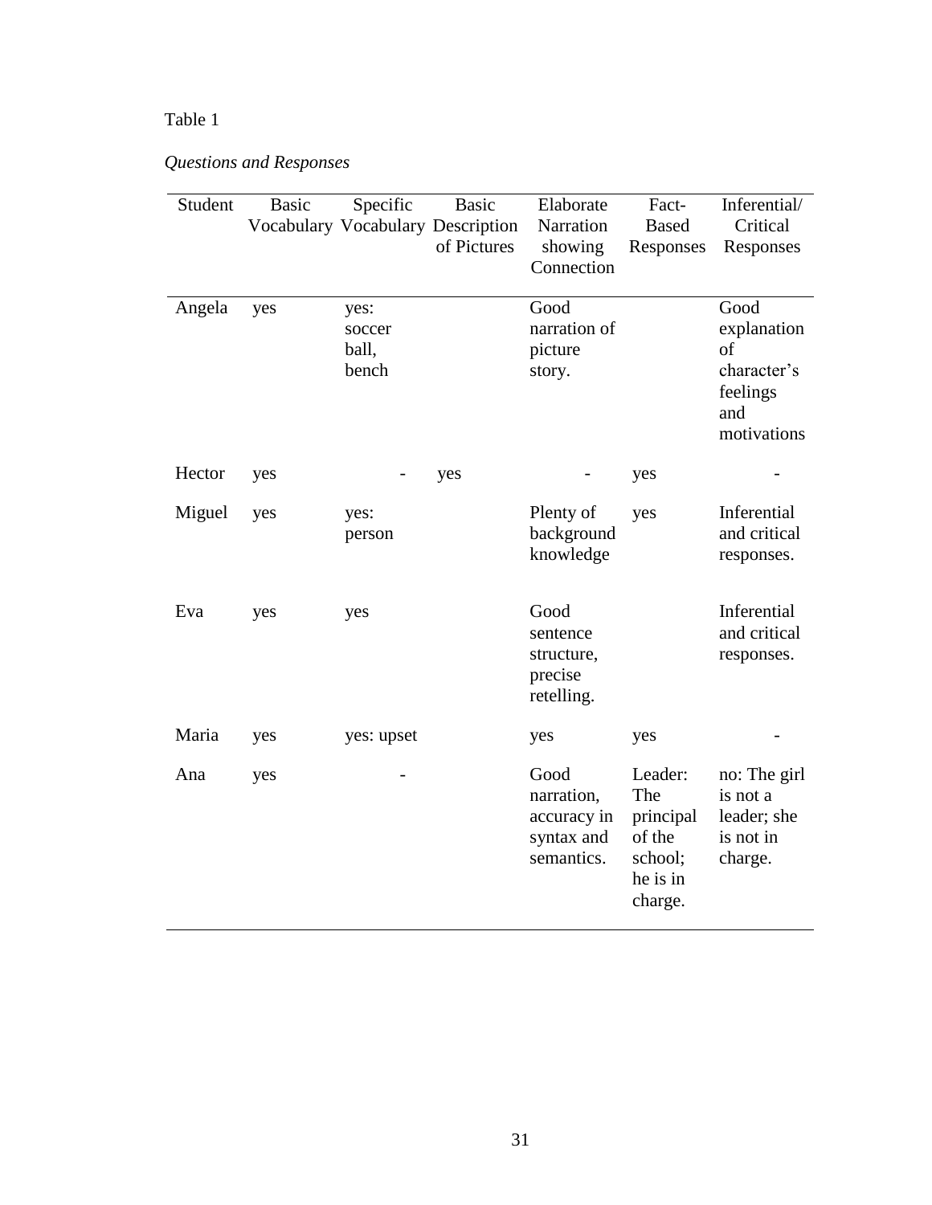Table 1

*Questions and Responses*

| Student | Basic Vocabulary | Specific Vocabulary | Basic Description of Pictures | Elaborate Narration showing Connection | Fact-Based Responses | Inferential/ Critical Responses |
|---|---|---|---|---|---|---|
| Angela | yes | yes: soccer ball, bench | | Good narration of picture story. | | Good explanation of character's feelings and motivations |
| Hector | yes | - | yes | - | yes | - |
| Miguel | yes | yes: person | | Plenty of background knowledge | yes | Inferential and critical responses. |
| Eva | yes | yes | | Good sentence structure, precise retelling. | | Inferential and critical responses. |
| Maria | yes | yes: upset | | yes | yes | - |
| Ana | yes | - | | Good narration, accuracy in syntax and semantics. | Leader: The principal of the school; he is in charge. | no: The girl is not a leader; she is not in charge. |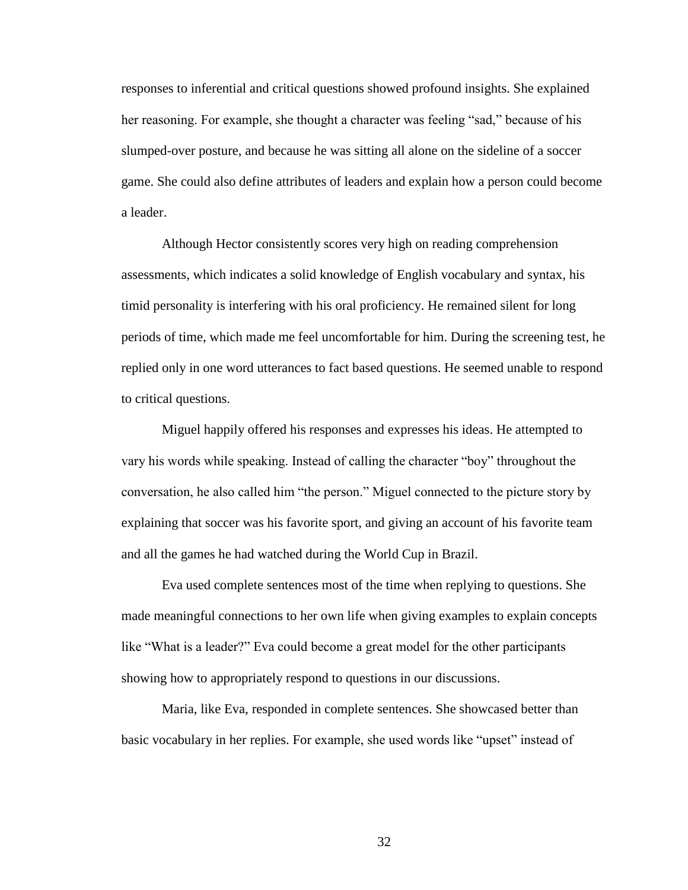responses to inferential and critical questions showed profound insights. She explained her reasoning. For example, she thought a character was feeling "sad," because of his slumped-over posture, and because he was sitting all alone on the sideline of a soccer game. She could also define attributes of leaders and explain how a person could become a leader.

Although Hector consistently scores very high on reading comprehension assessments, which indicates a solid knowledge of English vocabulary and syntax, his timid personality is interfering with his oral proficiency. He remained silent for long periods of time, which made me feel uncomfortable for him. During the screening test, he replied only in one word utterances to fact based questions. He seemed unable to respond to critical questions.

Miguel happily offered his responses and expresses his ideas. He attempted to vary his words while speaking. Instead of calling the character "boy" throughout the conversation, he also called him "the person." Miguel connected to the picture story by explaining that soccer was his favorite sport, and giving an account of his favorite team and all the games he had watched during the World Cup in Brazil.

Eva used complete sentences most of the time when replying to questions. She made meaningful connections to her own life when giving examples to explain concepts like "What is a leader?" Eva could become a great model for the other participants showing how to appropriately respond to questions in our discussions.

Maria, like Eva, responded in complete sentences. She showcased better than basic vocabulary in her replies. For example, she used words like "upset" instead of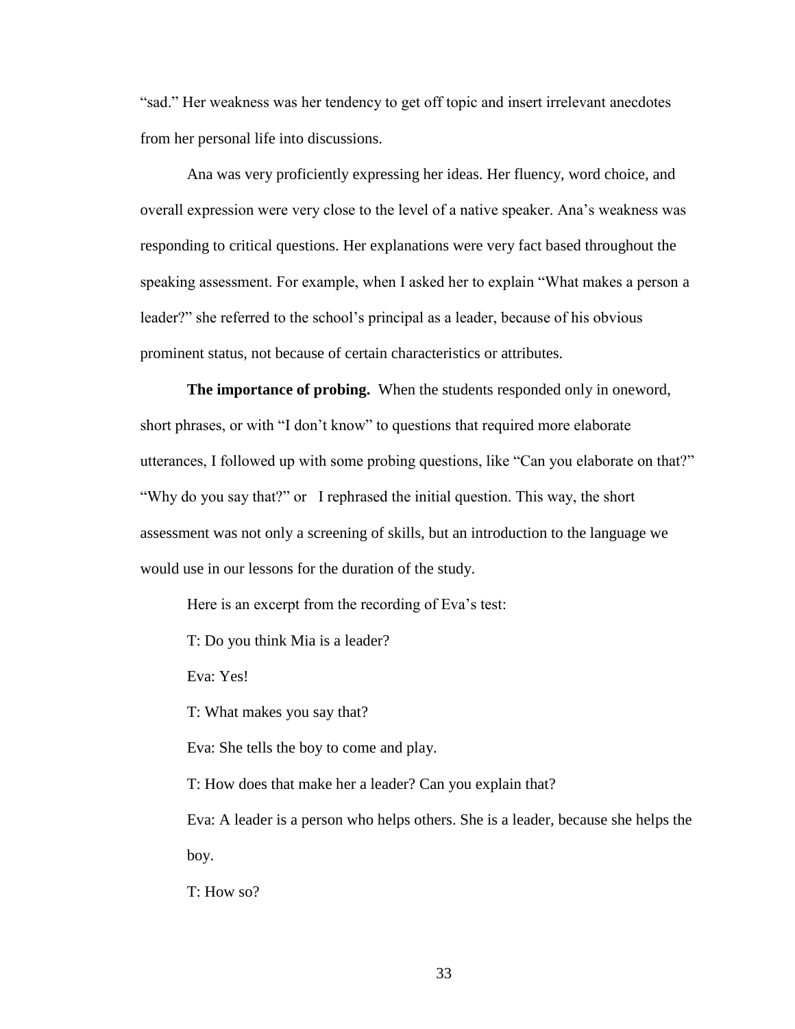"sad." Her weakness was her tendency to get off topic and insert irrelevant anecdotes from her personal life into discussions.

Ana was very proficiently expressing her ideas. Her fluency, word choice, and overall expression were very close to the level of a native speaker. Ana's weakness was responding to critical questions. Her explanations were very fact based throughout the speaking assessment. For example, when I asked her to explain "What makes a person a leader?" she referred to the school's principal as a leader, because of his obvious prominent status, not because of certain characteristics or attributes.

**The importance of probing.** When the students responded only in oneword, short phrases, or with "I don't know" to questions that required more elaborate utterances, I followed up with some probing questions, like "Can you elaborate on that?" "Why do you say that?" or I rephrased the initial question. This way, the short assessment was not only a screening of skills, but an introduction to the language we would use in our lessons for the duration of the study.

Here is an excerpt from the recording of Eva's test:

T: Do you think Mia is a leader?

Eva: Yes!

T: What makes you say that?

Eva: She tells the boy to come and play.

T: How does that make her a leader? Can you explain that?

Eva: A leader is a person who helps others. She is a leader, because she helps the boy.

T: How so?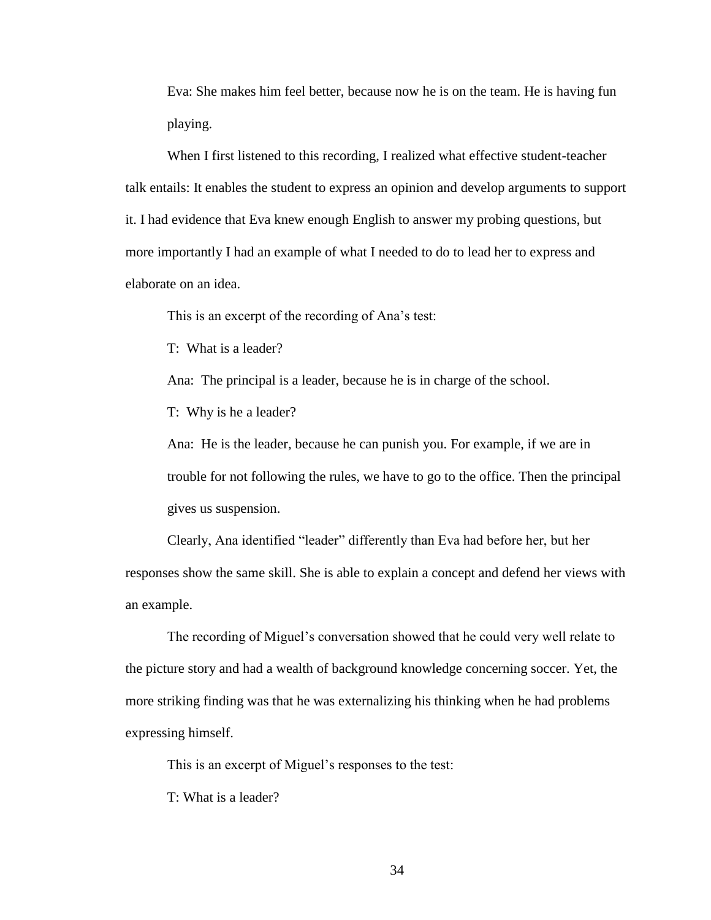Eva: She makes him feel better, because now he is on the team. He is having fun playing.

When I first listened to this recording, I realized what effective student-teacher talk entails: It enables the student to express an opinion and develop arguments to support it. I had evidence that Eva knew enough English to answer my probing questions, but more importantly I had an example of what I needed to do to lead her to express and elaborate on an idea.

This is an excerpt of the recording of Ana's test:

T: What is a leader?

Ana: The principal is a leader, because he is in charge of the school.

T: Why is he a leader?

Ana: He is the leader, because he can punish you. For example, if we are in trouble for not following the rules, we have to go to the office. Then the principal gives us suspension.

Clearly, Ana identified "leader" differently than Eva had before her, but her responses show the same skill. She is able to explain a concept and defend her views with an example.

The recording of Miguel's conversation showed that he could very well relate to the picture story and had a wealth of background knowledge concerning soccer. Yet, the more striking finding was that he was externalizing his thinking when he had problems expressing himself.

This is an excerpt of Miguel's responses to the test:

T: What is a leader?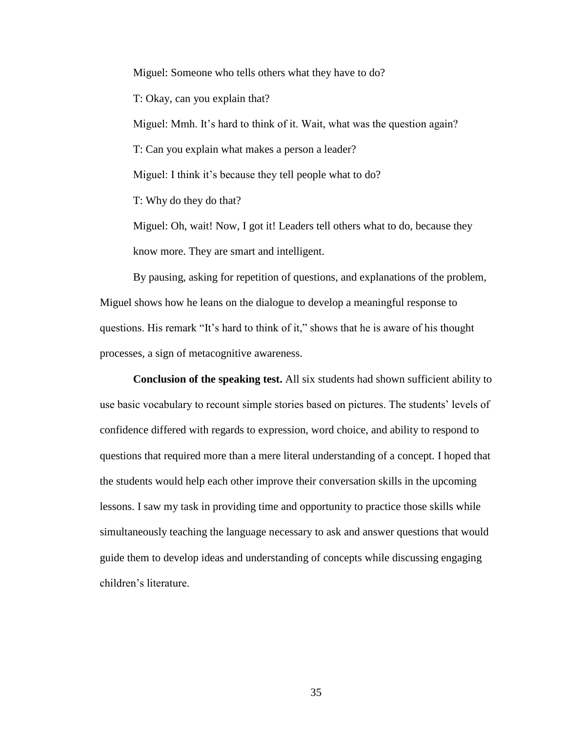Miguel: Someone who tells others what they have to do?

T: Okay, can you explain that?

Miguel: Mmh. It's hard to think of it. Wait, what was the question again?

T: Can you explain what makes a person a leader?

Miguel: I think it's because they tell people what to do?

T: Why do they do that?

Miguel: Oh, wait! Now, I got it! Leaders tell others what to do, because they know more. They are smart and intelligent.

By pausing, asking for repetition of questions, and explanations of the problem, Miguel shows how he leans on the dialogue to develop a meaningful response to questions. His remark "It's hard to think of it," shows that he is aware of his thought processes, a sign of metacognitive awareness.

**Conclusion of the speaking test.** All six students had shown sufficient ability to use basic vocabulary to recount simple stories based on pictures. The students' levels of confidence differed with regards to expression, word choice, and ability to respond to questions that required more than a mere literal understanding of a concept. I hoped that the students would help each other improve their conversation skills in the upcoming lessons. I saw my task in providing time and opportunity to practice those skills while simultaneously teaching the language necessary to ask and answer questions that would guide them to develop ideas and understanding of concepts while discussing engaging children's literature.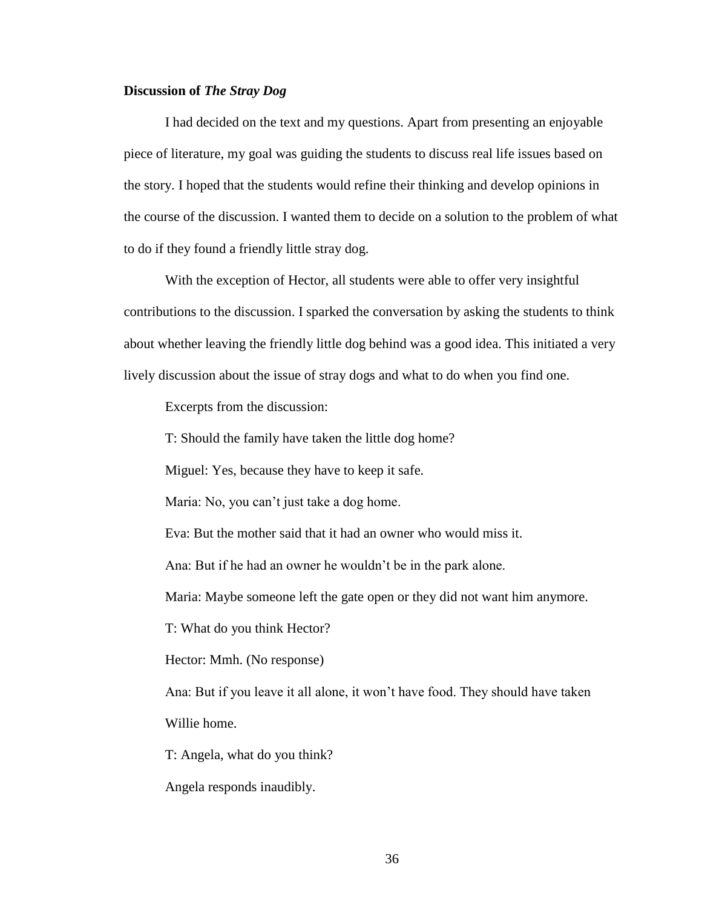**Discussion of *The Stray Dog***

I had decided on the text and my questions. Apart from presenting an enjoyable piece of literature, my goal was guiding the students to discuss real life issues based on the story. I hoped that the students would refine their thinking and develop opinions in the course of the discussion. I wanted them to decide on a solution to the problem of what to do if they found a friendly little stray dog.

With the exception of Hector, all students were able to offer very insightful contributions to the discussion. I sparked the conversation by asking the students to think about whether leaving the friendly little dog behind was a good idea. This initiated a very lively discussion about the issue of stray dogs and what to do when you find one.

Excerpts from the discussion:

T: Should the family have taken the little dog home?

Miguel: Yes, because they have to keep it safe.

Maria: No, you can't just take a dog home.

Eva: But the mother said that it had an owner who would miss it.

Ana: But if he had an owner he wouldn't be in the park alone.

Maria: Maybe someone left the gate open or they did not want him anymore.

T: What do you think Hector?

Hector: Mmh. (No response)

Ana: But if you leave it all alone, it won't have food. They should have taken Willie home.

T: Angela, what do you think?

Angela responds inaudibly.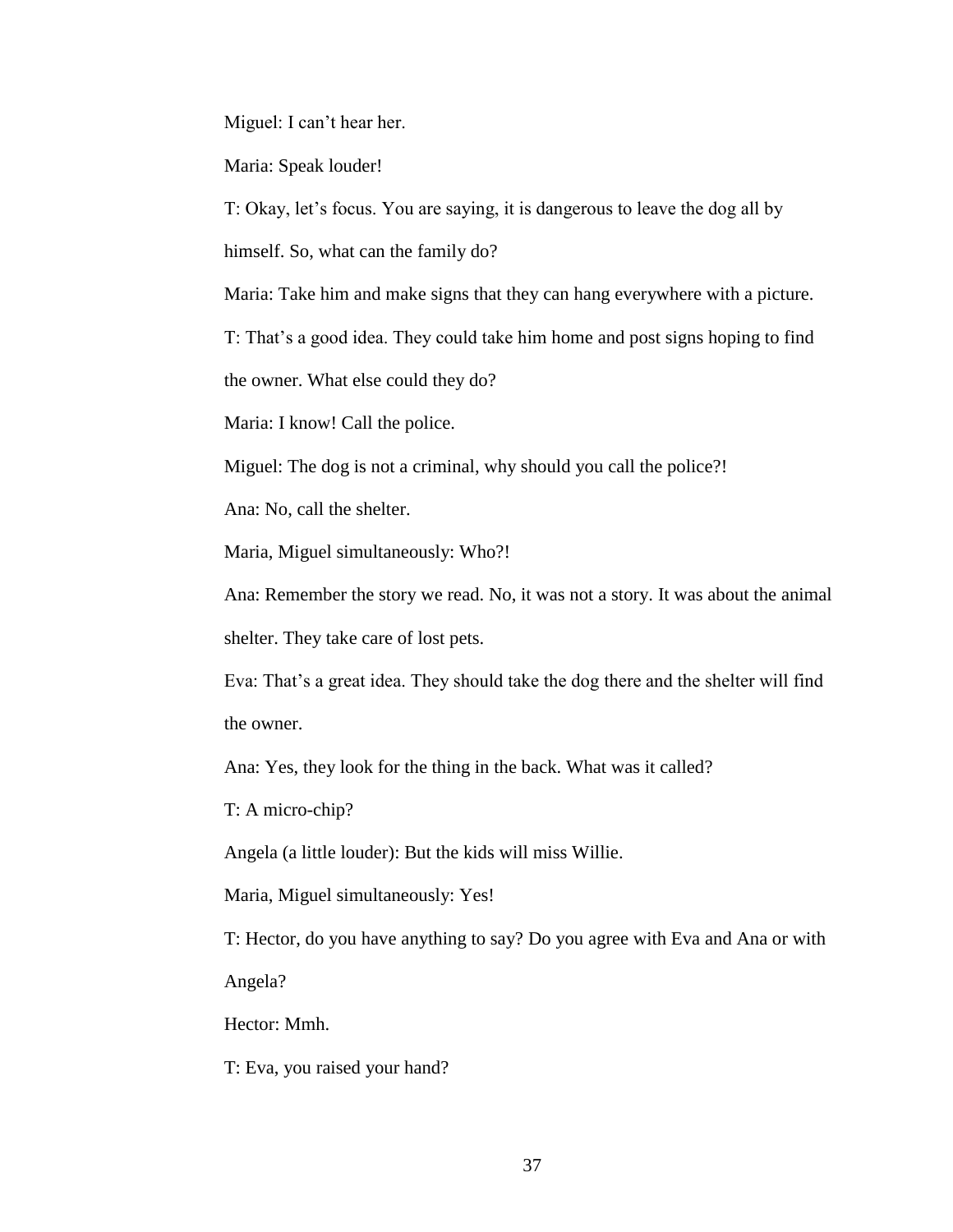Miguel: I can't hear her.

Maria: Speak louder!

T: Okay, let's focus. You are saying, it is dangerous to leave the dog all by himself. So, what can the family do?

Maria: Take him and make signs that they can hang everywhere with a picture.

T: That's a good idea. They could take him home and post signs hoping to find the owner. What else could they do?

Maria: I know! Call the police.

Miguel: The dog is not a criminal, why should you call the police?!

Ana: No, call the shelter.

Maria, Miguel simultaneously: Who?!

Ana: Remember the story we read. No, it was not a story. It was about the animal shelter. They take care of lost pets.

Eva: That's a great idea. They should take the dog there and the shelter will find the owner.

Ana: Yes, they look for the thing in the back. What was it called?

T: A micro-chip?

Angela (a little louder): But the kids will miss Willie.

Maria, Miguel simultaneously: Yes!

T: Hector, do you have anything to say? Do you agree with Eva and Ana or with Angela?

Hector: Mmh.

T: Eva, you raised your hand?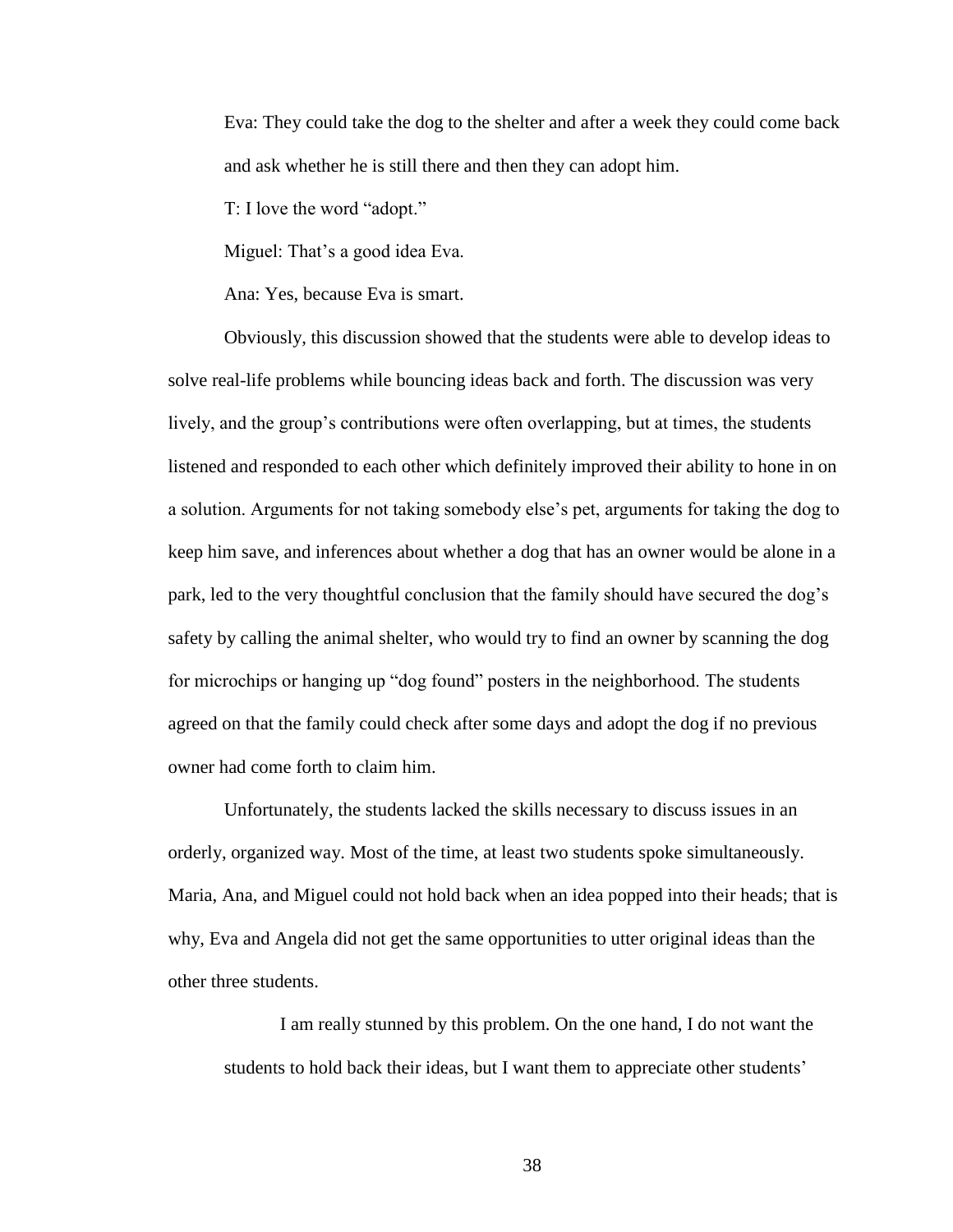Eva: They could take the dog to the shelter and after a week they could come back and ask whether he is still there and then they can adopt him.

T: I love the word "adopt."

Miguel: That's a good idea Eva.

Ana: Yes, because Eva is smart.

Obviously, this discussion showed that the students were able to develop ideas to solve real-life problems while bouncing ideas back and forth. The discussion was very lively, and the group's contributions were often overlapping, but at times, the students listened and responded to each other which definitely improved their ability to hone in on a solution. Arguments for not taking somebody else's pet, arguments for taking the dog to keep him save, and inferences about whether a dog that has an owner would be alone in a park, led to the very thoughtful conclusion that the family should have secured the dog's safety by calling the animal shelter, who would try to find an owner by scanning the dog for microchips or hanging up "dog found" posters in the neighborhood. The students agreed on that the family could check after some days and adopt the dog if no previous owner had come forth to claim him.

Unfortunately, the students lacked the skills necessary to discuss issues in an orderly, organized way. Most of the time, at least two students spoke simultaneously. Maria, Ana, and Miguel could not hold back when an idea popped into their heads; that is why, Eva and Angela did not get the same opportunities to utter original ideas than the other three students.

> I am really stunned by this problem. On the one hand, I do not want the students to hold back their ideas, but I want them to appreciate other students'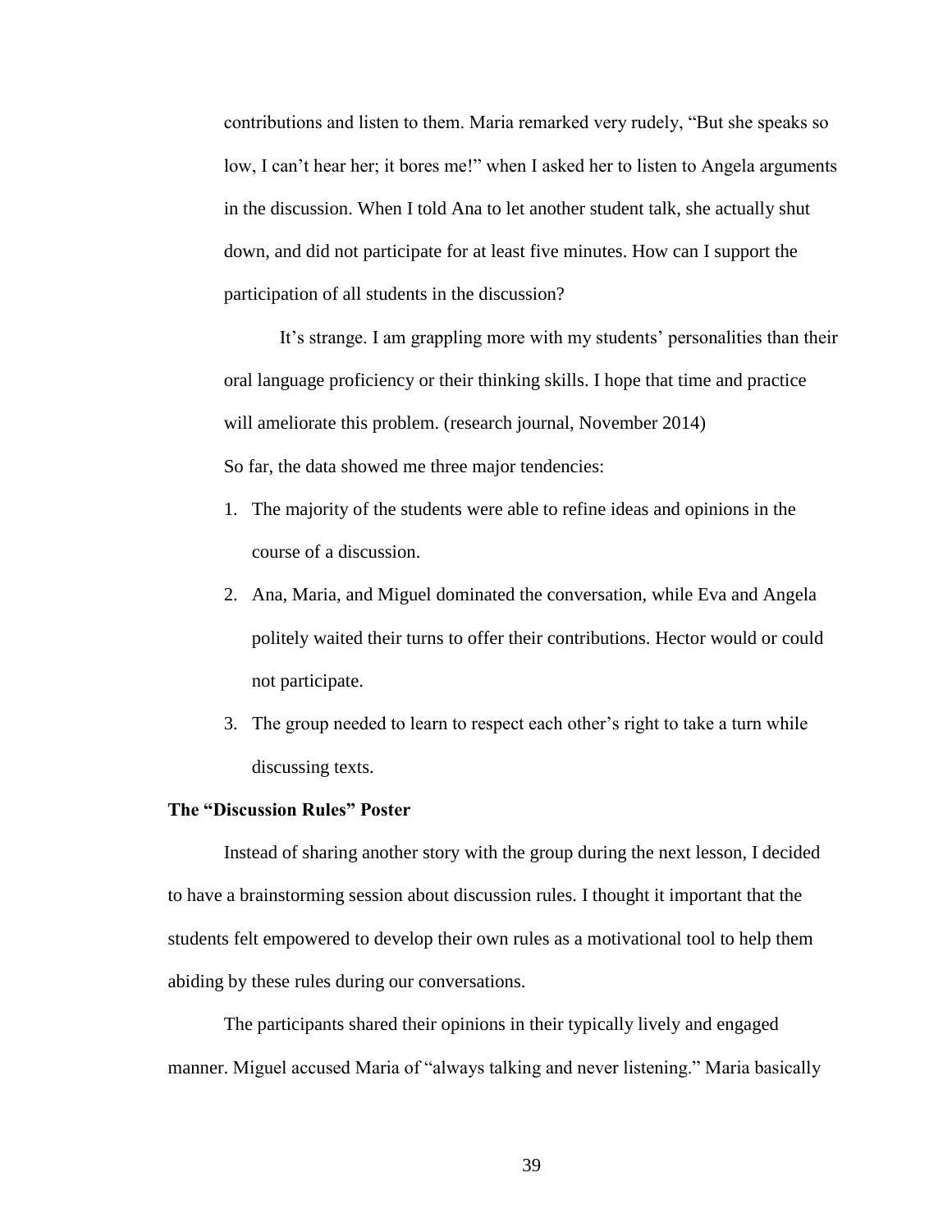contributions and listen to them. Maria remarked very rudely, "But she speaks so low, I can't hear her; it bores me!" when I asked her to listen to Angela arguments in the discussion. When I told Ana to let another student talk, she actually shut down, and did not participate for at least five minutes. How can I support the participation of all students in the discussion?

It's strange. I am grappling more with my students' personalities than their oral language proficiency or their thinking skills. I hope that time and practice will ameliorate this problem. (research journal, November 2014)

So far, the data showed me three major tendencies:

1. The majority of the students were able to refine ideas and opinions in the course of a discussion.
2. Ana, Maria, and Miguel dominated the conversation, while Eva and Angela politely waited their turns to offer their contributions. Hector would or could not participate.
3. The group needed to learn to respect each other's right to take a turn while discussing texts.

**The "Discussion Rules" Poster**

Instead of sharing another story with the group during the next lesson, I decided to have a brainstorming session about discussion rules. I thought it important that the students felt empowered to develop their own rules as a motivational tool to help them abiding by these rules during our conversations.

The participants shared their opinions in their typically lively and engaged manner. Miguel accused Maria of "always talking and never listening." Maria basically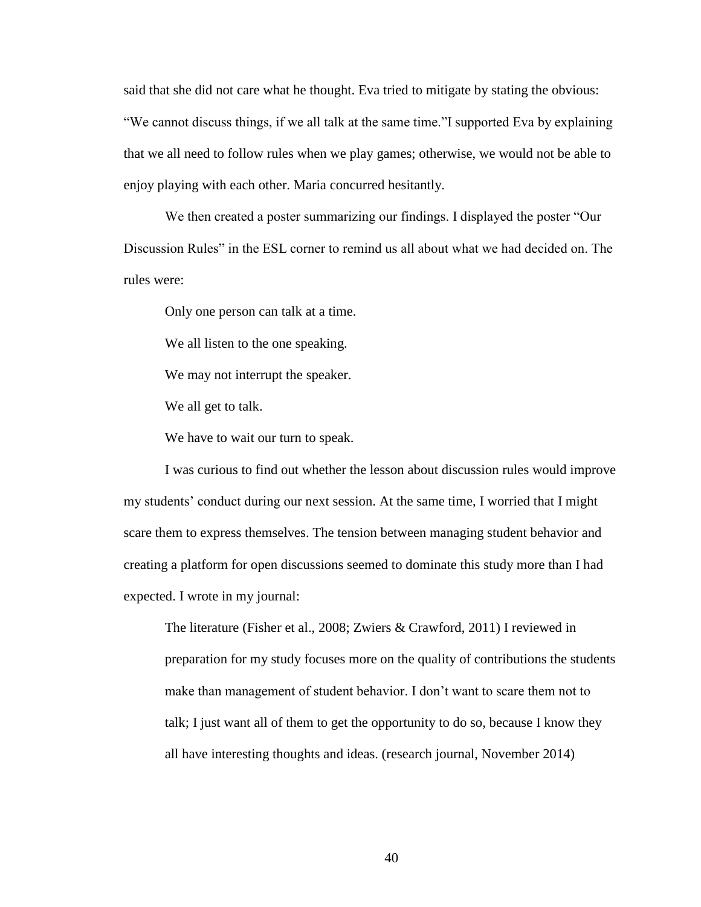said that she did not care what he thought. Eva tried to mitigate by stating the obvious: “We cannot discuss things, if we all talk at the same time.”I supported Eva by explaining that we all need to follow rules when we play games; otherwise, we would not be able to enjoy playing with each other. Maria concurred hesitantly.

We then created a poster summarizing our findings. I displayed the poster “Our Discussion Rules” in the ESL corner to remind us all about what we had decided on. The rules were:

> Only one person can talk at a time.
>
> We all listen to the one speaking.
>
> We may not interrupt the speaker.
>
> We all get to talk.
>
> We have to wait our turn to speak.

I was curious to find out whether the lesson about discussion rules would improve my students’ conduct during our next session. At the same time, I worried that I might scare them to express themselves. The tension between managing student behavior and creating a platform for open discussions seemed to dominate this study more than I had expected. I wrote in my journal:

> The literature (Fisher et al., 2008; Zwiers & Crawford, 2011) I reviewed in preparation for my study focuses more on the quality of contributions the students make than management of student behavior. I don’t want to scare them not to talk; I just want all of them to get the opportunity to do so, because I know they all have interesting thoughts and ideas. (research journal, November 2014)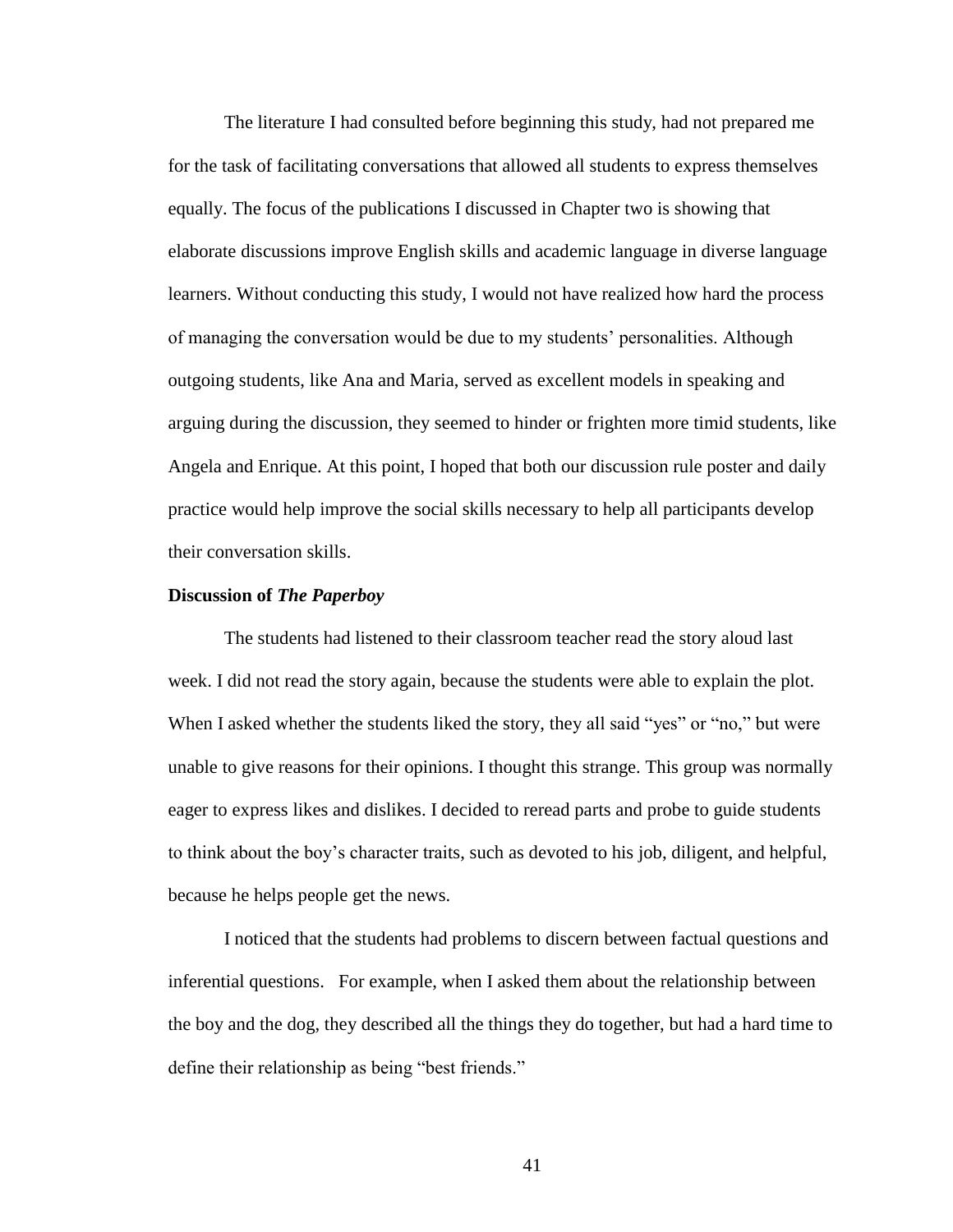The literature I had consulted before beginning this study, had not prepared me for the task of facilitating conversations that allowed all students to express themselves equally. The focus of the publications I discussed in Chapter two is showing that elaborate discussions improve English skills and academic language in diverse language learners. Without conducting this study, I would not have realized how hard the process of managing the conversation would be due to my students' personalities. Although outgoing students, like Ana and Maria, served as excellent models in speaking and arguing during the discussion, they seemed to hinder or frighten more timid students, like Angela and Enrique. At this point, I hoped that both our discussion rule poster and daily practice would help improve the social skills necessary to help all participants develop their conversation skills.

**Discussion of *The Paperboy***

The students had listened to their classroom teacher read the story aloud last week. I did not read the story again, because the students were able to explain the plot. When I asked whether the students liked the story, they all said "yes" or "no," but were unable to give reasons for their opinions. I thought this strange. This group was normally eager to express likes and dislikes. I decided to reread parts and probe to guide students to think about the boy's character traits, such as devoted to his job, diligent, and helpful, because he helps people get the news.

I noticed that the students had problems to discern between factual questions and inferential questions. For example, when I asked them about the relationship between the boy and the dog, they described all the things they do together, but had a hard time to define their relationship as being "best friends."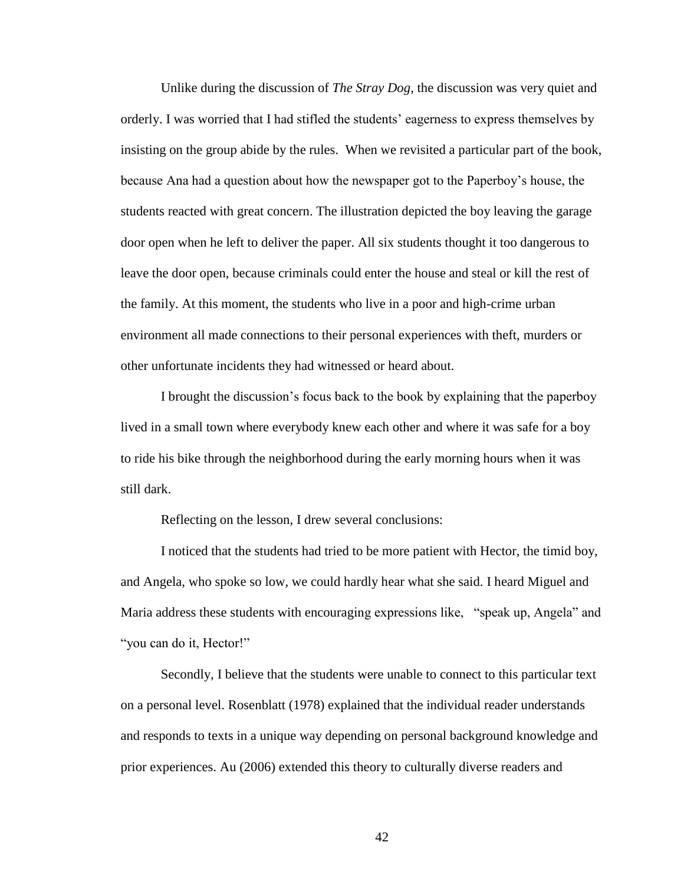Unlike during the discussion of *The Stray Dog*, the discussion was very quiet and orderly. I was worried that I had stifled the students' eagerness to express themselves by insisting on the group abide by the rules. When we revisited a particular part of the book, because Ana had a question about how the newspaper got to the Paperboy's house, the students reacted with great concern. The illustration depicted the boy leaving the garage door open when he left to deliver the paper. All six students thought it too dangerous to leave the door open, because criminals could enter the house and steal or kill the rest of the family. At this moment, the students who live in a poor and high-crime urban environment all made connections to their personal experiences with theft, murders or other unfortunate incidents they had witnessed or heard about.

I brought the discussion's focus back to the book by explaining that the paperboy lived in a small town where everybody knew each other and where it was safe for a boy to ride his bike through the neighborhood during the early morning hours when it was still dark.

Reflecting on the lesson, I drew several conclusions:

I noticed that the students had tried to be more patient with Hector, the timid boy, and Angela, who spoke so low, we could hardly hear what she said. I heard Miguel and Maria address these students with encouraging expressions like, "speak up, Angela" and "you can do it, Hector!"

Secondly, I believe that the students were unable to connect to this particular text on a personal level. Rosenblatt (1978) explained that the individual reader understands and responds to texts in a unique way depending on personal background knowledge and prior experiences. Au (2006) extended this theory to culturally diverse readers and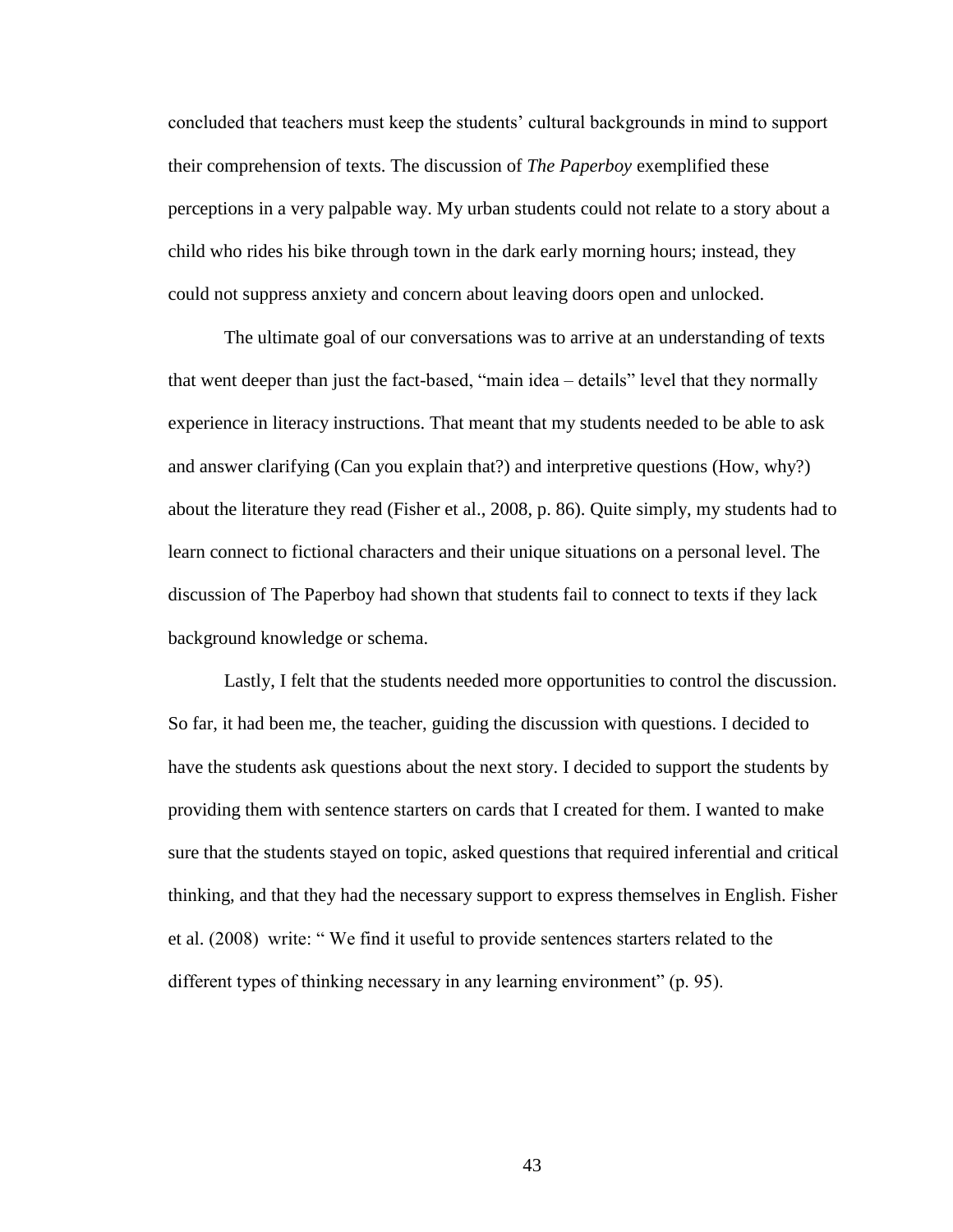concluded that teachers must keep the students' cultural backgrounds in mind to support their comprehension of texts. The discussion of *The Paperboy* exemplified these perceptions in a very palpable way. My urban students could not relate to a story about a child who rides his bike through town in the dark early morning hours; instead, they could not suppress anxiety and concern about leaving doors open and unlocked.

The ultimate goal of our conversations was to arrive at an understanding of texts that went deeper than just the fact-based, "main idea – details" level that they normally experience in literacy instructions. That meant that my students needed to be able to ask and answer clarifying (Can you explain that?) and interpretive questions (How, why?) about the literature they read (Fisher et al., 2008, p. 86). Quite simply, my students had to learn connect to fictional characters and their unique situations on a personal level. The discussion of The Paperboy had shown that students fail to connect to texts if they lack background knowledge or schema.

Lastly, I felt that the students needed more opportunities to control the discussion. So far, it had been me, the teacher, guiding the discussion with questions. I decided to have the students ask questions about the next story. I decided to support the students by providing them with sentence starters on cards that I created for them. I wanted to make sure that the students stayed on topic, asked questions that required inferential and critical thinking, and that they had the necessary support to express themselves in English. Fisher et al. (2008) write: " We find it useful to provide sentences starters related to the different types of thinking necessary in any learning environment" (p. 95).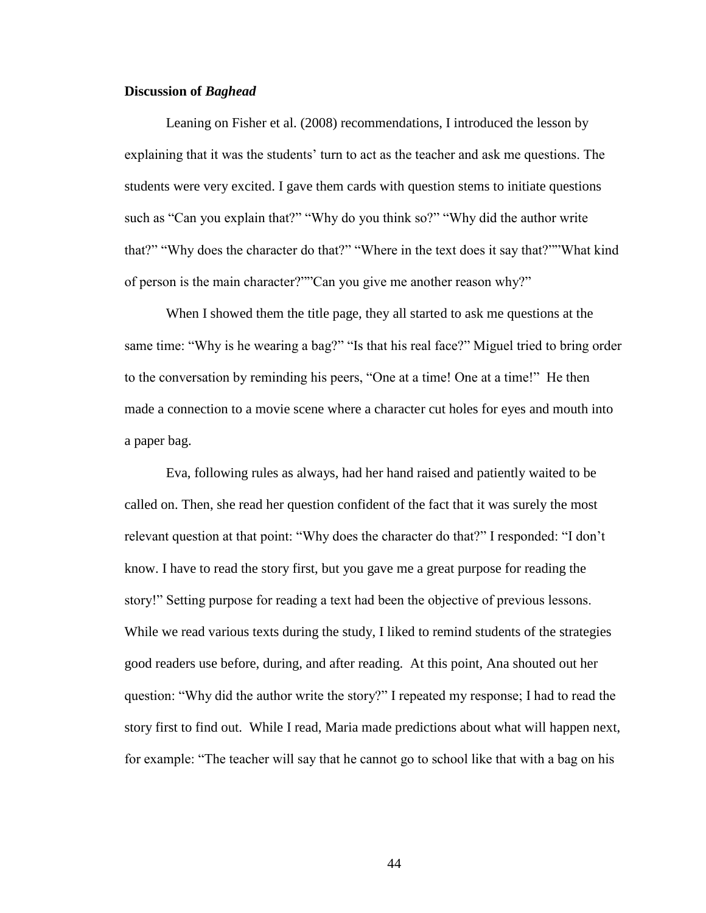**Discussion of *Baghead***

Leaning on Fisher et al. (2008) recommendations, I introduced the lesson by explaining that it was the students' turn to act as the teacher and ask me questions. The students were very excited. I gave them cards with question stems to initiate questions such as "Can you explain that?" "Why do you think so?" "Why did the author write that?" "Why does the character do that?" "Where in the text does it say that?""What kind of person is the main character?""Can you give me another reason why?"

When I showed them the title page, they all started to ask me questions at the same time: "Why is he wearing a bag?" "Is that his real face?" Miguel tried to bring order to the conversation by reminding his peers, "One at a time! One at a time!" He then made a connection to a movie scene where a character cut holes for eyes and mouth into a paper bag.

Eva, following rules as always, had her hand raised and patiently waited to be called on. Then, she read her question confident of the fact that it was surely the most relevant question at that point: "Why does the character do that?" I responded: "I don't know. I have to read the story first, but you gave me a great purpose for reading the story!" Setting purpose for reading a text had been the objective of previous lessons. While we read various texts during the study, I liked to remind students of the strategies good readers use before, during, and after reading. At this point, Ana shouted out her question: "Why did the author write the story?" I repeated my response; I had to read the story first to find out. While I read, Maria made predictions about what will happen next, for example: "The teacher will say that he cannot go to school like that with a bag on his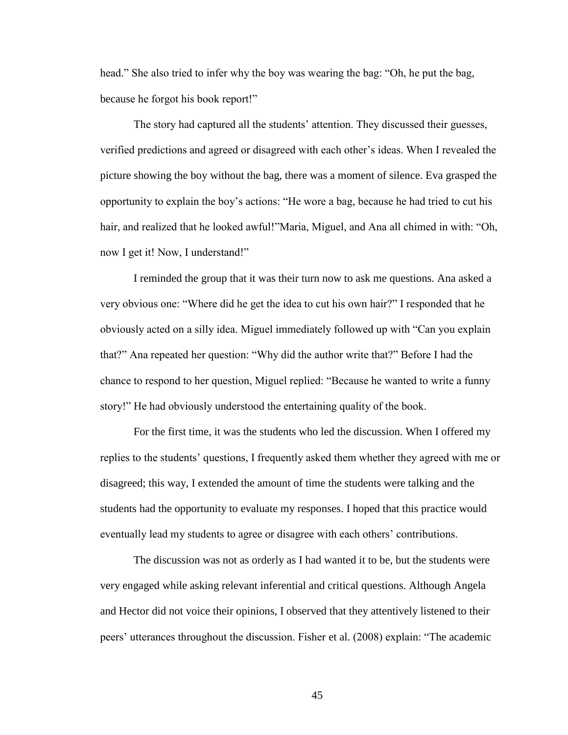head." She also tried to infer why the boy was wearing the bag: "Oh, he put the bag, because he forgot his book report!"

The story had captured all the students' attention. They discussed their guesses, verified predictions and agreed or disagreed with each other's ideas. When I revealed the picture showing the boy without the bag, there was a moment of silence. Eva grasped the opportunity to explain the boy's actions: "He wore a bag, because he had tried to cut his hair, and realized that he looked awful!"Maria, Miguel, and Ana all chimed in with: "Oh, now I get it! Now, I understand!"

I reminded the group that it was their turn now to ask me questions. Ana asked a very obvious one: "Where did he get the idea to cut his own hair?" I responded that he obviously acted on a silly idea. Miguel immediately followed up with "Can you explain that?" Ana repeated her question: "Why did the author write that?" Before I had the chance to respond to her question, Miguel replied: "Because he wanted to write a funny story!" He had obviously understood the entertaining quality of the book.

For the first time, it was the students who led the discussion. When I offered my replies to the students' questions, I frequently asked them whether they agreed with me or disagreed; this way, I extended the amount of time the students were talking and the students had the opportunity to evaluate my responses. I hoped that this practice would eventually lead my students to agree or disagree with each others' contributions.

The discussion was not as orderly as I had wanted it to be, but the students were very engaged while asking relevant inferential and critical questions. Although Angela and Hector did not voice their opinions, I observed that they attentively listened to their peers' utterances throughout the discussion. Fisher et al. (2008) explain: "The academic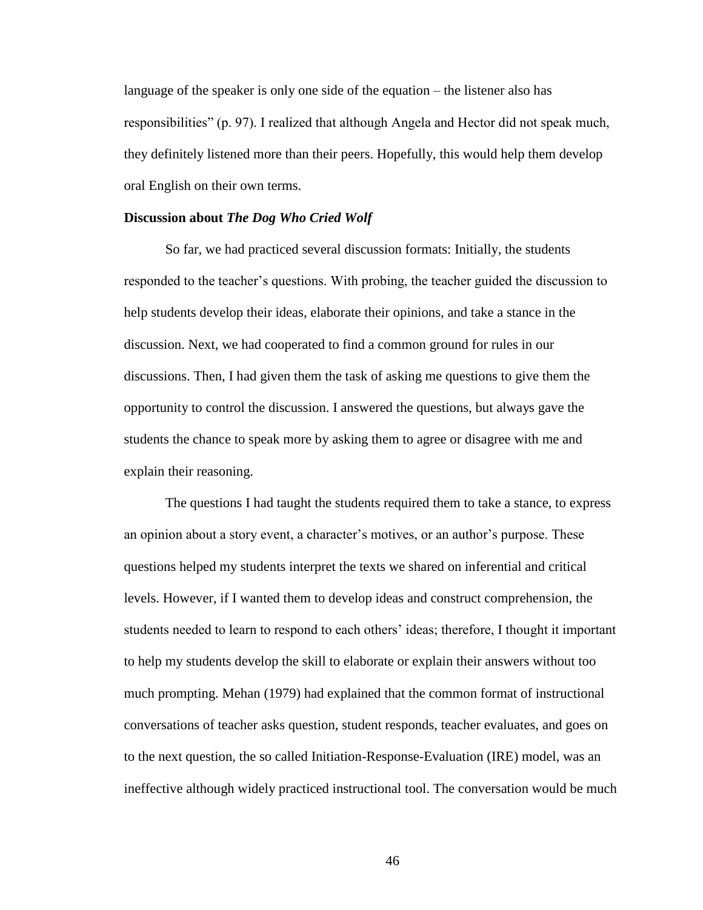language of the speaker is only one side of the equation – the listener also has responsibilities" (p. 97). I realized that although Angela and Hector did not speak much, they definitely listened more than their peers. Hopefully, this would help them develop oral English on their own terms.

**Discussion about *The Dog Who Cried Wolf***

So far, we had practiced several discussion formats: Initially, the students responded to the teacher's questions. With probing, the teacher guided the discussion to help students develop their ideas, elaborate their opinions, and take a stance in the discussion. Next, we had cooperated to find a common ground for rules in our discussions. Then, I had given them the task of asking me questions to give them the opportunity to control the discussion. I answered the questions, but always gave the students the chance to speak more by asking them to agree or disagree with me and explain their reasoning.

The questions I had taught the students required them to take a stance, to express an opinion about a story event, a character's motives, or an author's purpose. These questions helped my students interpret the texts we shared on inferential and critical levels. However, if I wanted them to develop ideas and construct comprehension, the students needed to learn to respond to each others' ideas; therefore, I thought it important to help my students develop the skill to elaborate or explain their answers without too much prompting. Mehan (1979) had explained that the common format of instructional conversations of teacher asks question, student responds, teacher evaluates, and goes on to the next question, the so called Initiation-Response-Evaluation (IRE) model, was an ineffective although widely practiced instructional tool. The conversation would be much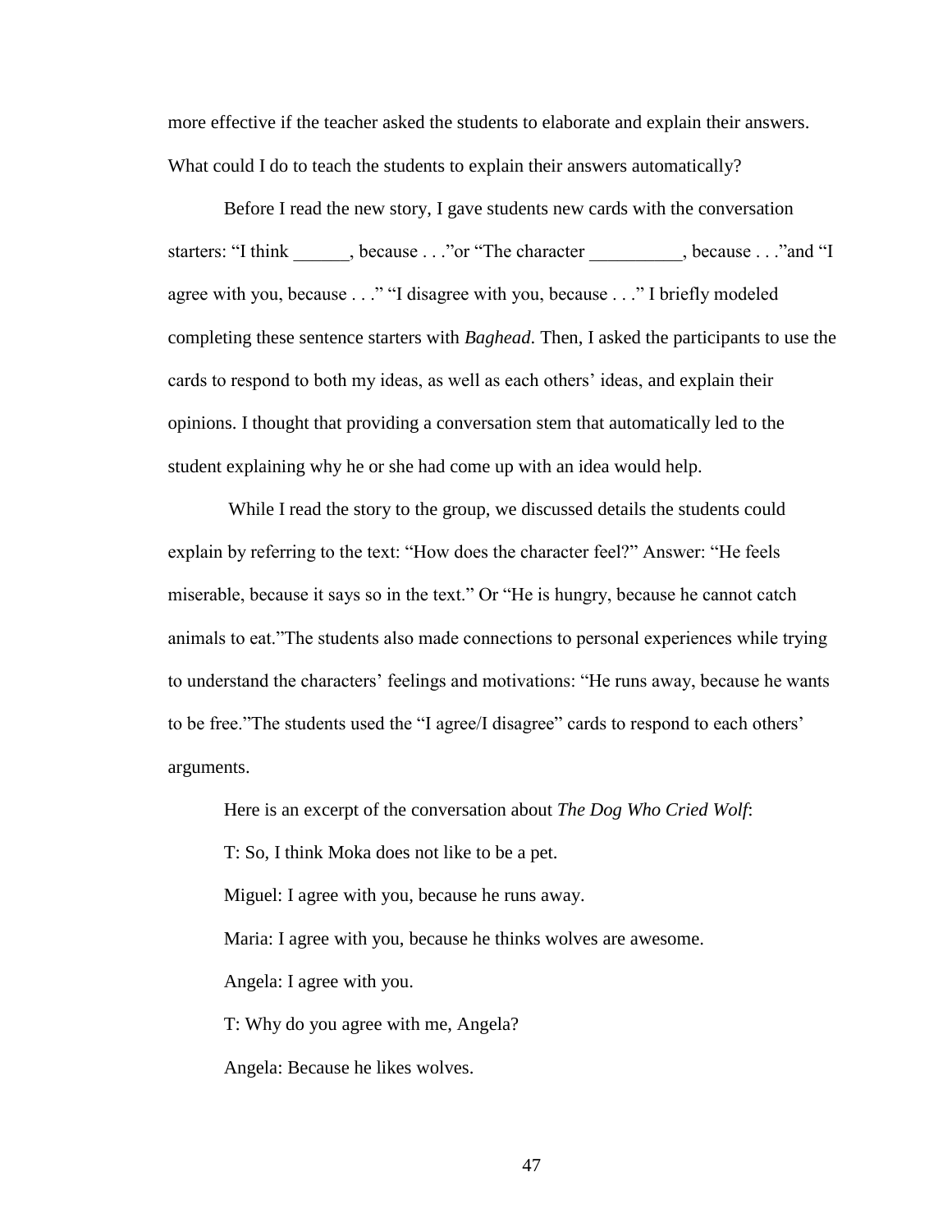more effective if the teacher asked the students to elaborate and explain their answers. What could I do to teach the students to explain their answers automatically?

Before I read the new story, I gave students new cards with the conversation starters: "I think ______, because . . ."or "The character __________, because . . ."and "I agree with you, because . . ." "I disagree with you, because . . ." I briefly modeled completing these sentence starters with *Baghead*. Then, I asked the participants to use the cards to respond to both my ideas, as well as each others' ideas, and explain their opinions. I thought that providing a conversation stem that automatically led to the student explaining why he or she had come up with an idea would help.

While I read the story to the group, we discussed details the students could explain by referring to the text: "How does the character feel?" Answer: "He feels miserable, because it says so in the text." Or "He is hungry, because he cannot catch animals to eat."The students also made connections to personal experiences while trying to understand the characters' feelings and motivations: "He runs away, because he wants to be free."The students used the "I agree/I disagree" cards to respond to each others' arguments.

Here is an excerpt of the conversation about *The Dog Who Cried Wolf*:

T: So, I think Moka does not like to be a pet.

Miguel: I agree with you, because he runs away.

Maria: I agree with you, because he thinks wolves are awesome.

Angela: I agree with you.

T: Why do you agree with me, Angela?

Angela: Because he likes wolves.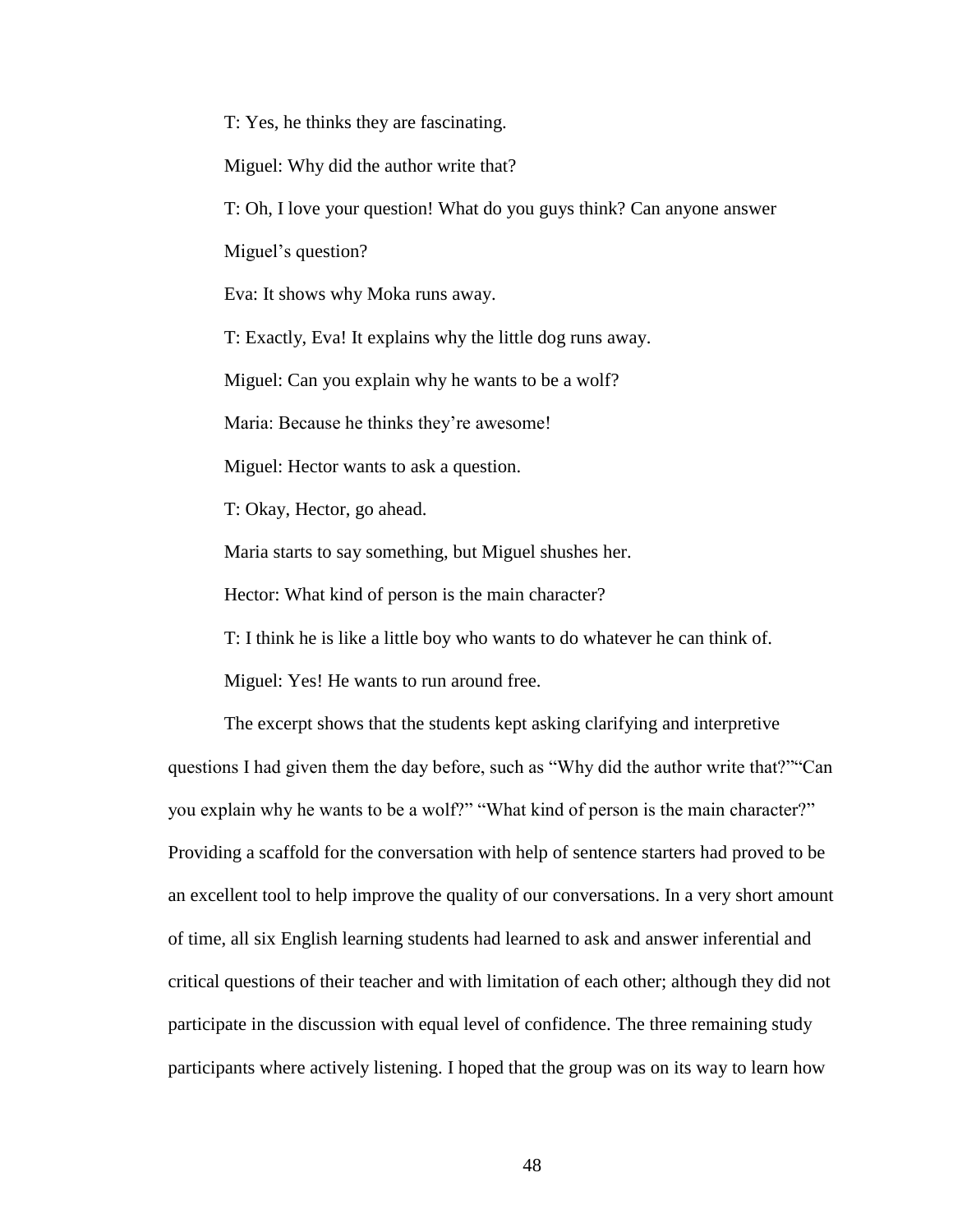T: Yes, he thinks they are fascinating.

Miguel: Why did the author write that?

T: Oh, I love your question! What do you guys think? Can anyone answer Miguel's question?

Eva: It shows why Moka runs away.

T: Exactly, Eva! It explains why the little dog runs away.

Miguel: Can you explain why he wants to be a wolf?

Maria: Because he thinks they're awesome!

Miguel: Hector wants to ask a question.

T: Okay, Hector, go ahead.

Maria starts to say something, but Miguel shushes her.

Hector: What kind of person is the main character?

T: I think he is like a little boy who wants to do whatever he can think of.

Miguel: Yes! He wants to run around free.

The excerpt shows that the students kept asking clarifying and interpretive questions I had given them the day before, such as "Why did the author write that?""Can you explain why he wants to be a wolf?" "What kind of person is the main character?" Providing a scaffold for the conversation with help of sentence starters had proved to be an excellent tool to help improve the quality of our conversations. In a very short amount of time, all six English learning students had learned to ask and answer inferential and critical questions of their teacher and with limitation of each other; although they did not participate in the discussion with equal level of confidence. The three remaining study participants where actively listening. I hoped that the group was on its way to learn how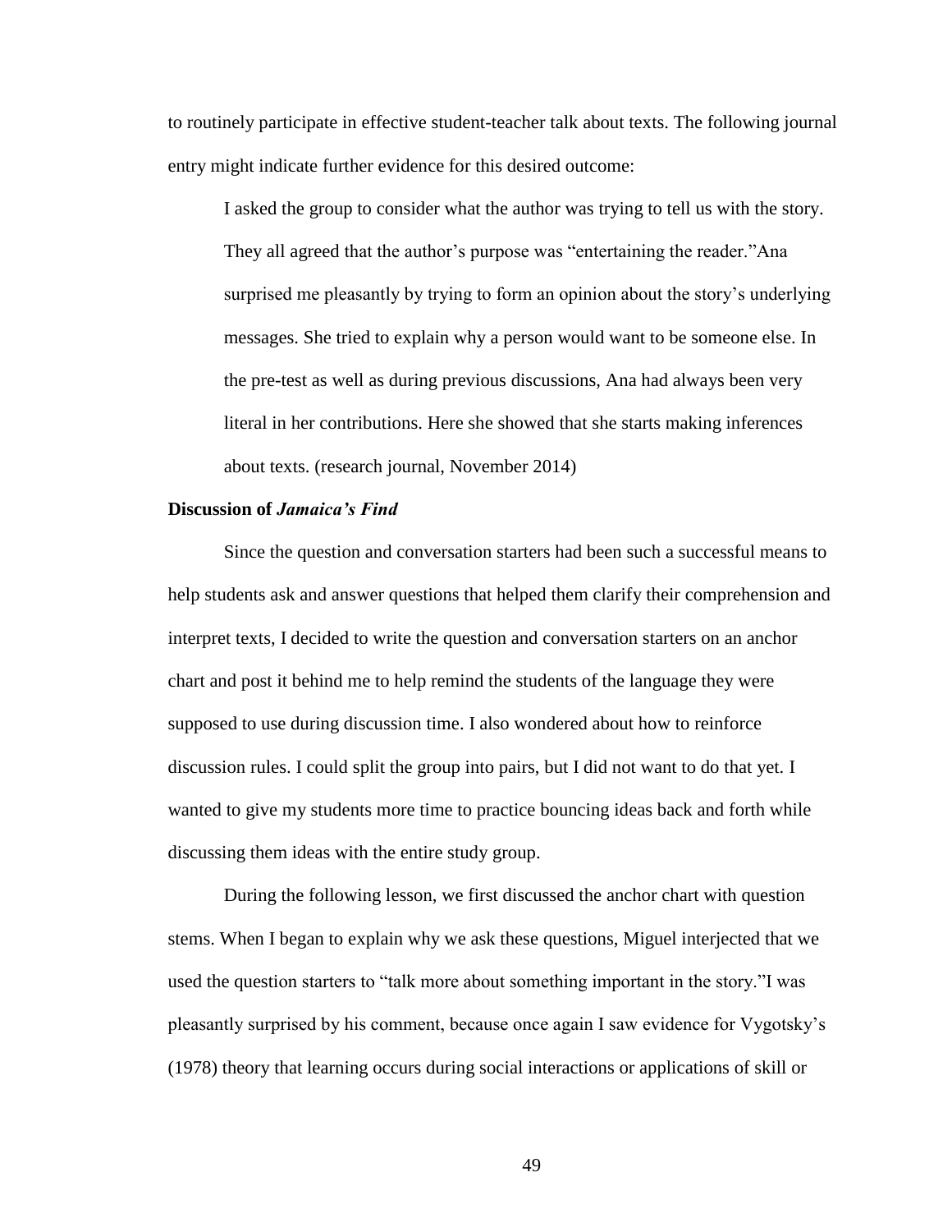to routinely participate in effective student-teacher talk about texts. The following journal entry might indicate further evidence for this desired outcome:

> I asked the group to consider what the author was trying to tell us with the story. They all agreed that the author's purpose was "entertaining the reader."Ana surprised me pleasantly by trying to form an opinion about the story's underlying messages. She tried to explain why a person would want to be someone else. In the pre-test as well as during previous discussions, Ana had always been very literal in her contributions. Here she showed that she starts making inferences about texts. (research journal, November 2014)

**Discussion of *Jamaica's Find***

Since the question and conversation starters had been such a successful means to help students ask and answer questions that helped them clarify their comprehension and interpret texts, I decided to write the question and conversation starters on an anchor chart and post it behind me to help remind the students of the language they were supposed to use during discussion time. I also wondered about how to reinforce discussion rules. I could split the group into pairs, but I did not want to do that yet. I wanted to give my students more time to practice bouncing ideas back and forth while discussing them ideas with the entire study group.

During the following lesson, we first discussed the anchor chart with question stems. When I began to explain why we ask these questions, Miguel interjected that we used the question starters to "talk more about something important in the story."I was pleasantly surprised by his comment, because once again I saw evidence for Vygotsky's (1978) theory that learning occurs during social interactions or applications of skill or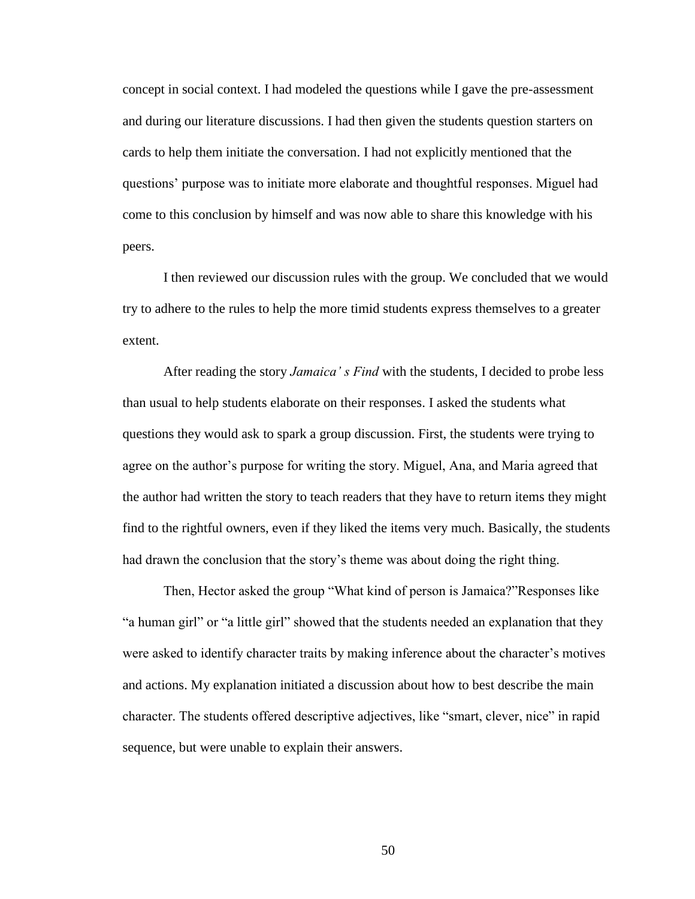concept in social context. I had modeled the questions while I gave the pre-assessment and during our literature discussions. I had then given the students question starters on cards to help them initiate the conversation. I had not explicitly mentioned that the questions' purpose was to initiate more elaborate and thoughtful responses. Miguel had come to this conclusion by himself and was now able to share this knowledge with his peers.

I then reviewed our discussion rules with the group. We concluded that we would try to adhere to the rules to help the more timid students express themselves to a greater extent.

After reading the story *Jamaica' s Find* with the students, I decided to probe less than usual to help students elaborate on their responses. I asked the students what questions they would ask to spark a group discussion. First, the students were trying to agree on the author's purpose for writing the story. Miguel, Ana, and Maria agreed that the author had written the story to teach readers that they have to return items they might find to the rightful owners, even if they liked the items very much. Basically, the students had drawn the conclusion that the story's theme was about doing the right thing.

Then, Hector asked the group "What kind of person is Jamaica?"Responses like "a human girl" or "a little girl" showed that the students needed an explanation that they were asked to identify character traits by making inference about the character's motives and actions. My explanation initiated a discussion about how to best describe the main character. The students offered descriptive adjectives, like "smart, clever, nice" in rapid sequence, but were unable to explain their answers.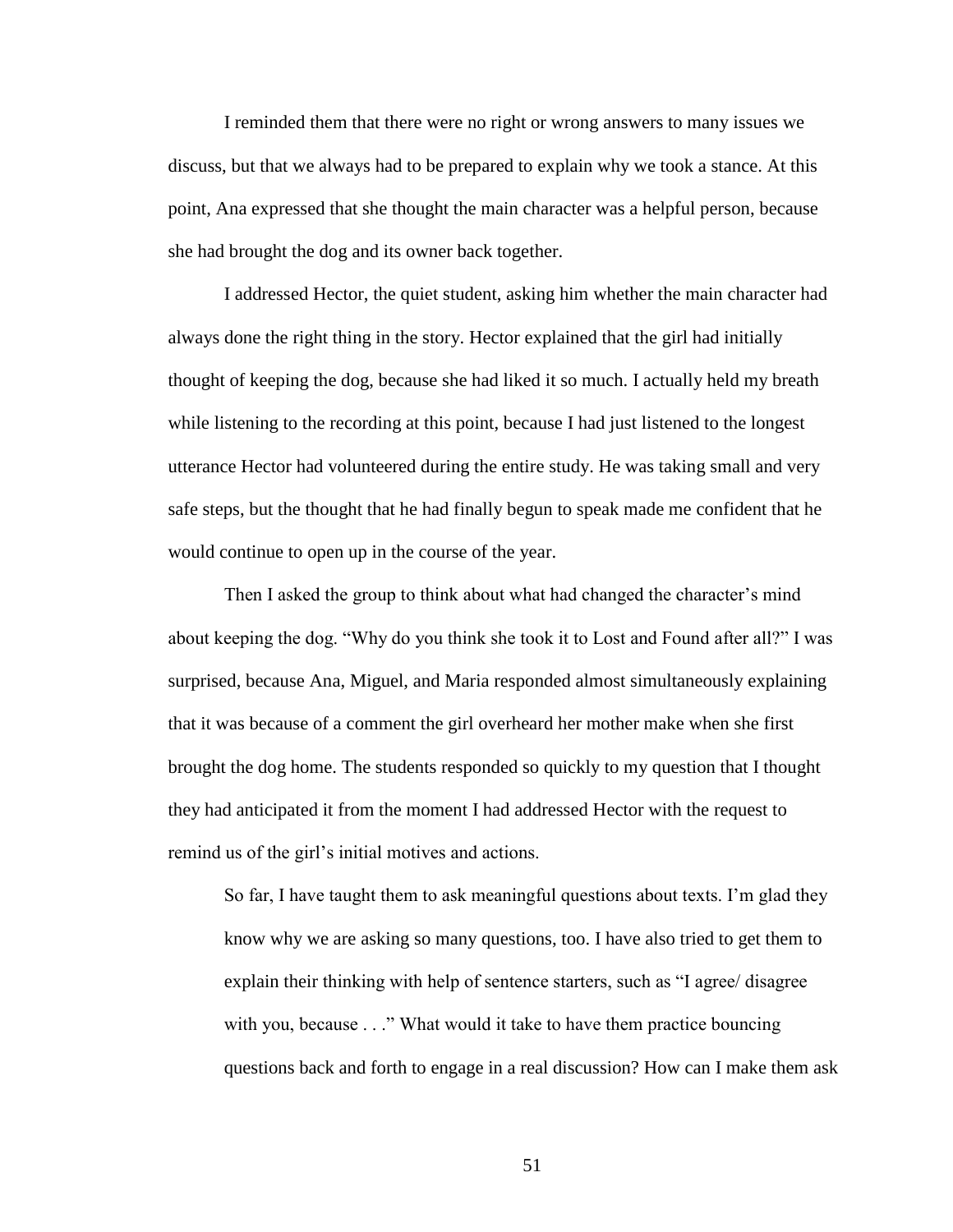I reminded them that there were no right or wrong answers to many issues we discuss, but that we always had to be prepared to explain why we took a stance. At this point, Ana expressed that she thought the main character was a helpful person, because she had brought the dog and its owner back together.

I addressed Hector, the quiet student, asking him whether the main character had always done the right thing in the story. Hector explained that the girl had initially thought of keeping the dog, because she had liked it so much. I actually held my breath while listening to the recording at this point, because I had just listened to the longest utterance Hector had volunteered during the entire study. He was taking small and very safe steps, but the thought that he had finally begun to speak made me confident that he would continue to open up in the course of the year.

Then I asked the group to think about what had changed the character's mind about keeping the dog. "Why do you think she took it to Lost and Found after all?" I was surprised, because Ana, Miguel, and Maria responded almost simultaneously explaining that it was because of a comment the girl overheard her mother make when she first brought the dog home. The students responded so quickly to my question that I thought they had anticipated it from the moment I had addressed Hector with the request to remind us of the girl's initial motives and actions.

> So far, I have taught them to ask meaningful questions about texts. I'm glad they know why we are asking so many questions, too. I have also tried to get them to explain their thinking with help of sentence starters, such as "I agree/ disagree with you, because . . ." What would it take to have them practice bouncing questions back and forth to engage in a real discussion? How can I make them ask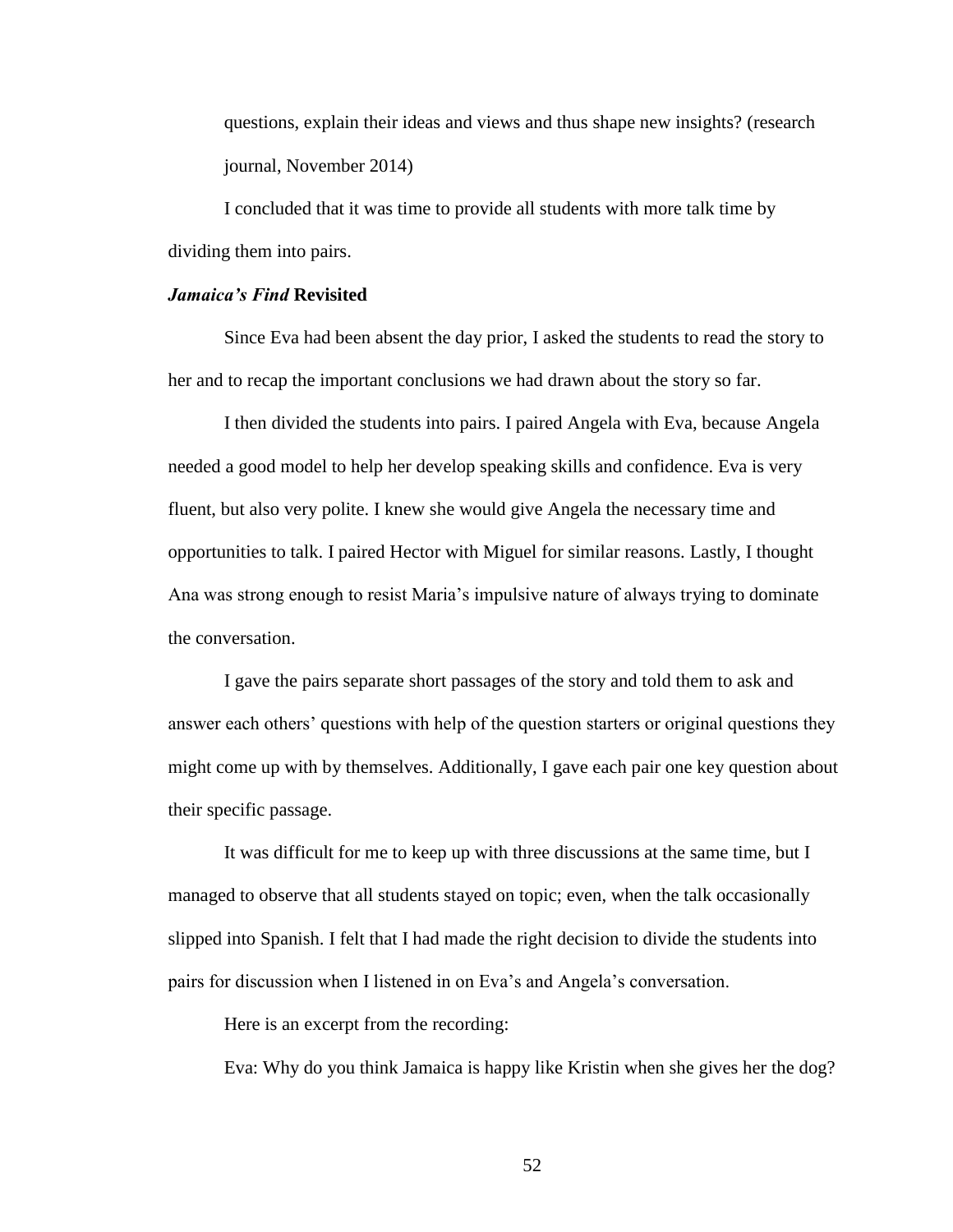questions, explain their ideas and views and thus shape new insights? (research journal, November 2014)

I concluded that it was time to provide all students with more talk time by dividing them into pairs.

### *Jamaica's Find* Revisited

Since Eva had been absent the day prior, I asked the students to read the story to her and to recap the important conclusions we had drawn about the story so far.

I then divided the students into pairs. I paired Angela with Eva, because Angela needed a good model to help her develop speaking skills and confidence. Eva is very fluent, but also very polite. I knew she would give Angela the necessary time and opportunities to talk. I paired Hector with Miguel for similar reasons. Lastly, I thought Ana was strong enough to resist Maria's impulsive nature of always trying to dominate the conversation.

I gave the pairs separate short passages of the story and told them to ask and answer each others' questions with help of the question starters or original questions they might come up with by themselves. Additionally, I gave each pair one key question about their specific passage.

It was difficult for me to keep up with three discussions at the same time, but I managed to observe that all students stayed on topic; even, when the talk occasionally slipped into Spanish. I felt that I had made the right decision to divide the students into pairs for discussion when I listened in on Eva's and Angela's conversation.

Here is an excerpt from the recording:

Eva: Why do you think Jamaica is happy like Kristin when she gives her the dog?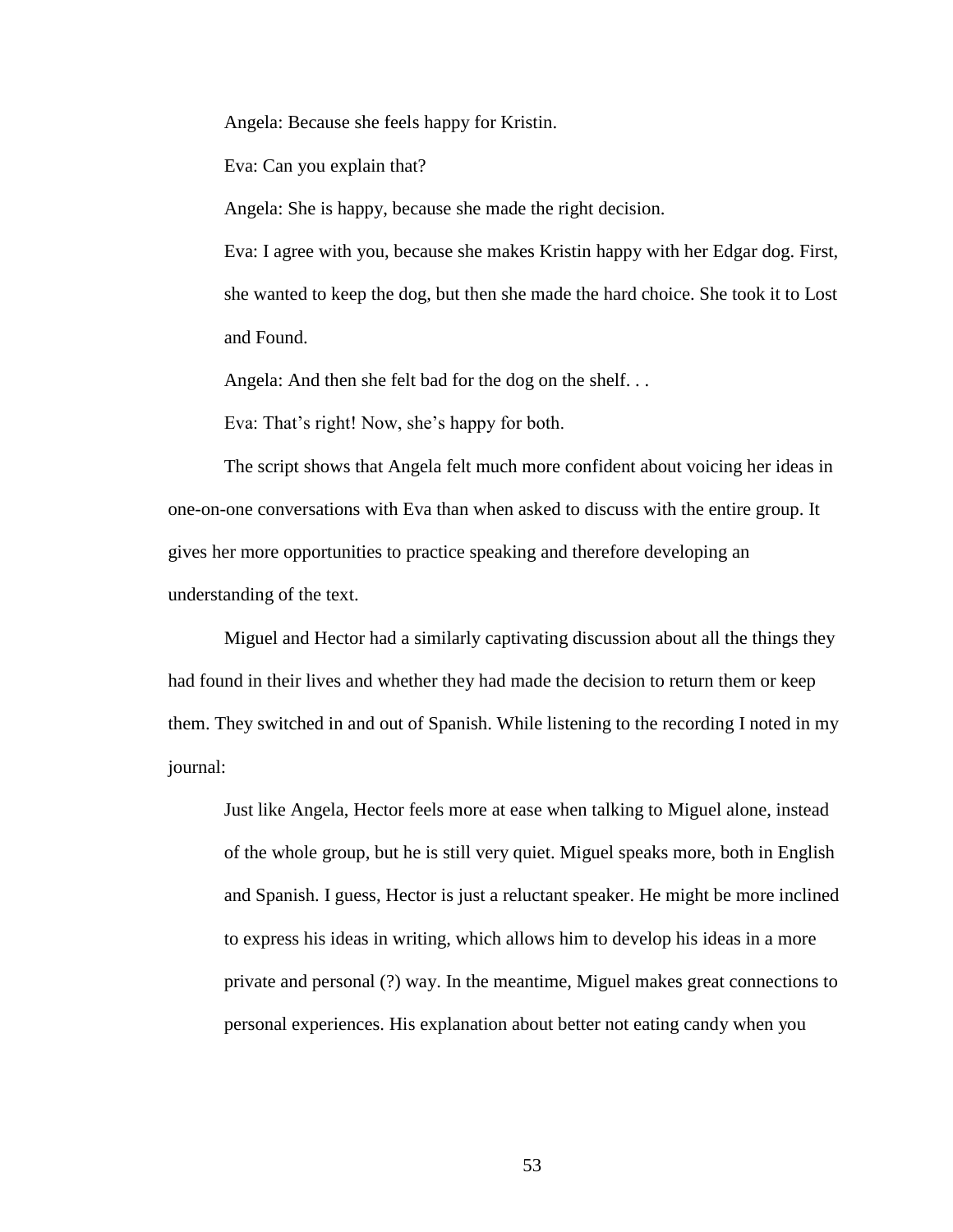Angela: Because she feels happy for Kristin.

Eva: Can you explain that?

Angela: She is happy, because she made the right decision.

Eva: I agree with you, because she makes Kristin happy with her Edgar dog. First, she wanted to keep the dog, but then she made the hard choice. She took it to Lost and Found.

Angela: And then she felt bad for the dog on the shelf. . .

Eva: That's right! Now, she's happy for both.

The script shows that Angela felt much more confident about voicing her ideas in one-on-one conversations with Eva than when asked to discuss with the entire group. It gives her more opportunities to practice speaking and therefore developing an understanding of the text.

Miguel and Hector had a similarly captivating discussion about all the things they had found in their lives and whether they had made the decision to return them or keep them. They switched in and out of Spanish. While listening to the recording I noted in my journal:

> Just like Angela, Hector feels more at ease when talking to Miguel alone, instead of the whole group, but he is still very quiet. Miguel speaks more, both in English and Spanish. I guess, Hector is just a reluctant speaker. He might be more inclined to express his ideas in writing, which allows him to develop his ideas in a more private and personal (?) way. In the meantime, Miguel makes great connections to personal experiences. His explanation about better not eating candy when you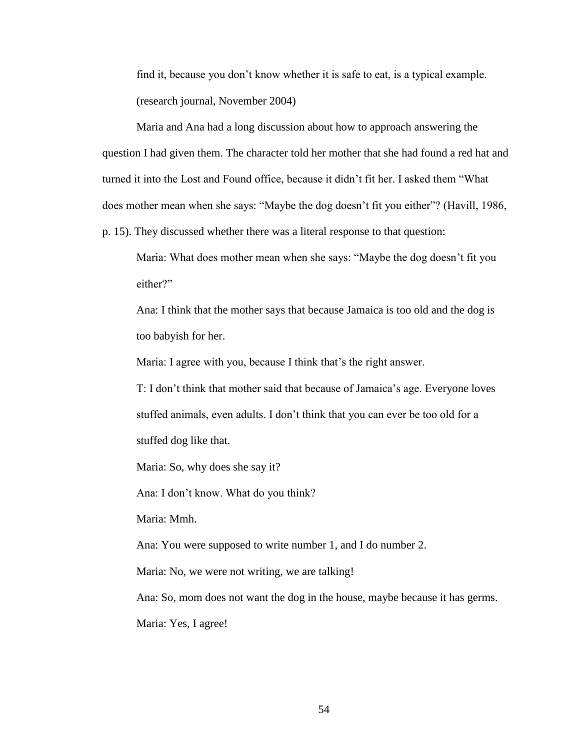find it, because you don't know whether it is safe to eat, is a typical example. (research journal, November 2004)

Maria and Ana had a long discussion about how to approach answering the question I had given them. The character told her mother that she had found a red hat and turned it into the Lost and Found office, because it didn't fit her. I asked them "What does mother mean when she says: "Maybe the dog doesn't fit you either"? (Havill, 1986, p. 15). They discussed whether there was a literal response to that question:

> Maria: What does mother mean when she says: "Maybe the dog doesn't fit you either?"
>
> Ana: I think that the mother says that because Jamaica is too old and the dog is too babyish for her.
>
> Maria: I agree with you, because I think that's the right answer.
>
> T: I don't think that mother said that because of Jamaica's age. Everyone loves stuffed animals, even adults. I don't think that you can ever be too old for a stuffed dog like that.
>
> Maria: So, why does she say it?
>
> Ana: I don't know. What do you think?
>
> Maria: Mmh.
>
> Ana: You were supposed to write number 1, and I do number 2.
>
> Maria: No, we were not writing, we are talking!
>
> Ana: So, mom does not want the dog in the house, maybe because it has germs.
>
> Maria: Yes, I agree!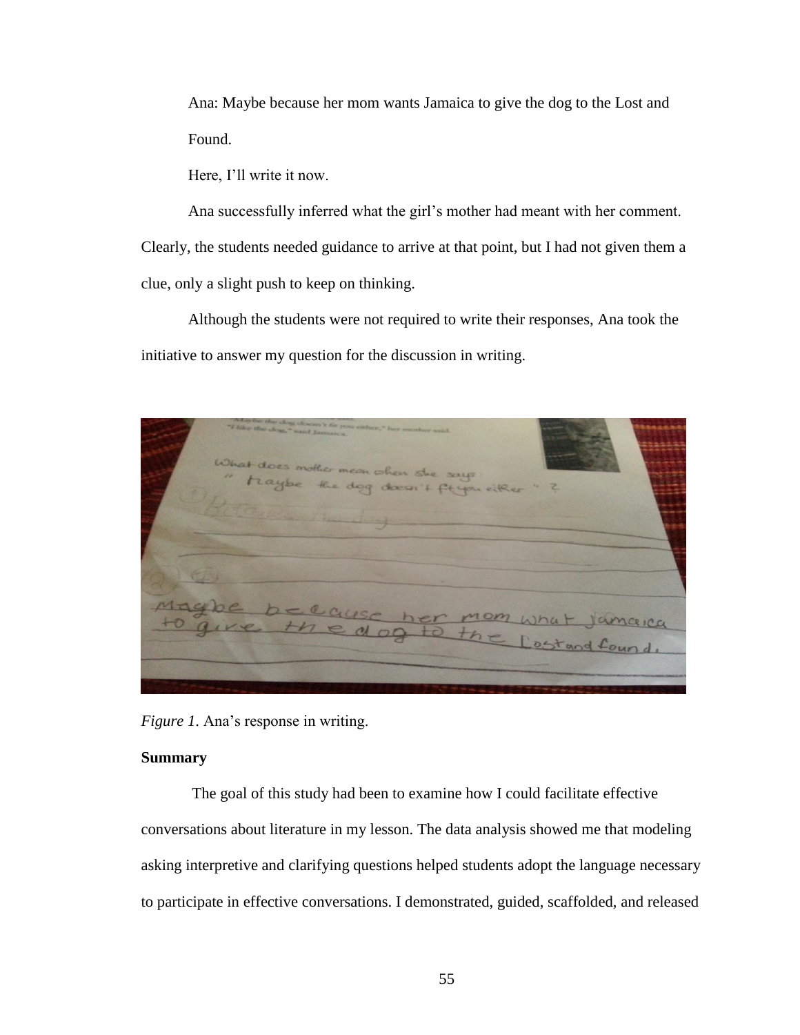Ana: Maybe because her mom wants Jamaica to give the dog to the Lost and Found.

Here, I'll write it now.

Ana successfully inferred what the girl's mother had meant with her comment. Clearly, the students needed guidance to arrive at that point, but I had not given them a clue, only a slight push to keep on thinking.

Although the students were not required to write their responses, Ana took the initiative to answer my question for the discussion in writing.

*Figure 1.* Ana's response in writing.

**Summary**

The goal of this study had been to examine how I could facilitate effective conversations about literature in my lesson. The data analysis showed me that modeling asking interpretive and clarifying questions helped students adopt the language necessary to participate in effective conversations. I demonstrated, guided, scaffolded, and released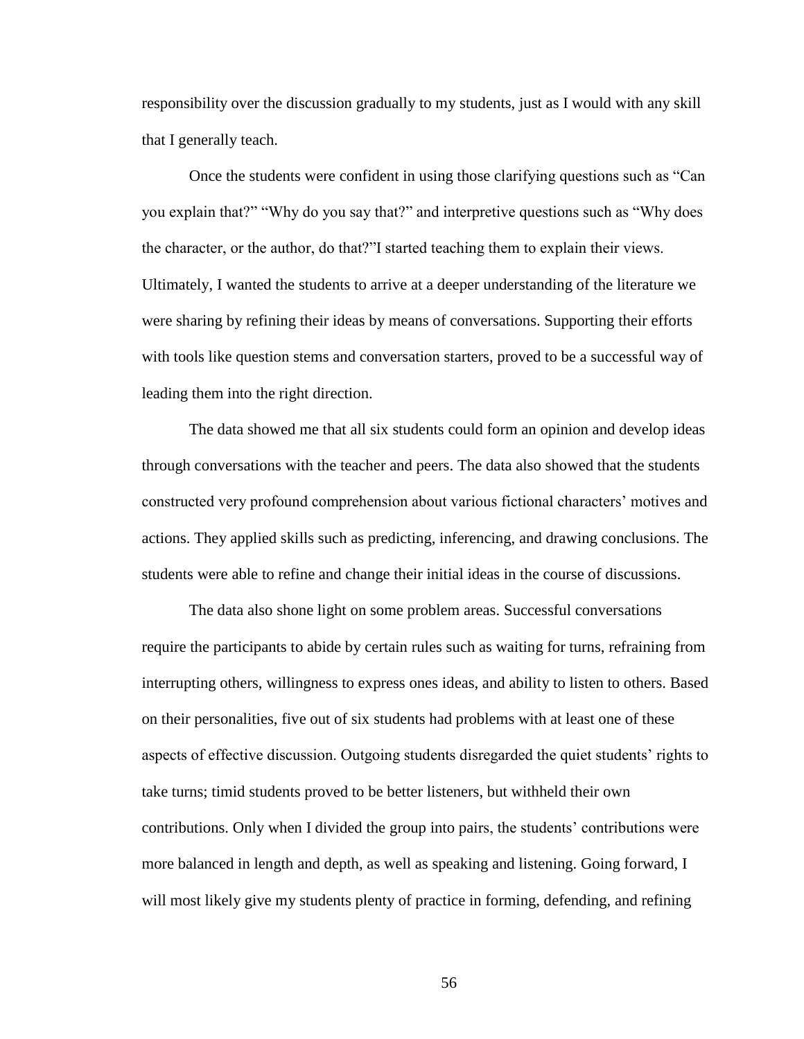responsibility over the discussion gradually to my students, just as I would with any skill that I generally teach.

Once the students were confident in using those clarifying questions such as “Can you explain that?” “Why do you say that?” and interpretive questions such as “Why does the character, or the author, do that?”I started teaching them to explain their views. Ultimately, I wanted the students to arrive at a deeper understanding of the literature we were sharing by refining their ideas by means of conversations. Supporting their efforts with tools like question stems and conversation starters, proved to be a successful way of leading them into the right direction.

The data showed me that all six students could form an opinion and develop ideas through conversations with the teacher and peers. The data also showed that the students constructed very profound comprehension about various fictional characters’ motives and actions. They applied skills such as predicting, inferencing, and drawing conclusions. The students were able to refine and change their initial ideas in the course of discussions.

The data also shone light on some problem areas. Successful conversations require the participants to abide by certain rules such as waiting for turns, refraining from interrupting others, willingness to express ones ideas, and ability to listen to others. Based on their personalities, five out of six students had problems with at least one of these aspects of effective discussion. Outgoing students disregarded the quiet students’ rights to take turns; timid students proved to be better listeners, but withheld their own contributions. Only when I divided the group into pairs, the students’ contributions were more balanced in length and depth, as well as speaking and listening. Going forward, I will most likely give my students plenty of practice in forming, defending, and refining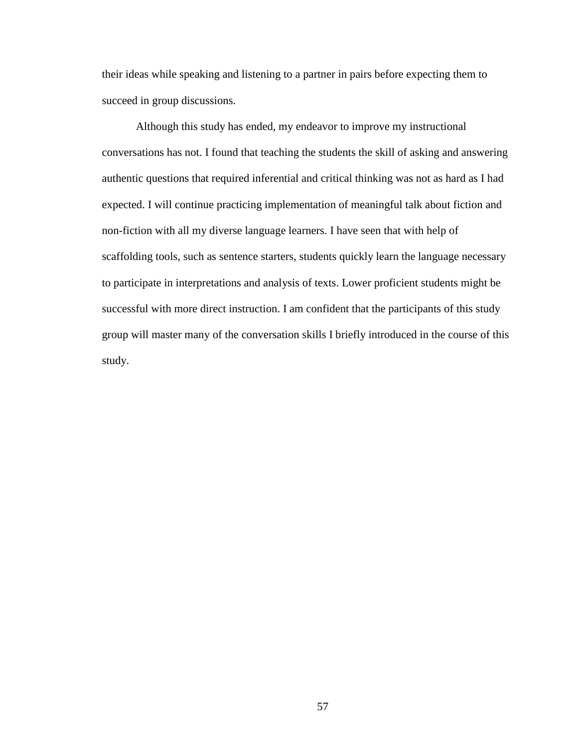their ideas while speaking and listening to a partner in pairs before expecting them to succeed in group discussions.

Although this study has ended, my endeavor to improve my instructional conversations has not. I found that teaching the students the skill of asking and answering authentic questions that required inferential and critical thinking was not as hard as I had expected. I will continue practicing implementation of meaningful talk about fiction and non-fiction with all my diverse language learners. I have seen that with help of scaffolding tools, such as sentence starters, students quickly learn the language necessary to participate in interpretations and analysis of texts. Lower proficient students might be successful with more direct instruction. I am confident that the participants of this study group will master many of the conversation skills I briefly introduced in the course of this study.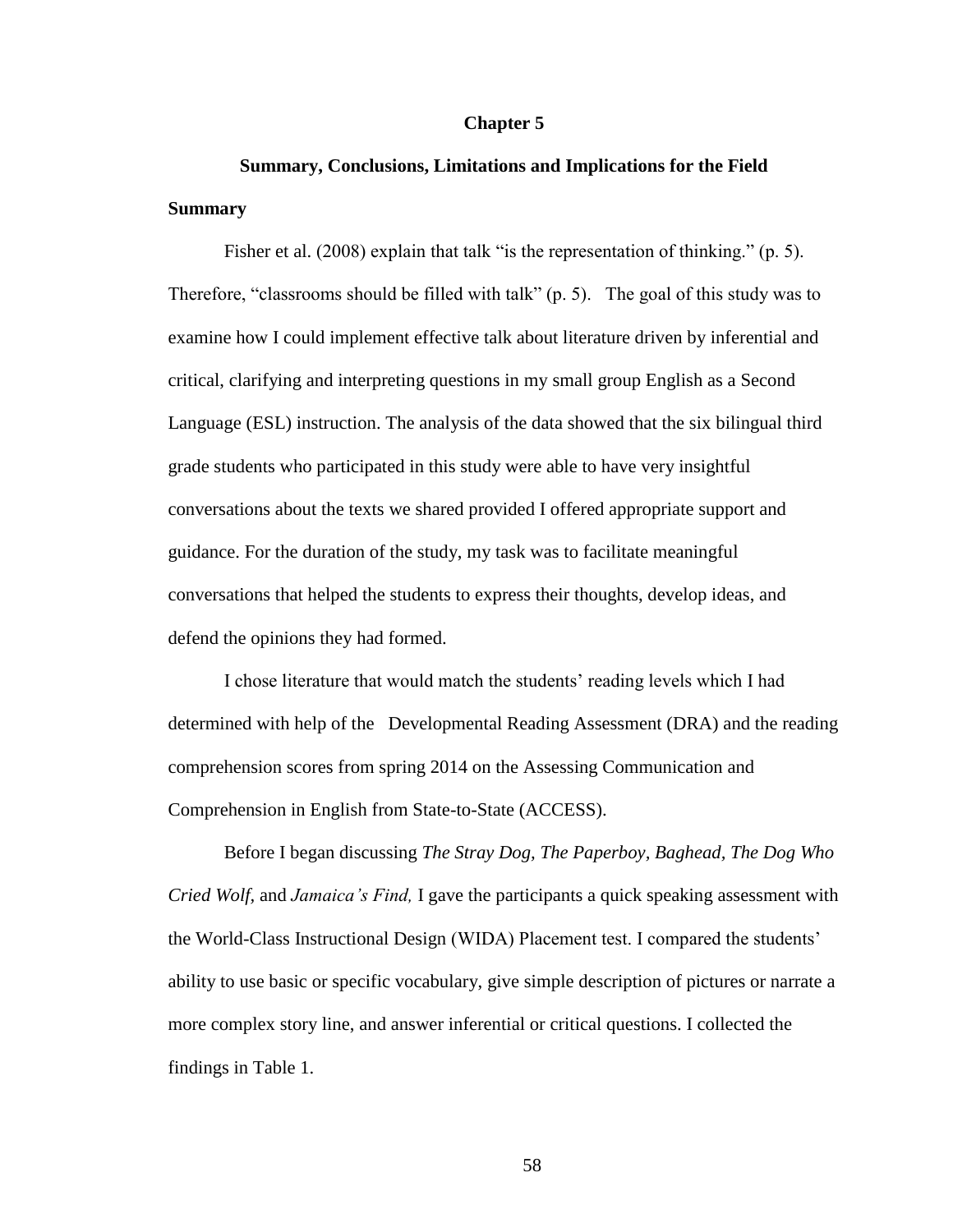# Chapter 5

## Summary, Conclusions, Limitations and Implications for the Field

### Summary

Fisher et al. (2008) explain that talk "is the representation of thinking." (p. 5). Therefore, "classrooms should be filled with talk" (p. 5). The goal of this study was to examine how I could implement effective talk about literature driven by inferential and critical, clarifying and interpreting questions in my small group English as a Second Language (ESL) instruction. The analysis of the data showed that the six bilingual third grade students who participated in this study were able to have very insightful conversations about the texts we shared provided I offered appropriate support and guidance. For the duration of the study, my task was to facilitate meaningful conversations that helped the students to express their thoughts, develop ideas, and defend the opinions they had formed.

I chose literature that would match the students' reading levels which I had determined with help of the Developmental Reading Assessment (DRA) and the reading comprehension scores from spring 2014 on the Assessing Communication and Comprehension in English from State-to-State (ACCESS).

Before I began discussing *The Stray Dog, The Paperboy, Baghead, The Dog Who Cried Wolf,* and *Jamaica's Find,* I gave the participants a quick speaking assessment with the World-Class Instructional Design (WIDA) Placement test. I compared the students' ability to use basic or specific vocabulary, give simple description of pictures or narrate a more complex story line, and answer inferential or critical questions. I collected the findings in Table 1.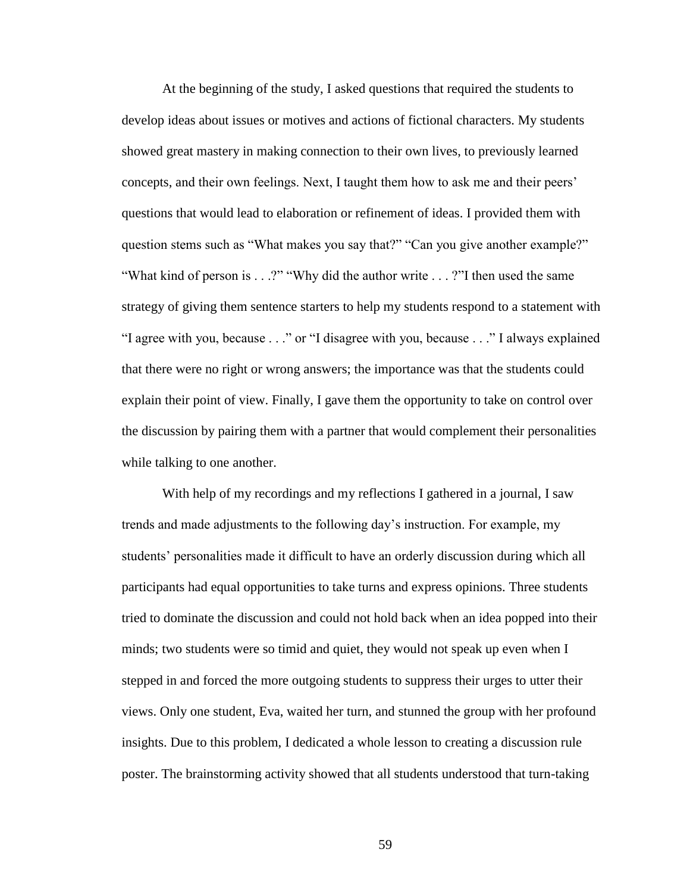At the beginning of the study, I asked questions that required the students to develop ideas about issues or motives and actions of fictional characters. My students showed great mastery in making connection to their own lives, to previously learned concepts, and their own feelings. Next, I taught them how to ask me and their peers' questions that would lead to elaboration or refinement of ideas. I provided them with question stems such as "What makes you say that?" "Can you give another example?" "What kind of person is . . .?" "Why did the author write . . . ?"I then used the same strategy of giving them sentence starters to help my students respond to a statement with "I agree with you, because . . ." or "I disagree with you, because . . ." I always explained that there were no right or wrong answers; the importance was that the students could explain their point of view. Finally, I gave them the opportunity to take on control over the discussion by pairing them with a partner that would complement their personalities while talking to one another.

With help of my recordings and my reflections I gathered in a journal, I saw trends and made adjustments to the following day's instruction. For example, my students' personalities made it difficult to have an orderly discussion during which all participants had equal opportunities to take turns and express opinions. Three students tried to dominate the discussion and could not hold back when an idea popped into their minds; two students were so timid and quiet, they would not speak up even when I stepped in and forced the more outgoing students to suppress their urges to utter their views. Only one student, Eva, waited her turn, and stunned the group with her profound insights. Due to this problem, I dedicated a whole lesson to creating a discussion rule poster. The brainstorming activity showed that all students understood that turn-taking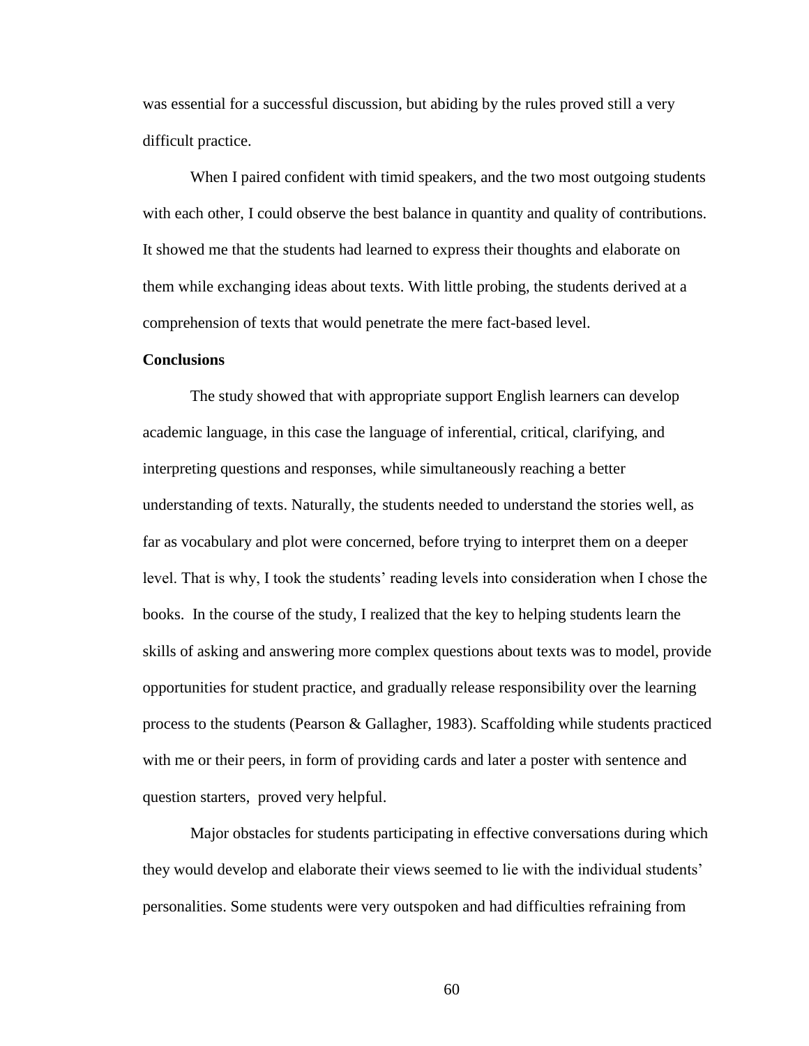was essential for a successful discussion, but abiding by the rules proved still a very difficult practice.

When I paired confident with timid speakers, and the two most outgoing students with each other, I could observe the best balance in quantity and quality of contributions. It showed me that the students had learned to express their thoughts and elaborate on them while exchanging ideas about texts. With little probing, the students derived at a comprehension of texts that would penetrate the mere fact-based level.

**Conclusions**

The study showed that with appropriate support English learners can develop academic language, in this case the language of inferential, critical, clarifying, and interpreting questions and responses, while simultaneously reaching a better understanding of texts. Naturally, the students needed to understand the stories well, as far as vocabulary and plot were concerned, before trying to interpret them on a deeper level. That is why, I took the students' reading levels into consideration when I chose the books. In the course of the study, I realized that the key to helping students learn the skills of asking and answering more complex questions about texts was to model, provide opportunities for student practice, and gradually release responsibility over the learning process to the students (Pearson & Gallagher, 1983). Scaffolding while students practiced with me or their peers, in form of providing cards and later a poster with sentence and question starters, proved very helpful.

Major obstacles for students participating in effective conversations during which they would develop and elaborate their views seemed to lie with the individual students' personalities. Some students were very outspoken and had difficulties refraining from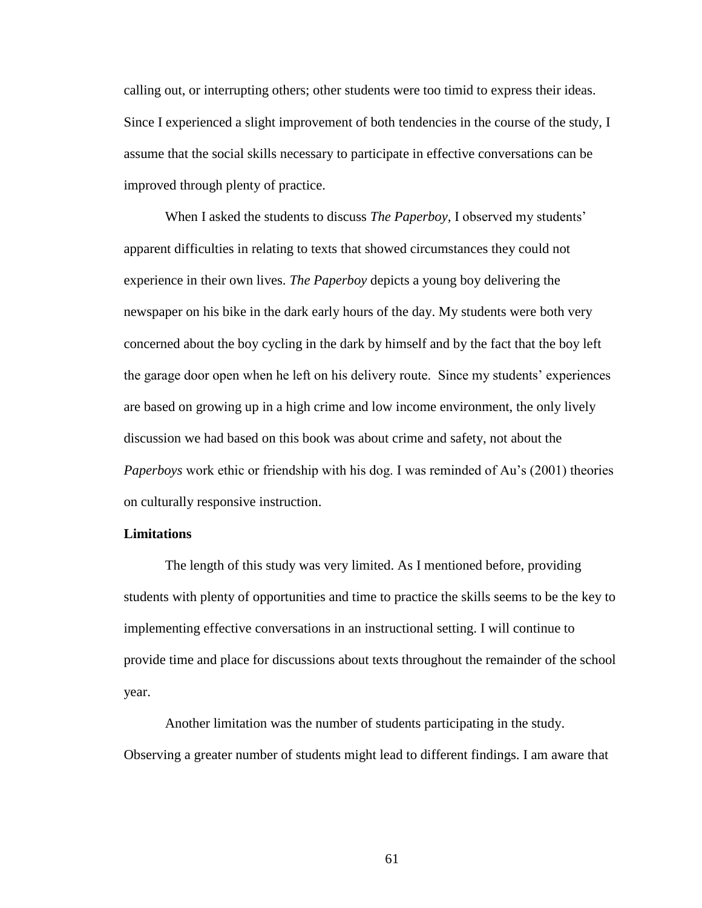calling out, or interrupting others; other students were too timid to express their ideas. Since I experienced a slight improvement of both tendencies in the course of the study, I assume that the social skills necessary to participate in effective conversations can be improved through plenty of practice.

When I asked the students to discuss *The Paperboy*, I observed my students' apparent difficulties in relating to texts that showed circumstances they could not experience in their own lives. *The Paperboy* depicts a young boy delivering the newspaper on his bike in the dark early hours of the day. My students were both very concerned about the boy cycling in the dark by himself and by the fact that the boy left the garage door open when he left on his delivery route. Since my students' experiences are based on growing up in a high crime and low income environment, the only lively discussion we had based on this book was about crime and safety, not about the *Paperboys* work ethic or friendship with his dog. I was reminded of Au's (2001) theories on culturally responsive instruction.

**Limitations**

The length of this study was very limited. As I mentioned before, providing students with plenty of opportunities and time to practice the skills seems to be the key to implementing effective conversations in an instructional setting. I will continue to provide time and place for discussions about texts throughout the remainder of the school year.

Another limitation was the number of students participating in the study. Observing a greater number of students might lead to different findings. I am aware that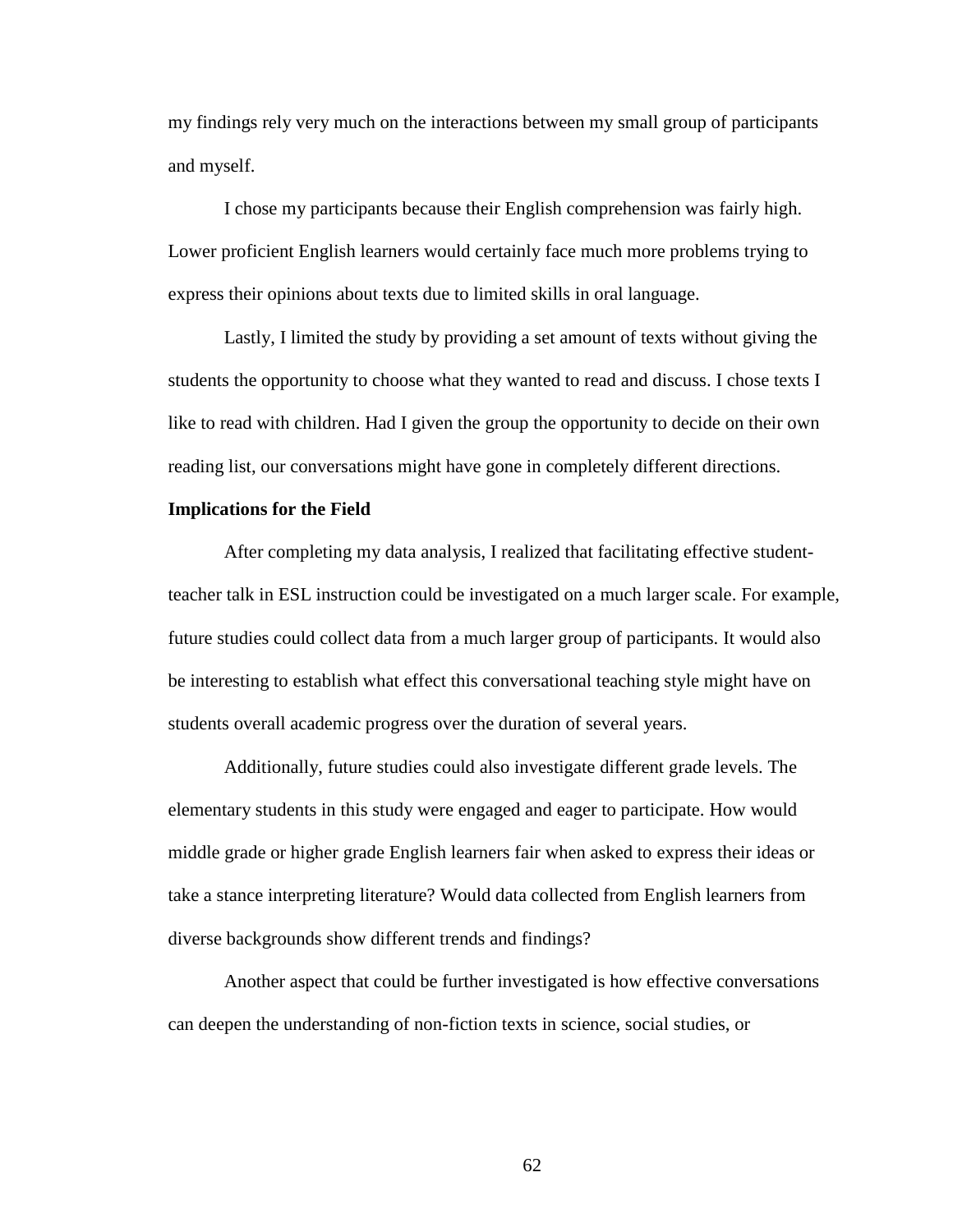my findings rely very much on the interactions between my small group of participants and myself.

I chose my participants because their English comprehension was fairly high. Lower proficient English learners would certainly face much more problems trying to express their opinions about texts due to limited skills in oral language.

Lastly, I limited the study by providing a set amount of texts without giving the students the opportunity to choose what they wanted to read and discuss. I chose texts I like to read with children. Had I given the group the opportunity to decide on their own reading list, our conversations might have gone in completely different directions.

**Implications for the Field**

After completing my data analysis, I realized that facilitating effective student-teacher talk in ESL instruction could be investigated on a much larger scale. For example, future studies could collect data from a much larger group of participants. It would also be interesting to establish what effect this conversational teaching style might have on students overall academic progress over the duration of several years.

Additionally, future studies could also investigate different grade levels. The elementary students in this study were engaged and eager to participate. How would middle grade or higher grade English learners fair when asked to express their ideas or take a stance interpreting literature? Would data collected from English learners from diverse backgrounds show different trends and findings?

Another aspect that could be further investigated is how effective conversations can deepen the understanding of non-fiction texts in science, social studies, or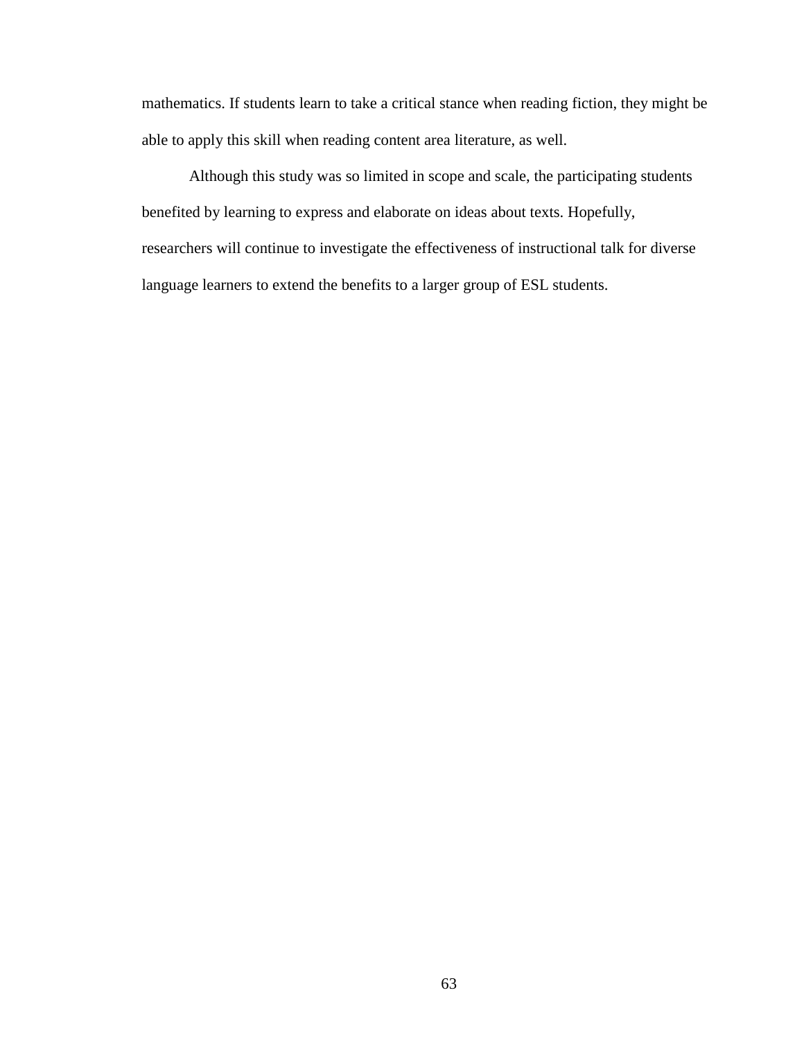mathematics. If students learn to take a critical stance when reading fiction, they might be able to apply this skill when reading content area literature, as well.

Although this study was so limited in scope and scale, the participating students benefited by learning to express and elaborate on ideas about texts. Hopefully, researchers will continue to investigate the effectiveness of instructional talk for diverse language learners to extend the benefits to a larger group of ESL students.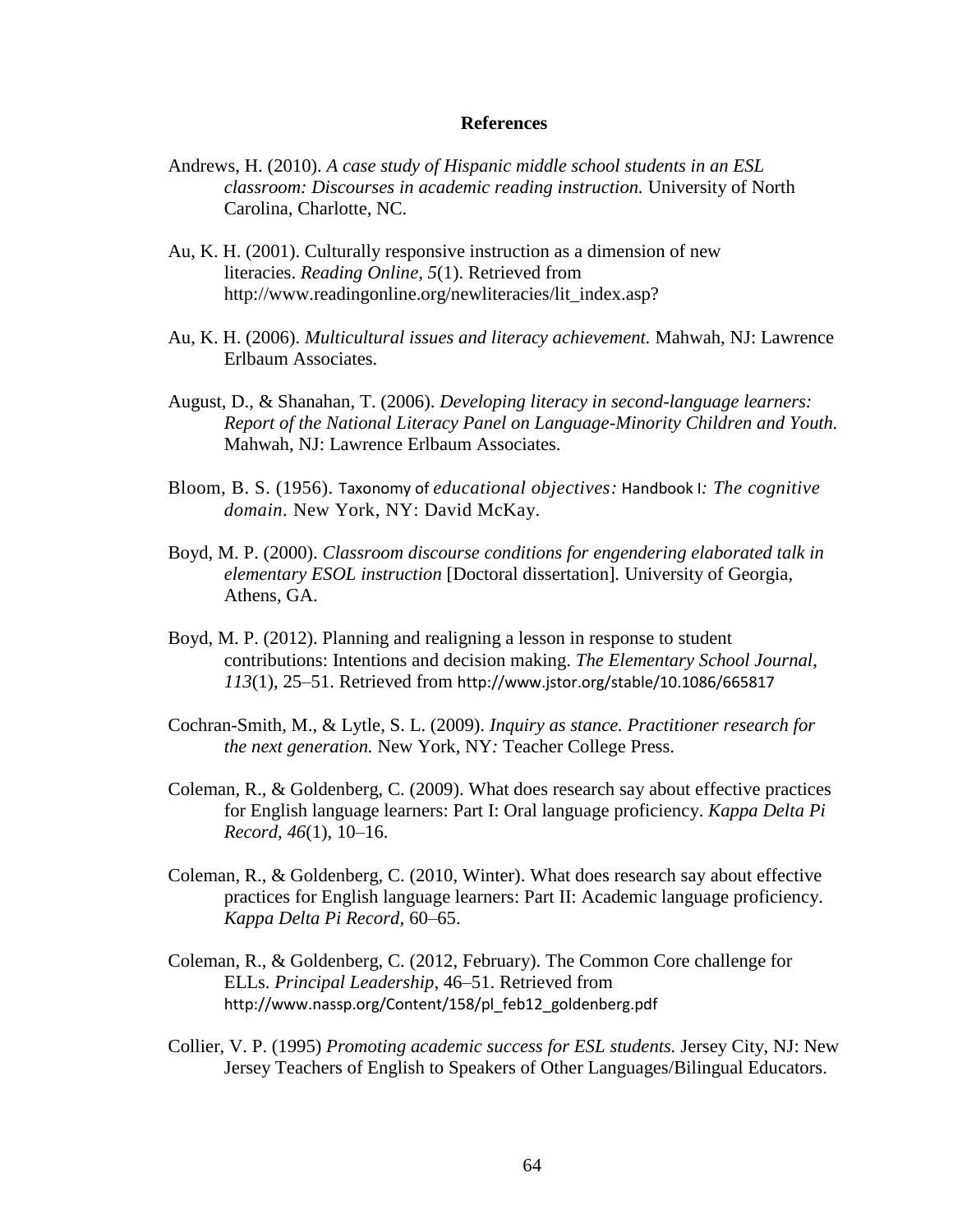# References

Andrews, H. (2010). *A case study of Hispanic middle school students in an ESL classroom: Discourses in academic reading instruction.* University of North Carolina, Charlotte, NC.

Au, K. H. (2001). Culturally responsive instruction as a dimension of new literacies. *Reading Online, 5*(1). Retrieved from http://www.readingonline.org/newliteracies/lit_index.asp?

Au, K. H. (2006). *Multicultural issues and literacy achievement.* Mahwah, NJ: Lawrence Erlbaum Associates.

August, D., & Shanahan, T. (2006). *Developing literacy in second-language learners: Report of the National Literacy Panel on Language-Minority Children and Youth.* Mahwah, NJ: Lawrence Erlbaum Associates.

Bloom, B. S. (1956). *Taxonomy of educational objectives: Handbook I: The cognitive domain.* New York, NY: David McKay.

Boyd, M. P. (2000). *Classroom discourse conditions for engendering elaborated talk in elementary ESOL instruction* [Doctoral dissertation]. University of Georgia, Athens, GA.

Boyd, M. P. (2012). Planning and realigning a lesson in response to student contributions: Intentions and decision making. *The Elementary School Journal, 113*(1), 25–51. Retrieved from http://www.jstor.org/stable/10.1086/665817

Cochran-Smith, M., & Lytle, S. L. (2009). *Inquiry as stance. Practitioner research for the next generation.* New York, NY*:* Teacher College Press.

Coleman, R., & Goldenberg, C. (2009). What does research say about effective practices for English language learners: Part I: Oral language proficiency. *Kappa Delta Pi Record, 46*(1), 10–16.

Coleman, R., & Goldenberg, C. (2010, Winter). What does research say about effective practices for English language learners: Part II: Academic language proficiency. *Kappa Delta Pi Record,* 60–65.

Coleman, R., & Goldenberg, C. (2012, February). The Common Core challenge for ELLs. *Principal Leadership*, 46–51. Retrieved from http://www.nassp.org/Content/158/pl_feb12_goldenberg.pdf

Collier, V. P. (1995) *Promoting academic success for ESL students.* Jersey City, NJ: New Jersey Teachers of English to Speakers of Other Languages/Bilingual Educators.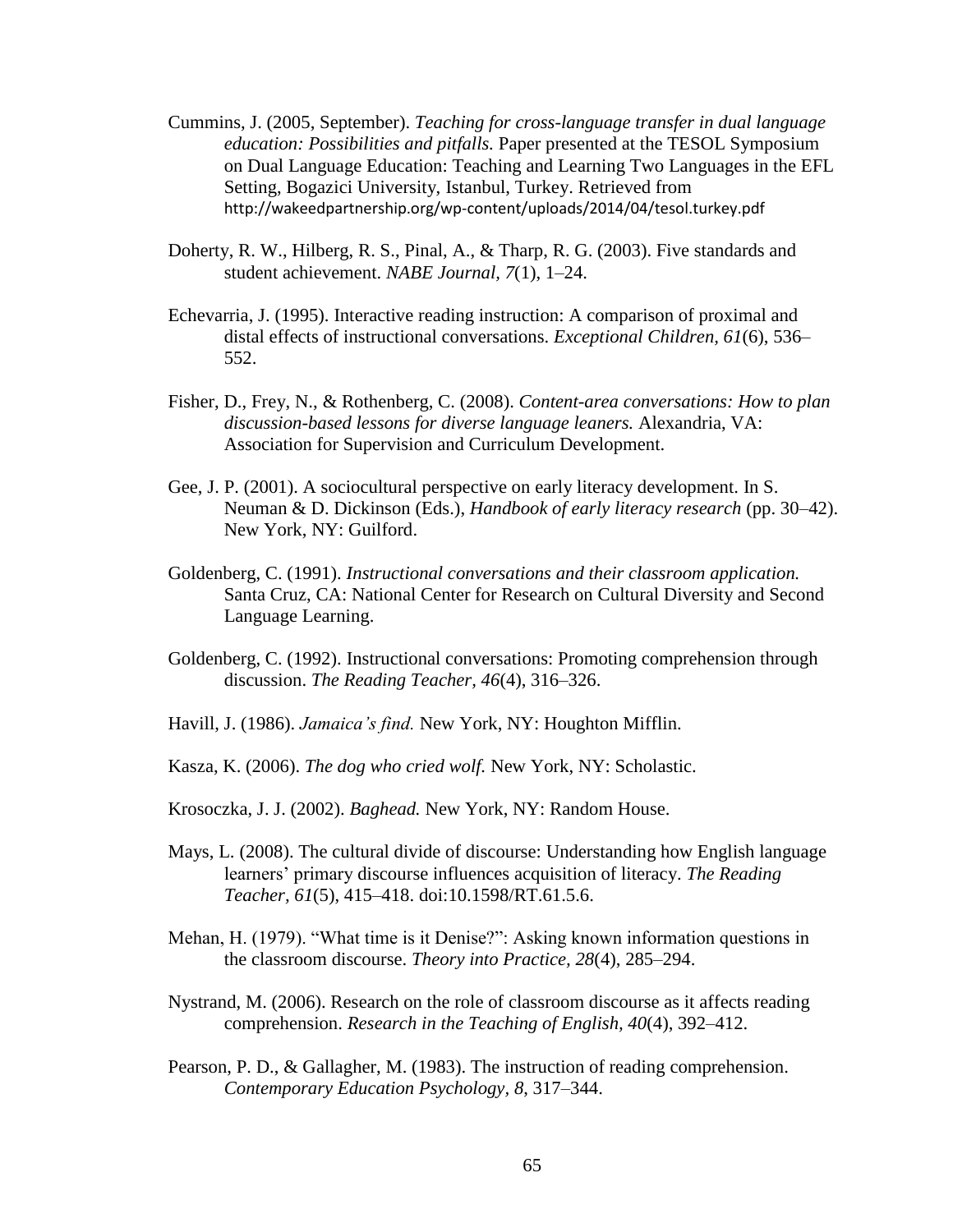Cummins, J. (2005, September). *Teaching for cross-language transfer in dual language education: Possibilities and pitfalls.* Paper presented at the TESOL Symposium on Dual Language Education: Teaching and Learning Two Languages in the EFL Setting, Bogazici University, Istanbul, Turkey. Retrieved from http://wakeedpartnership.org/wp-content/uploads/2014/04/tesol.turkey.pdf

Doherty, R. W., Hilberg, R. S., Pinal, A., & Tharp, R. G. (2003). Five standards and student achievement. *NABE Journal, 7*(1), 1–24.

Echevarria, J. (1995). Interactive reading instruction: A comparison of proximal and distal effects of instructional conversations. *Exceptional Children, 61*(6), 536–552.

Fisher, D., Frey, N., & Rothenberg, C. (2008). *Content-area conversations: How to plan discussion-based lessons for diverse language leaners.* Alexandria, VA: Association for Supervision and Curriculum Development.

Gee, J. P. (2001). A sociocultural perspective on early literacy development. In S. Neuman & D. Dickinson (Eds.), *Handbook of early literacy research* (pp. 30–42). New York, NY: Guilford.

Goldenberg, C. (1991). *Instructional conversations and their classroom application.* Santa Cruz, CA: National Center for Research on Cultural Diversity and Second Language Learning.

Goldenberg, C. (1992). Instructional conversations: Promoting comprehension through discussion. *The Reading Teacher, 46*(4), 316–326.

Havill, J. (1986). *Jamaica's find.* New York, NY: Houghton Mifflin.

Kasza, K. (2006). *The dog who cried wolf.* New York, NY: Scholastic.

Krosoczka, J. J. (2002). *Baghead.* New York, NY: Random House.

Mays, L. (2008). The cultural divide of discourse: Understanding how English language learners' primary discourse influences acquisition of literacy. *The Reading Teacher, 61*(5), 415–418. doi:10.1598/RT.61.5.6.

Mehan, H. (1979). "What time is it Denise?": Asking known information questions in the classroom discourse. *Theory into Practice, 28*(4), 285–294.

Nystrand, M. (2006). Research on the role of classroom discourse as it affects reading comprehension. *Research in the Teaching of English, 40*(4), 392–412.

Pearson, P. D., & Gallagher, M. (1983). The instruction of reading comprehension. *Contemporary Education Psychology, 8*, 317–344.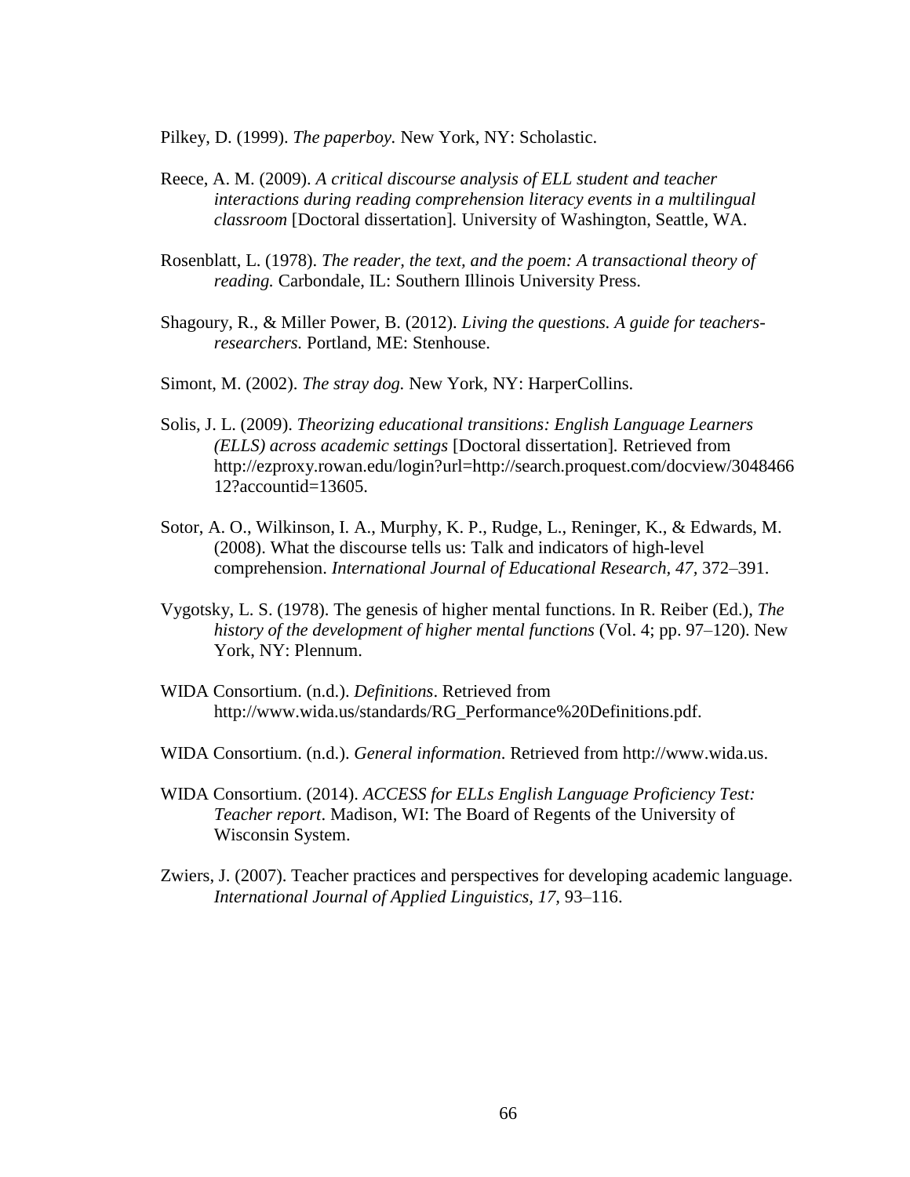Pilkey, D. (1999). *The paperboy.* New York, NY: Scholastic.

Reece, A. M. (2009). *A critical discourse analysis of ELL student and teacher interactions during reading comprehension literacy events in a multilingual classroom* [Doctoral dissertation]. University of Washington, Seattle, WA.

Rosenblatt, L. (1978). *The reader, the text, and the poem: A transactional theory of reading.* Carbondale, IL: Southern Illinois University Press.

Shagoury, R., & Miller Power, B. (2012). *Living the questions. A guide for teachers-researchers.* Portland, ME: Stenhouse.

Simont, M. (2002). *The stray dog.* New York, NY: HarperCollins.

Solis, J. L. (2009). *Theorizing educational transitions: English Language Learners (ELLS) across academic settings* [Doctoral dissertation]. Retrieved from http://ezproxy.rowan.edu/login?url=http://search.proquest.com/docview/304846612?accountid=13605.

Sotor, A. O., Wilkinson, I. A., Murphy, K. P., Rudge, L., Reninger, K., & Edwards, M. (2008). What the discourse tells us: Talk and indicators of high-level comprehension. *International Journal of Educational Research, 47,* 372–391.

Vygotsky, L. S. (1978). The genesis of higher mental functions. In R. Reiber (Ed.), *The history of the development of higher mental functions* (Vol. 4; pp. 97–120). New York, NY: Plennum.

WIDA Consortium. (n.d.). *Definitions*. Retrieved from http://www.wida.us/standards/RG_Performance%20Definitions.pdf.

WIDA Consortium. (n.d.). *General information*. Retrieved from http://www.wida.us.

WIDA Consortium. (2014). *ACCESS for ELLs English Language Proficiency Test: Teacher report*. Madison, WI: The Board of Regents of the University of Wisconsin System.

Zwiers, J. (2007). Teacher practices and perspectives for developing academic language. *International Journal of Applied Linguistics, 17,* 93–116.